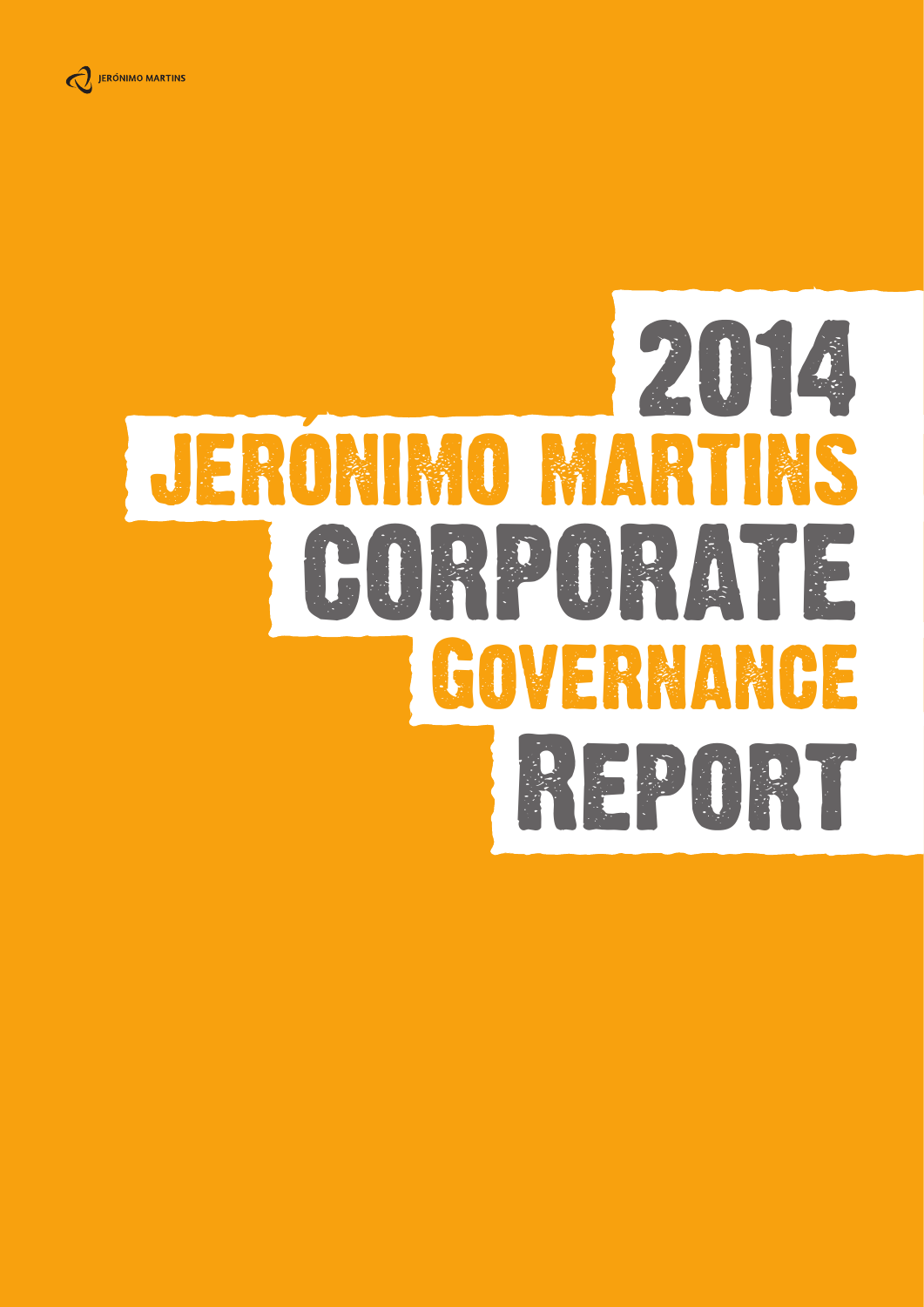JERÓNIMO MARTINS

# 2014 JERÓNIMO MARTINS CORPORATE GOVERNANCE REPORT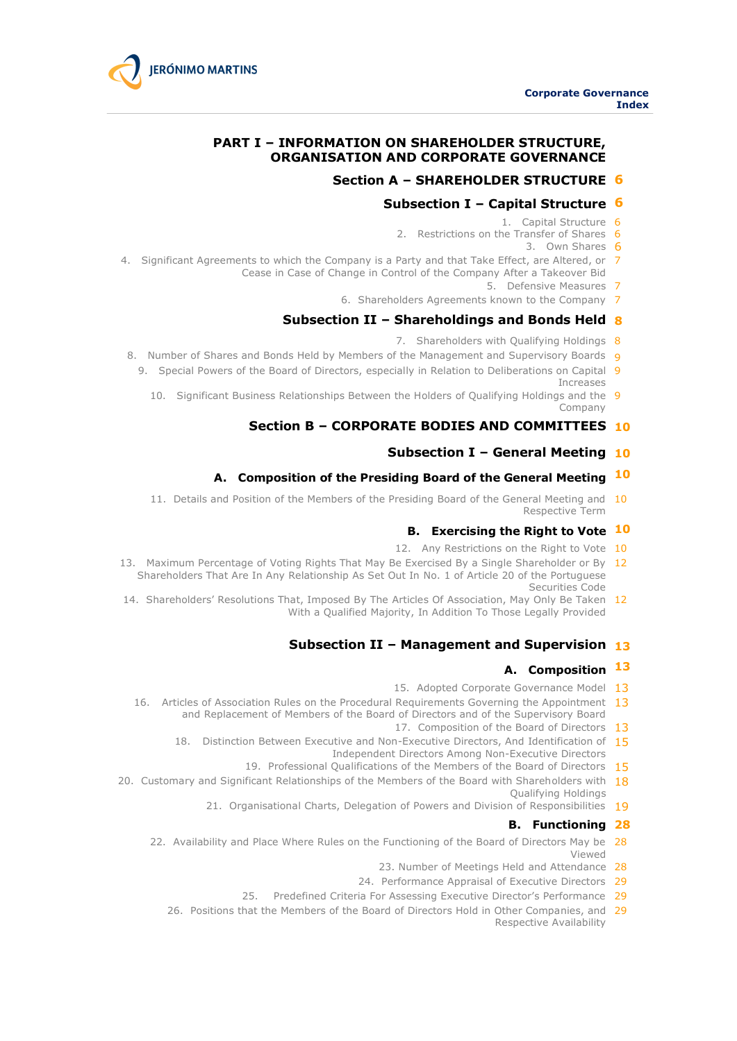# PART I – INFORMATION ON SHAREHOLDER STRUCTURE, ORGANISATION AND CORPORATE GOVERNANCE

## Section A – SHAREHOLDER STRUCTURE 6

### Subsection I – Capital Structure 6

1. Capital Structure 6
2. Restrictions on the Transfer of Shares 6
3. Own Shares 6
4. Significant Agreements to which the Company is a Party and that Take Effect, are Altered, or Cease in Case of Change in Control of the Company After a Takeover Bid 7
5. Defensive Measures 7
6. Shareholders Agreements known to the Company 7

### Subsection II – Shareholdings and Bonds Held 8

7. Shareholders with Qualifying Holdings 8
8. Number of Shares and Bonds Held by Members of the Management and Supervisory Boards 9
9. Special Powers of the Board of Directors, especially in Relation to Deliberations on Capital Increases 9
10. Significant Business Relationships Between the Holders of Qualifying Holdings and the Company 9

## Section B – CORPORATE BODIES AND COMMITTEES 10

### Subsection I – General Meeting 10

#### A. Composition of the Presiding Board of the General Meeting 10

11. Details and Position of the Members of the Presiding Board of the General Meeting and Respective Term 10

#### B. Exercising the Right to Vote 10

12. Any Restrictions on the Right to Vote 10
13. Maximum Percentage of Voting Rights That May Be Exercised By a Single Shareholder or By Shareholders That Are In Any Relationship As Set Out In No. 1 of Article 20 of the Portuguese Securities Code 12
14. Shareholders' Resolutions That, Imposed By The Articles Of Association, May Only Be Taken With a Qualified Majority, In Addition To Those Legally Provided 12

### Subsection II – Management and Supervision 13

#### A. Composition 13

15. Adopted Corporate Governance Model 13
16. Articles of Association Rules on the Procedural Requirements Governing the Appointment and Replacement of Members of the Board of Directors and of the Supervisory Board 13
17. Composition of the Board of Directors 13
18. Distinction Between Executive and Non-Executive Directors, And Identification of Independent Directors Among Non-Executive Directors 15
19. Professional Qualifications of the Members of the Board of Directors 15
20. Customary and Significant Relationships of the Members of the Board with Shareholders with Qualifying Holdings 18
21. Organisational Charts, Delegation of Powers and Division of Responsibilities 19

#### B. Functioning 28

22. Availability and Place Where Rules on the Functioning of the Board of Directors May be Viewed 28
23. Number of Meetings Held and Attendance 28
24. Performance Appraisal of Executive Directors 29
25. Predefined Criteria For Assessing Executive Director's Performance 29
26. Positions that the Members of the Board of Directors Hold in Other Companies, and Respective Availability 29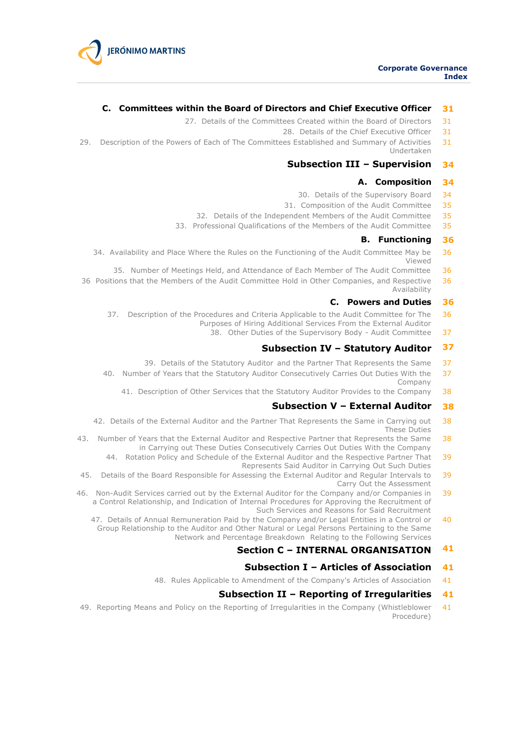| | |
|---|---|
| **C. Committees within the Board of Directors and Chief Executive Officer** | **31** |
| 27. Details of the Committees Created within the Board of Directors | 31 |
| 28. Details of the Chief Executive Officer | 31 |
| 29. Description of the Powers of Each of The Committees Established and Summary of Activities Undertaken | 31 |
| **Subsection III – Supervision** | **34** |
| **A. Composition** | **34** |
| 30. Details of the Supervisory Board | 34 |
| 31. Composition of the Audit Committee | 35 |
| 32. Details of the Independent Members of the Audit Committee | 35 |
| 33. Professional Qualifications of the Members of the Audit Committee | 35 |
| **B. Functioning** | **36** |
| 34. Availability and Place Where the Rules on the Functioning of the Audit Committee May be Viewed | 36 |
| 35. Number of Meetings Held, and Attendance of Each Member of The Audit Committee | 36 |
| 36 Positions that the Members of the Audit Committee Hold in Other Companies, and Respective Availability | 36 |
| **C. Powers and Duties** | **36** |
| 37. Description of the Procedures and Criteria Applicable to the Audit Committee for The Purposes of Hiring Additional Services From the External Auditor | 36 |
| 38. Other Duties of the Supervisory Body - Audit Committee | 37 |
| **Subsection IV – Statutory Auditor** | **37** |
| 39. Details of the Statutory Auditor and the Partner That Represents the Same | 37 |
| 40. Number of Years that the Statutory Auditor Consecutively Carries Out Duties With the Company | 37 |
| 41. Description of Other Services that the Statutory Auditor Provides to the Company | 38 |
| **Subsection V – External Auditor** | **38** |
| 42. Details of the External Auditor and the Partner That Represents the Same in Carrying out These Duties | 38 |
| 43. Number of Years that the External Auditor and Respective Partner that Represents the Same in Carrying out These Duties Consecutively Carries Out Duties With the Company | 38 |
| 44. Rotation Policy and Schedule of the External Auditor and the Respective Partner That Represents Said Auditor in Carrying Out Such Duties | 39 |
| 45. Details of the Board Responsible for Assessing the External Auditor and Regular Intervals to Carry Out the Assessment | 39 |
| 46. Non-Audit Services carried out by the External Auditor for the Company and/or Companies in a Control Relationship, and Indication of Internal Procedures for Approving the Recruitment of Such Services and Reasons for Said Recruitment | 39 |
| 47. Details of Annual Remuneration Paid by the Company and/or Legal Entities in a Control or Group Relationship to the Auditor and Other Natural or Legal Persons Pertaining to the Same Network and Percentage Breakdown Relating to the Following Services | 40 |
| **Section C – INTERNAL ORGANISATION** | **41** |
| **Subsection I – Articles of Association** | **41** |
| 48. Rules Applicable to Amendment of the Company's Articles of Association | 41 |
| **Subsection II – Reporting of Irregularities** | **41** |
| 49. Reporting Means and Policy on the Reporting of Irregularities in the Company (Whistleblower Procedure) | 41 |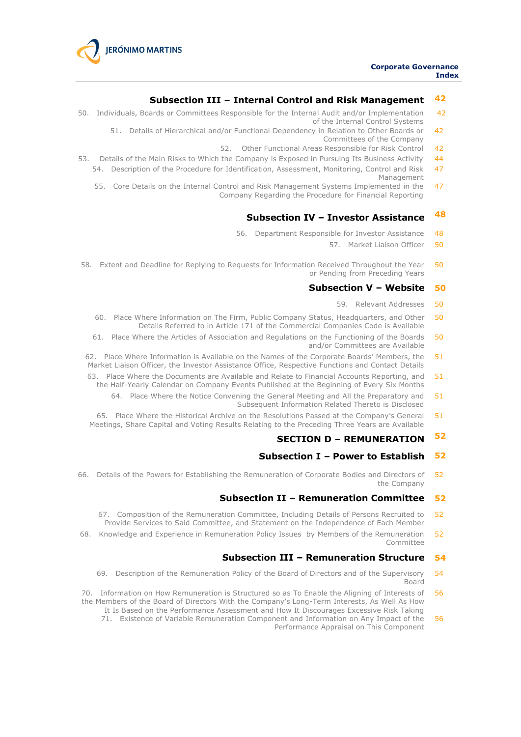| | |
|---|---|
| **Subsection III – Internal Control and Risk Management** | **42** |
| 50. Individuals, Boards or Committees Responsible for the Internal Audit and/or Implementation of the Internal Control Systems | 42 |
| 51. Details of Hierarchical and/or Functional Dependency in Relation to Other Boards or Committees of the Company | 42 |
| 52. Other Functional Areas Responsible for Risk Control | 42 |
| 53. Details of the Main Risks to Which the Company is Exposed in Pursuing Its Business Activity | 44 |
| 54. Description of the Procedure for Identification, Assessment, Monitoring, Control and Risk Management | 47 |
| 55. Core Details on the Internal Control and Risk Management Systems Implemented in the Company Regarding the Procedure for Financial Reporting | 47 |
| **Subsection IV – Investor Assistance** | **48** |
| 56. Department Responsible for Investor Assistance | 48 |
| 57. Market Liaison Officer | 50 |
| 58. Extent and Deadline for Replying to Requests for Information Received Throughout the Year or Pending from Preceding Years | 50 |
| **Subsection V – Website** | **50** |
| 59. Relevant Addresses | 50 |
| 60. Place Where Information on The Firm, Public Company Status, Headquarters, and Other Details Referred to in Article 171 of the Commercial Companies Code is Available | 50 |
| 61. Place Where the Articles of Association and Regulations on the Functioning of the Boards and/or Committees are Available | 50 |
| 62. Place Where Information is Available on the Names of the Corporate Boards' Members, the Market Liaison Officer, the Investor Assistance Office, Respective Functions and Contact Details | 51 |
| 63. Place Where the Documents are Available and Relate to Financial Accounts Reporting, and the Half-Yearly Calendar on Company Events Published at the Beginning of Every Six Months | 51 |
| 64. Place Where the Notice Convening the General Meeting and All the Preparatory and Subsequent Information Related Thereto is Disclosed | 51 |
| 65. Place Where the Historical Archive on the Resolutions Passed at the Company's General Meetings, Share Capital and Voting Results Relating to the Preceding Three Years are Available | 51 |
| **SECTION D – REMUNERATION** | **52** |
| **Subsection I – Power to Establish** | **52** |
| 66. Details of the Powers for Establishing the Remuneration of Corporate Bodies and Directors of the Company | 52 |
| **Subsection II – Remuneration Committee** | **52** |
| 67. Composition of the Remuneration Committee, Including Details of Persons Recruited to Provide Services to Said Committee, and Statement on the Independence of Each Member | 52 |
| 68. Knowledge and Experience in Remuneration Policy Issues by Members of the Remuneration Committee | 52 |
| **Subsection III – Remuneration Structure** | **54** |
| 69. Description of the Remuneration Policy of the Board of Directors and of the Supervisory Board | 54 |
| 70. Information on How Remuneration is Structured so as To Enable the Aligning of Interests of the Members of the Board of Directors With the Company's Long-Term Interests, As Well As How It Is Based on the Performance Assessment and How It Discourages Excessive Risk Taking | 56 |
| 71. Existence of Variable Remuneration Component and Information on Any Impact of the Performance Appraisal on This Component | 56 |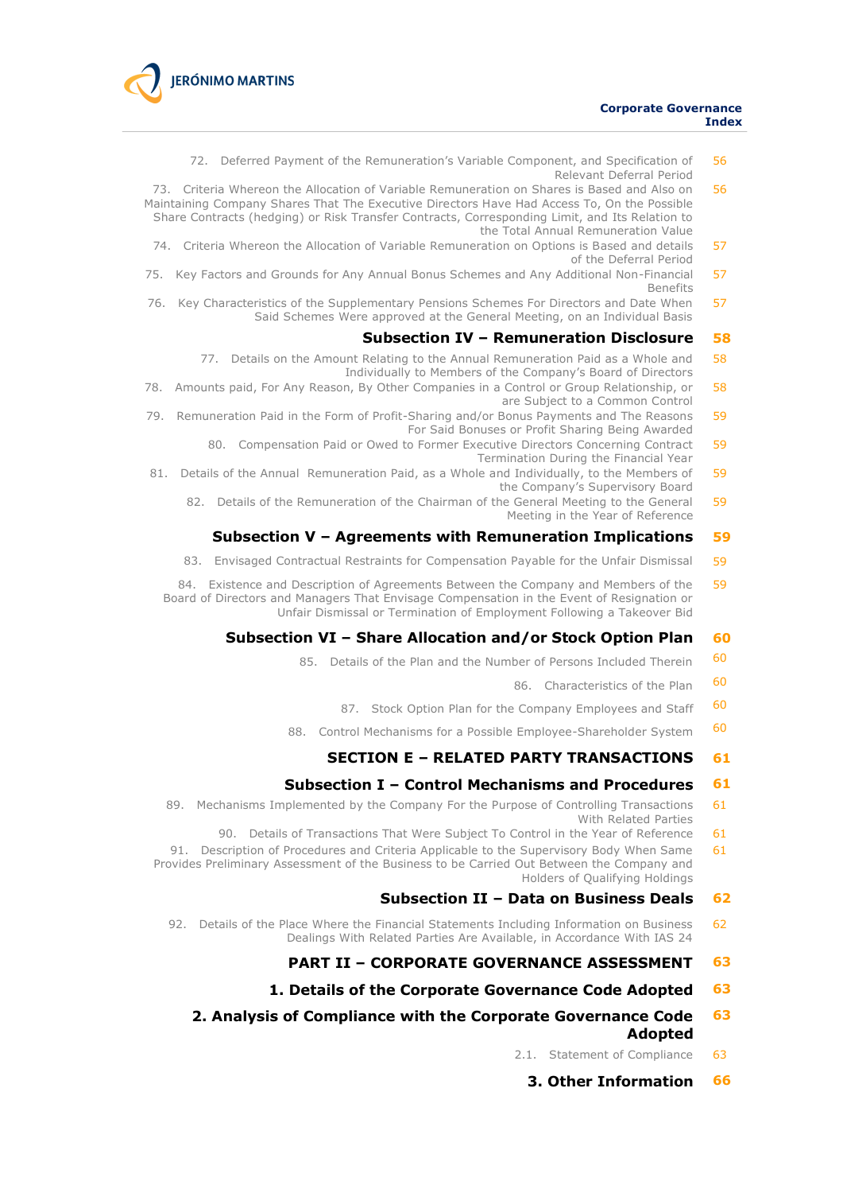| | |
|---|---|
| 72. Deferred Payment of the Remuneration's Variable Component, and Specification of Relevant Deferral Period | 56 |
| 73. Criteria Whereon the Allocation of Variable Remuneration on Shares is Based and Also on Maintaining Company Shares That The Executive Directors Have Had Access To, On the Possible Share Contracts (hedging) or Risk Transfer Contracts, Corresponding Limit, and Its Relation to the Total Annual Remuneration Value | 56 |
| 74. Criteria Whereon the Allocation of Variable Remuneration on Options is Based and details of the Deferral Period | 57 |
| 75. Key Factors and Grounds for Any Annual Bonus Schemes and Any Additional Non-Financial Benefits | 57 |
| 76. Key Characteristics of the Supplementary Pensions Schemes For Directors and Date When Said Schemes Were approved at the General Meeting, on an Individual Basis | 57 |
| **Subsection IV – Remuneration Disclosure** | **58** |
| 77. Details on the Amount Relating to the Annual Remuneration Paid as a Whole and Individually to Members of the Company's Board of Directors | 58 |
| 78. Amounts paid, For Any Reason, By Other Companies in a Control or Group Relationship, or are Subject to a Common Control | 58 |
| 79. Remuneration Paid in the Form of Profit-Sharing and/or Bonus Payments and The Reasons For Said Bonuses or Profit Sharing Being Awarded | 59 |
| 80. Compensation Paid or Owed to Former Executive Directors Concerning Contract Termination During the Financial Year | 59 |
| 81. Details of the Annual Remuneration Paid, as a Whole and Individually, to the Members of the Company's Supervisory Board | 59 |
| 82. Details of the Remuneration of the Chairman of the General Meeting to the General Meeting in the Year of Reference | 59 |
| **Subsection V – Agreements with Remuneration Implications** | **59** |
| 83. Envisaged Contractual Restraints for Compensation Payable for the Unfair Dismissal | 59 |
| 84. Existence and Description of Agreements Between the Company and Members of the Board of Directors and Managers That Envisage Compensation in the Event of Resignation or Unfair Dismissal or Termination of Employment Following a Takeover Bid | 59 |
| **Subsection VI – Share Allocation and/or Stock Option Plan** | **60** |
| 85. Details of the Plan and the Number of Persons Included Therein | 60 |
| 86. Characteristics of the Plan | 60 |
| 87. Stock Option Plan for the Company Employees and Staff | 60 |
| 88. Control Mechanisms for a Possible Employee-Shareholder System | 60 |
| **SECTION E – RELATED PARTY TRANSACTIONS** | **61** |
| **Subsection I – Control Mechanisms and Procedures** | **61** |
| 89. Mechanisms Implemented by the Company For the Purpose of Controlling Transactions With Related Parties | 61 |
| 90. Details of Transactions That Were Subject To Control in the Year of Reference | 61 |
| 91. Description of Procedures and Criteria Applicable to the Supervisory Body When Same Provides Preliminary Assessment of the Business to be Carried Out Between the Company and Holders of Qualifying Holdings | 61 |
| **Subsection II – Data on Business Deals** | **62** |
| 92. Details of the Place Where the Financial Statements Including Information on Business Dealings With Related Parties Are Available, in Accordance With IAS 24 | 62 |
| **PART II – CORPORATE GOVERNANCE ASSESSMENT** | **63** |
| **1. Details of the Corporate Governance Code Adopted** | **63** |
| **2. Analysis of Compliance with the Corporate Governance Code Adopted** | **63** |
| 2.1. Statement of Compliance | 63 |
| **3. Other Information** | **66** |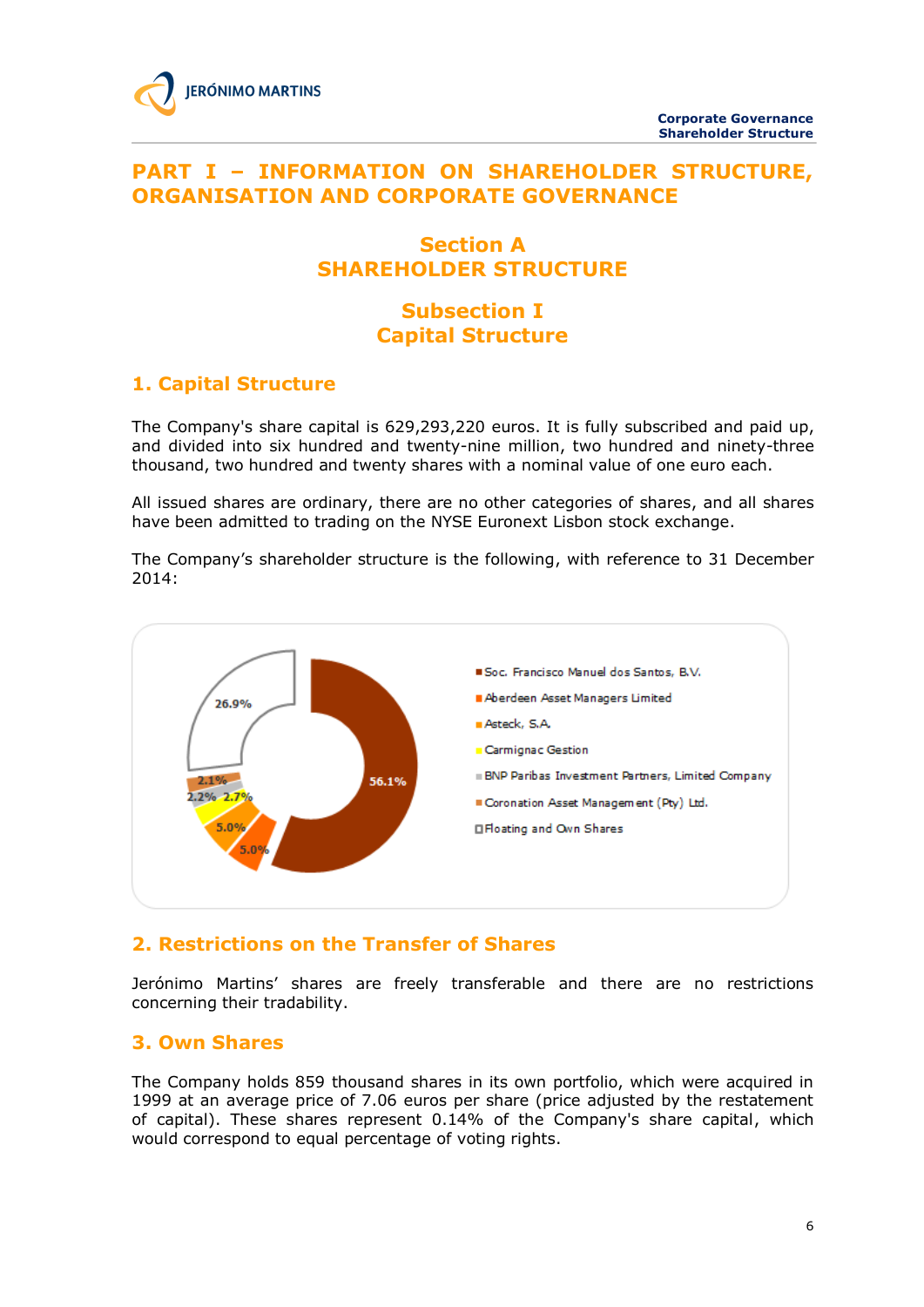# PART I – INFORMATION ON SHAREHOLDER STRUCTURE, ORGANISATION AND CORPORATE GOVERNANCE

## Section A
## SHAREHOLDER STRUCTURE

### Subsection I
### Capital Structure

### 1. Capital Structure

The Company's share capital is 629,293,220 euros. It is fully subscribed and paid up, and divided into six hundred and twenty-nine million, two hundred and ninety-three thousand, two hundred and twenty shares with a nominal value of one euro each.

All issued shares are ordinary, there are no other categories of shares, and all shares have been admitted to trading on the NYSE Euronext Lisbon stock exchange.

The Company's shareholder structure is the following, with reference to 31 December 2014:

| Shareholder | % |
|---|---|
| Soc. Francisco Manuel dos Santos, B.V. | 56.1% |
| Aberdeen Asset Managers Limited | 5.0% |
| Asteck, S.A. | 5.0% |
| Carmignac Gestion | 2.7% |
| BNP Paribas Investment Partners, Limited Company | 2.2% |
| Coronation Asset Management (Pty) Ltd. | 2.1% |
| Floating and Own Shares | 26.9% |

### 2. Restrictions on the Transfer of Shares

Jerónimo Martins' shares are freely transferable and there are no restrictions concerning their tradability.

### 3. Own Shares

The Company holds 859 thousand shares in its own portfolio, which were acquired in 1999 at an average price of 7.06 euros per share (price adjusted by the restatement of capital). These shares represent 0.14% of the Company's share capital, which would correspond to equal percentage of voting rights.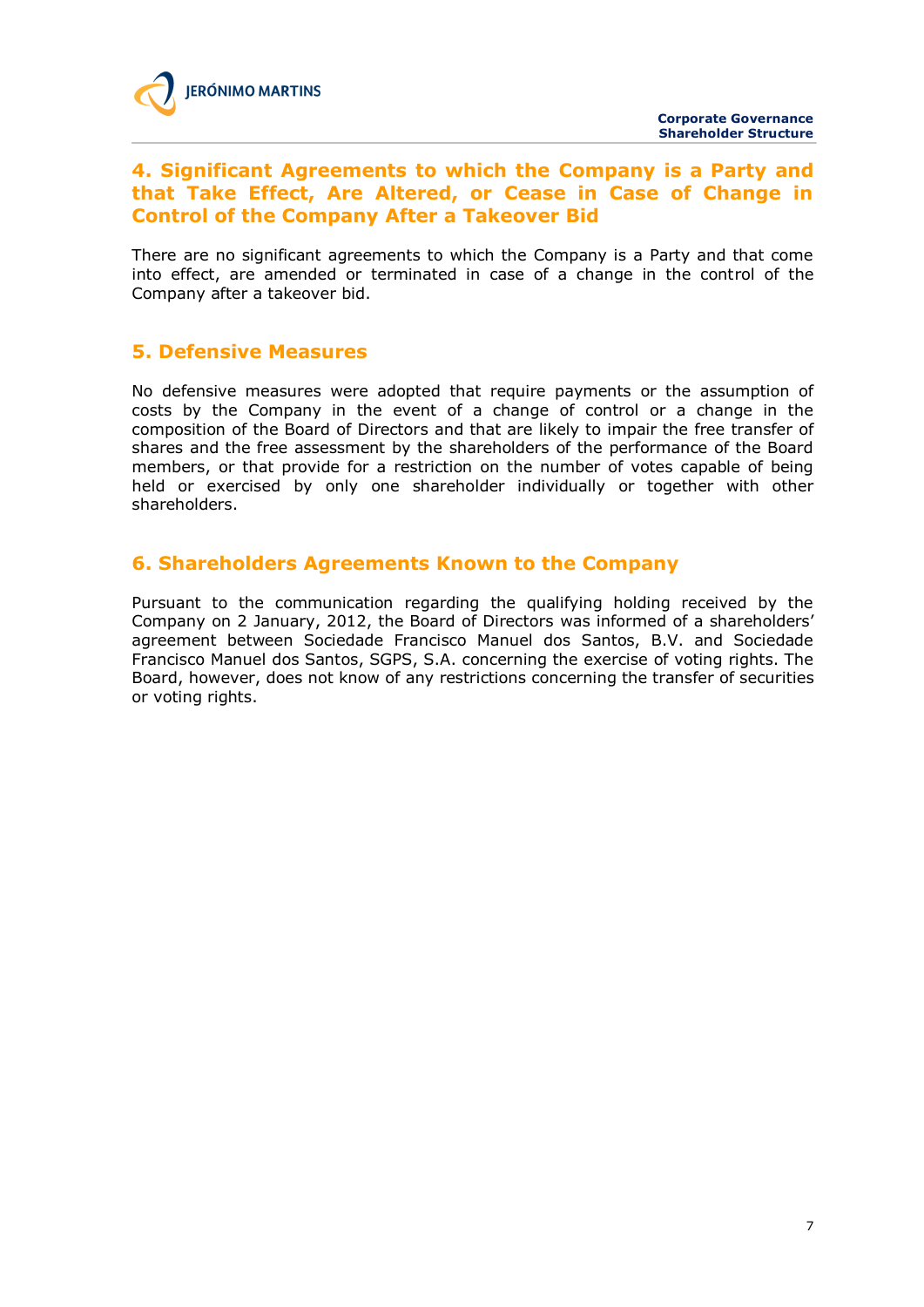## 4. Significant Agreements to which the Company is a Party and that Take Effect, Are Altered, or Cease in Case of Change in Control of the Company After a Takeover Bid

There are no significant agreements to which the Company is a Party and that come into effect, are amended or terminated in case of a change in the control of the Company after a takeover bid.

## 5. Defensive Measures

No defensive measures were adopted that require payments or the assumption of costs by the Company in the event of a change of control or a change in the composition of the Board of Directors and that are likely to impair the free transfer of shares and the free assessment by the shareholders of the performance of the Board members, or that provide for a restriction on the number of votes capable of being held or exercised by only one shareholder individually or together with other shareholders.

## 6. Shareholders Agreements Known to the Company

Pursuant to the communication regarding the qualifying holding received by the Company on 2 January, 2012, the Board of Directors was informed of a shareholders' agreement between Sociedade Francisco Manuel dos Santos, B.V. and Sociedade Francisco Manuel dos Santos, SGPS, S.A. concerning the exercise of voting rights. The Board, however, does not know of any restrictions concerning the transfer of securities or voting rights.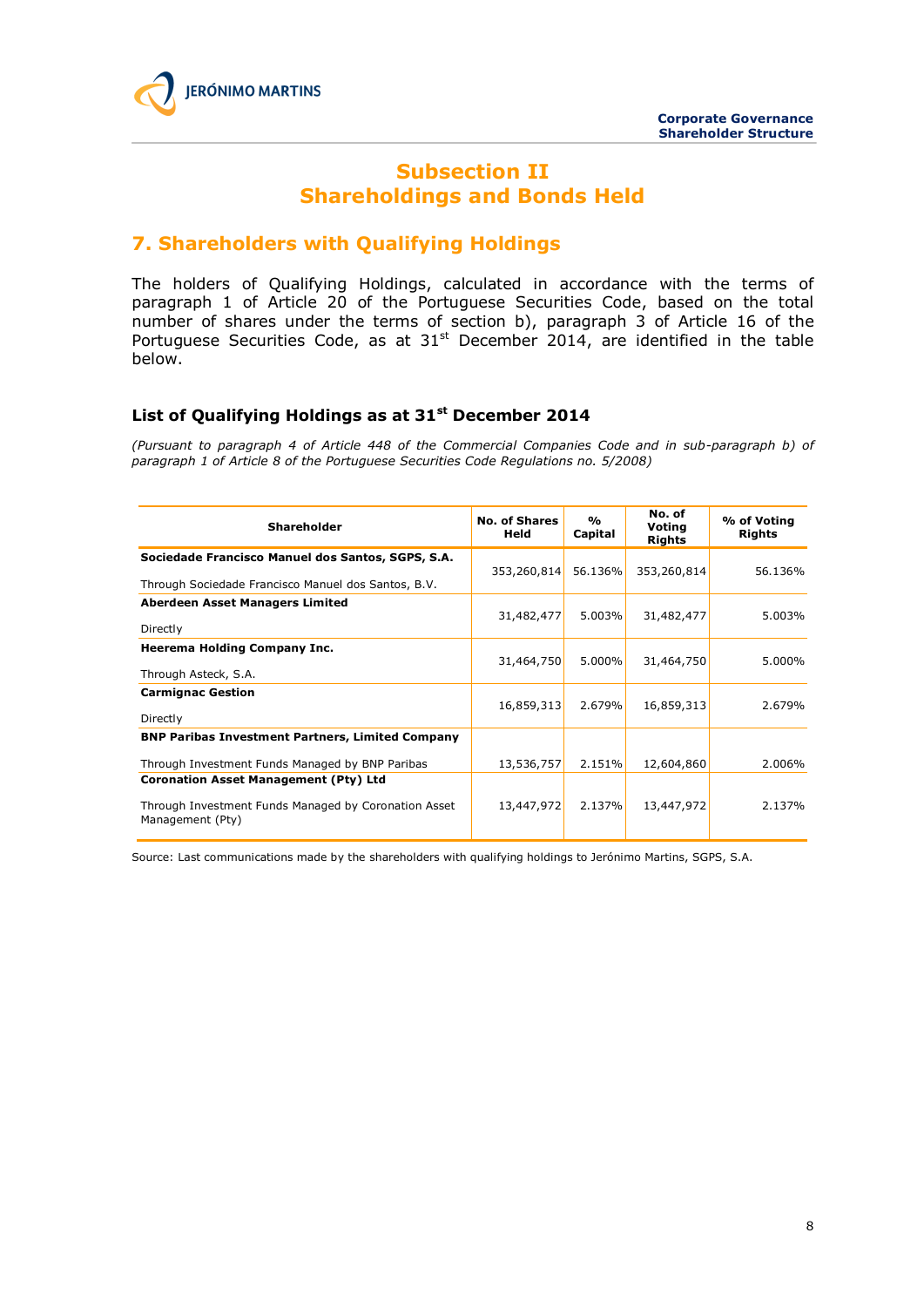# Subsection II
# Shareholdings and Bonds Held

## 7. Shareholders with Qualifying Holdings

The holders of Qualifying Holdings, calculated in accordance with the terms of paragraph 1 of Article 20 of the Portuguese Securities Code, based on the total number of shares under the terms of section b), paragraph 3 of Article 16 of the Portuguese Securities Code, as at 31st December 2014, are identified in the table below.

### List of Qualifying Holdings as at 31st December 2014

*(Pursuant to paragraph 4 of Article 448 of the Commercial Companies Code and in sub-paragraph b) of paragraph 1 of Article 8 of the Portuguese Securities Code Regulations no. 5/2008)*

| Shareholder | No. of Shares Held | % Capital | No. of Voting Rights | % of Voting Rights |
|---|---|---|---|---|
| **Sociedade Francisco Manuel dos Santos, SGPS, S.A.** Through Sociedade Francisco Manuel dos Santos, B.V. | 353,260,814 | 56.136% | 353,260,814 | 56.136% |
| **Aberdeen Asset Managers Limited** Directly | 31,482,477 | 5.003% | 31,482,477 | 5.003% |
| **Heerema Holding Company Inc.** Through Asteck, S.A. | 31,464,750 | 5.000% | 31,464,750 | 5.000% |
| **Carmignac Gestion** Directly | 16,859,313 | 2.679% | 16,859,313 | 2.679% |
| **BNP Paribas Investment Partners, Limited Company** Through Investment Funds Managed by BNP Paribas | 13,536,757 | 2.151% | 12,604,860 | 2.006% |
| **Coronation Asset Management (Pty) Ltd** Through Investment Funds Managed by Coronation Asset Management (Pty) | 13,447,972 | 2.137% | 13,447,972 | 2.137% |

Source: Last communications made by the shareholders with qualifying holdings to Jerónimo Martins, SGPS, S.A.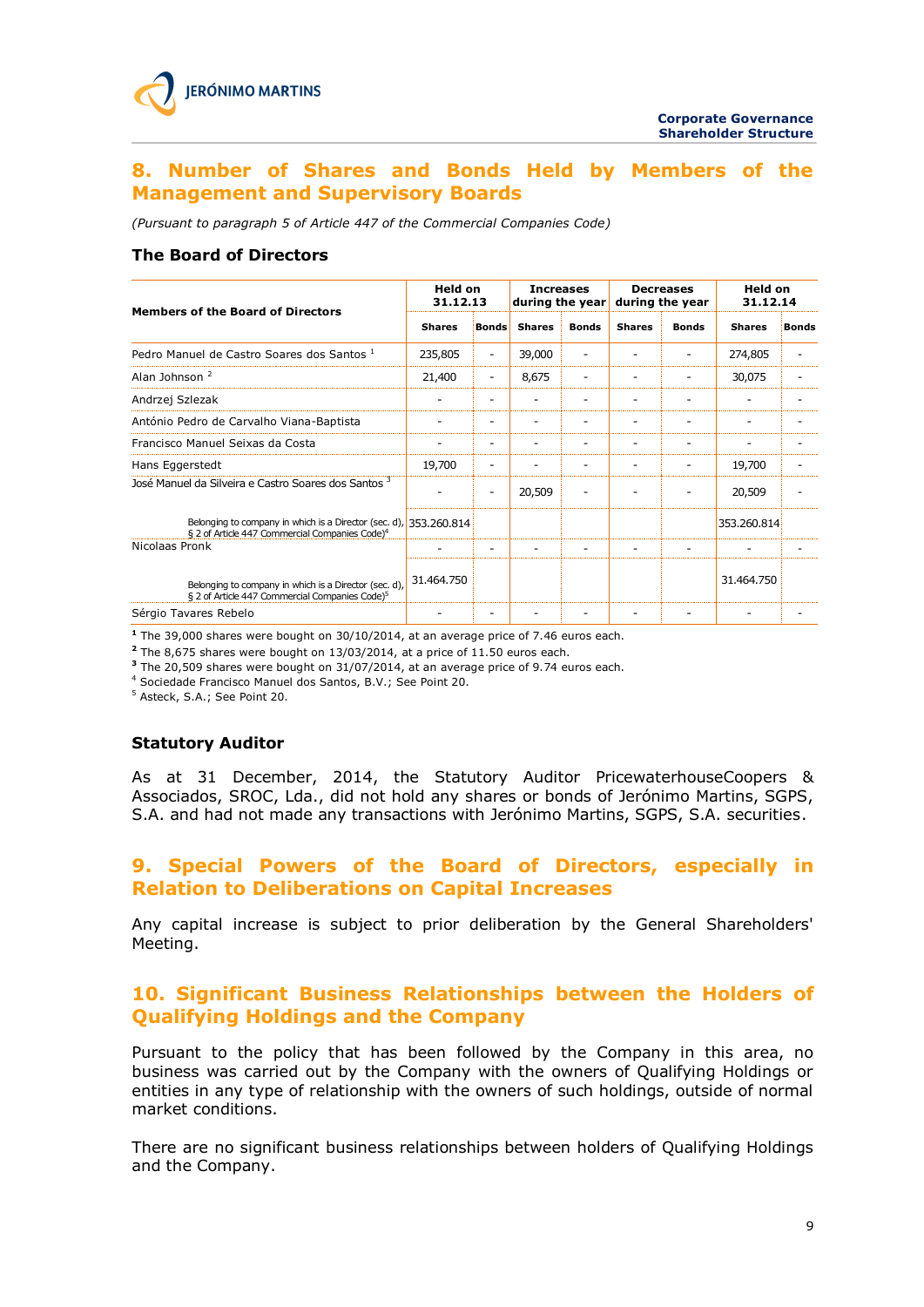## 8. Number of Shares and Bonds Held by Members of the Management and Supervisory Boards

*(Pursuant to paragraph 5 of Article 447 of the Commercial Companies Code)*

### The Board of Directors

| Members of the Board of Directors | Held on 31.12.13 | | Increases during the year | | Decreases during the year | | Held on 31.12.14 | |
|---|---|---|---|---|---|---|---|---|
| | Shares | Bonds | Shares | Bonds | Shares | Bonds | Shares | Bonds |
| Pedro Manuel de Castro Soares dos Santos [1] | 235,805 | - | 39,000 | - | - | - | 274,805 | - |
| Alan Johnson [2] | 21,400 | - | 8,675 | - | - | - | 30,075 | - |
| Andrzej Szlezak | - | - | - | - | - | - | - | - |
| António Pedro de Carvalho Viana-Baptista | - | - | - | - | - | - | - | - |
| Francisco Manuel Seixas da Costa | - | - | - | - | - | - | - | - |
| Hans Eggerstedt | 19,700 | - | - | - | - | - | 19,700 | - |
| José Manuel da Silveira e Castro Soares dos Santos [3] | - | - | 20,509 | - | - | - | 20,509 | - |
| Belonging to company in which is a Director (sec. d), § 2 of Article 447 Commercial Companies Code)[4] | 353.260.814 | | | | | | 353.260.814 | |
| Nicolaas Pronk | - | - | - | - | - | - | - | - |
| Belonging to company in which is a Director (sec. d), § 2 of Article 447 Commercial Companies Code)[5] | 31.464.750 | | | | | | 31.464.750 | |
| Sérgio Tavares Rebelo | - | - | - | - | - | - | - | - |

[1] The 39,000 shares were bought on 30/10/2014, at an average price of 7.46 euros each.
[2] The 8,675 shares were bought on 13/03/2014, at a price of 11.50 euros each.
[3] The 20,509 shares were bought on 31/07/2014, at an average price of 9.74 euros each.
[4] Sociedade Francisco Manuel dos Santos, B.V.; See Point 20.
[5] Asteck, S.A.; See Point 20.

### Statutory Auditor

As at 31 December, 2014, the Statutory Auditor PricewaterhouseCoopers & Associados, SROC, Lda., did not hold any shares or bonds of Jerónimo Martins, SGPS, S.A. and had not made any transactions with Jerónimo Martins, SGPS, S.A. securities.

## 9. Special Powers of the Board of Directors, especially in Relation to Deliberations on Capital Increases

Any capital increase is subject to prior deliberation by the General Shareholders' Meeting.

## 10. Significant Business Relationships between the Holders of Qualifying Holdings and the Company

Pursuant to the policy that has been followed by the Company in this area, no business was carried out by the Company with the owners of Qualifying Holdings or entities in any type of relationship with the owners of such holdings, outside of normal market conditions.

There are no significant business relationships between holders of Qualifying Holdings and the Company.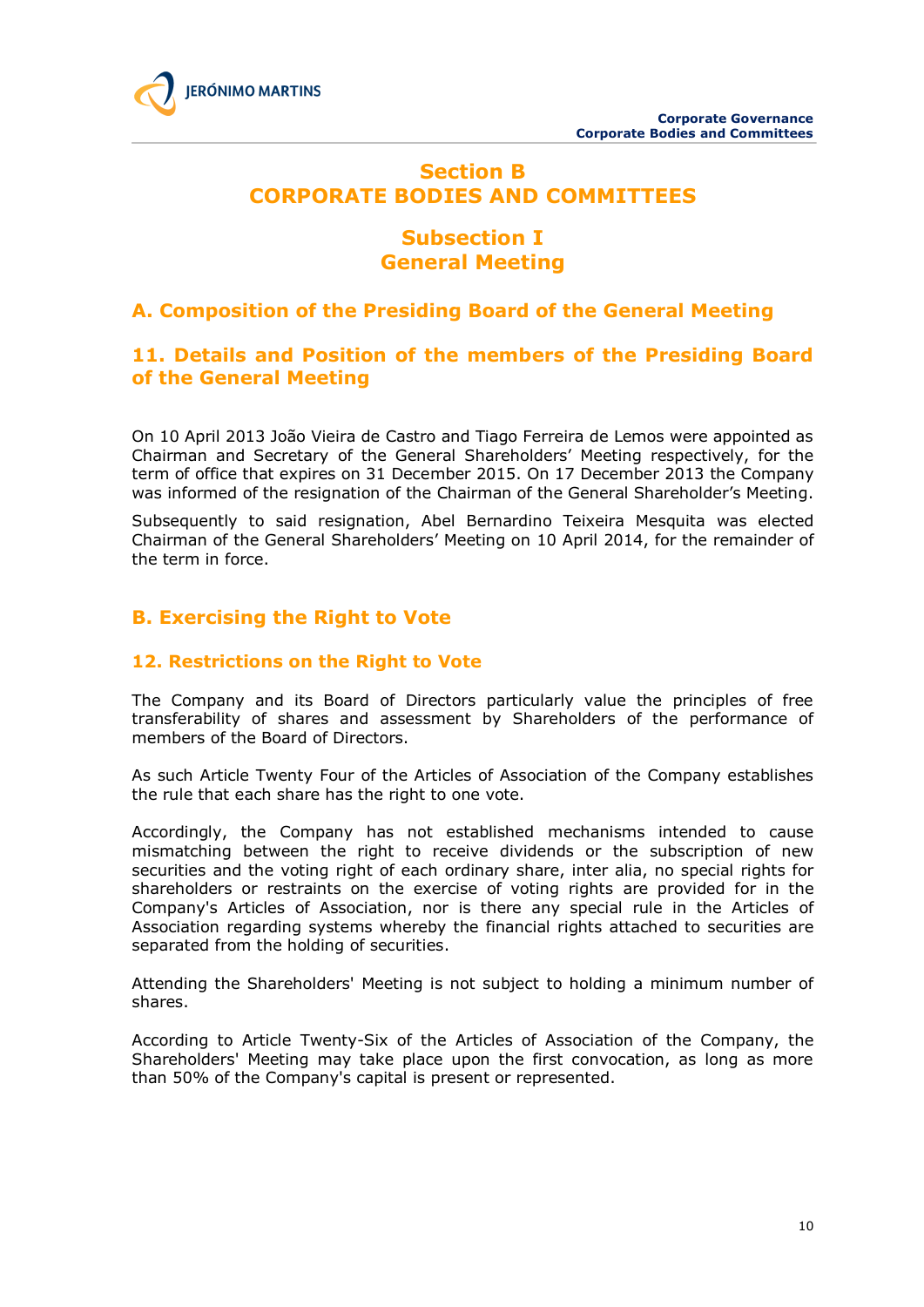# Section B
# CORPORATE BODIES AND COMMITTEES

## Subsection I
## General Meeting

### A. Composition of the Presiding Board of the General Meeting

### 11. Details and Position of the members of the Presiding Board of the General Meeting

On 10 April 2013 João Vieira de Castro and Tiago Ferreira de Lemos were appointed as Chairman and Secretary of the General Shareholders' Meeting respectively, for the term of office that expires on 31 December 2015. On 17 December 2013 the Company was informed of the resignation of the Chairman of the General Shareholder's Meeting.

Subsequently to said resignation, Abel Bernardino Teixeira Mesquita was elected Chairman of the General Shareholders' Meeting on 10 April 2014, for the remainder of the term in force.

### B. Exercising the Right to Vote

### 12. Restrictions on the Right to Vote

The Company and its Board of Directors particularly value the principles of free transferability of shares and assessment by Shareholders of the performance of members of the Board of Directors.

As such Article Twenty Four of the Articles of Association of the Company establishes the rule that each share has the right to one vote.

Accordingly, the Company has not established mechanisms intended to cause mismatching between the right to receive dividends or the subscription of new securities and the voting right of each ordinary share, inter alia, no special rights for shareholders or restraints on the exercise of voting rights are provided for in the Company's Articles of Association, nor is there any special rule in the Articles of Association regarding systems whereby the financial rights attached to securities are separated from the holding of securities.

Attending the Shareholders' Meeting is not subject to holding a minimum number of shares.

According to Article Twenty-Six of the Articles of Association of the Company, the Shareholders' Meeting may take place upon the first convocation, as long as more than 50% of the Company's capital is present or represented.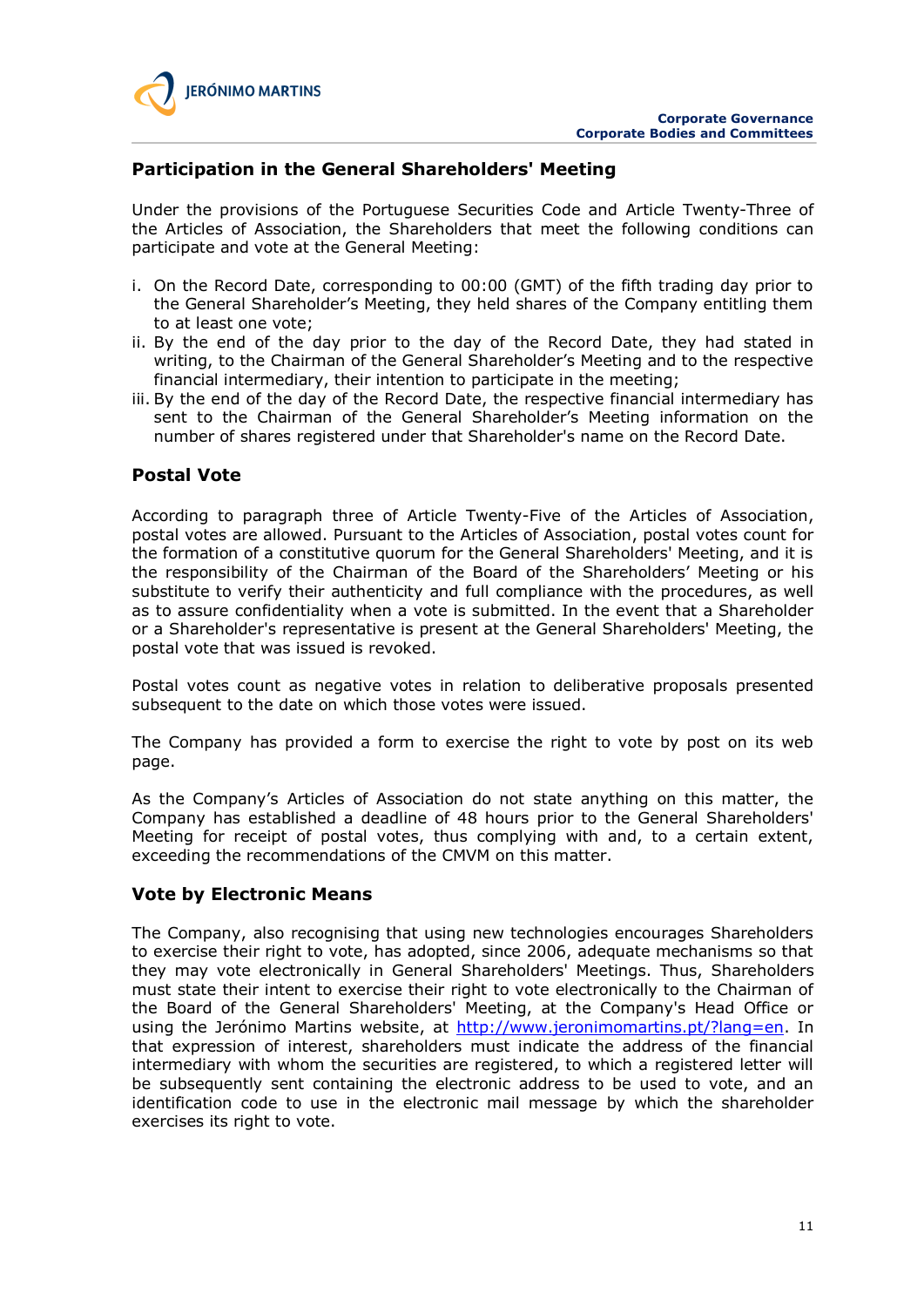## Participation in the General Shareholders' Meeting

Under the provisions of the Portuguese Securities Code and Article Twenty-Three of the Articles of Association, the Shareholders that meet the following conditions can participate and vote at the General Meeting:

i. On the Record Date, corresponding to 00:00 (GMT) of the fifth trading day prior to the General Shareholder's Meeting, they held shares of the Company entitling them to at least one vote;
ii. By the end of the day prior to the day of the Record Date, they had stated in writing, to the Chairman of the General Shareholder's Meeting and to the respective financial intermediary, their intention to participate in the meeting;
iii. By the end of the day of the Record Date, the respective financial intermediary has sent to the Chairman of the General Shareholder's Meeting information on the number of shares registered under that Shareholder's name on the Record Date.

## Postal Vote

According to paragraph three of Article Twenty-Five of the Articles of Association, postal votes are allowed. Pursuant to the Articles of Association, postal votes count for the formation of a constitutive quorum for the General Shareholders' Meeting, and it is the responsibility of the Chairman of the Board of the Shareholders' Meeting or his substitute to verify their authenticity and full compliance with the procedures, as well as to assure confidentiality when a vote is submitted. In the event that a Shareholder or a Shareholder's representative is present at the General Shareholders' Meeting, the postal vote that was issued is revoked.

Postal votes count as negative votes in relation to deliberative proposals presented subsequent to the date on which those votes were issued.

The Company has provided a form to exercise the right to vote by post on its web page.

As the Company's Articles of Association do not state anything on this matter, the Company has established a deadline of 48 hours prior to the General Shareholders' Meeting for receipt of postal votes, thus complying with and, to a certain extent, exceeding the recommendations of the CMVM on this matter.

## Vote by Electronic Means

The Company, also recognising that using new technologies encourages Shareholders to exercise their right to vote, has adopted, since 2006, adequate mechanisms so that they may vote electronically in General Shareholders' Meetings. Thus, Shareholders must state their intent to exercise their right to vote electronically to the Chairman of the Board of the General Shareholders' Meeting, at the Company's Head Office or using the Jerónimo Martins website, at http://www.jeronimomartins.pt/?lang=en. In that expression of interest, shareholders must indicate the address of the financial intermediary with whom the securities are registered, to which a registered letter will be subsequently sent containing the electronic address to be used to vote, and an identification code to use in the electronic mail message by which the shareholder exercises its right to vote.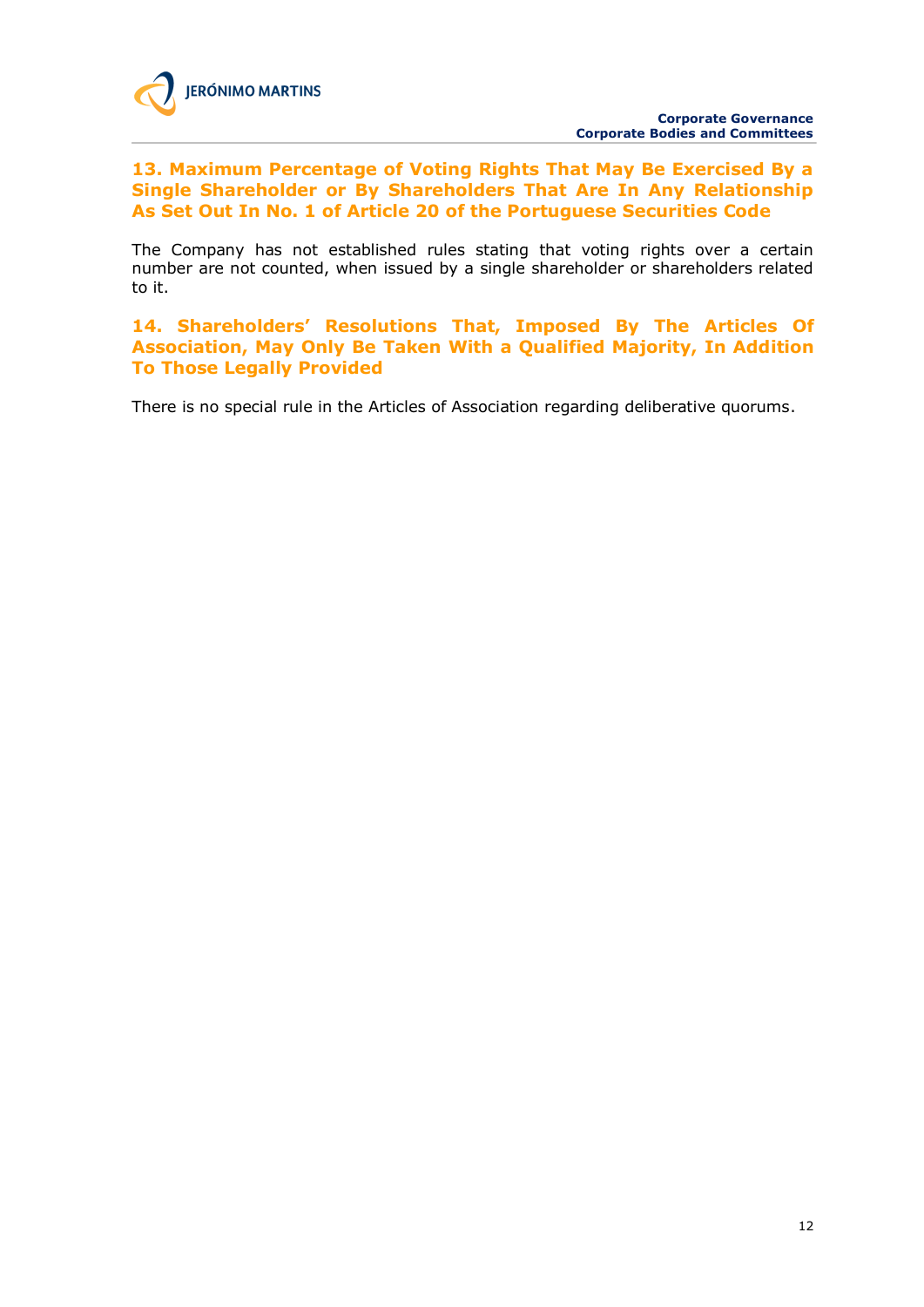## 13. Maximum Percentage of Voting Rights That May Be Exercised By a Single Shareholder or By Shareholders That Are In Any Relationship As Set Out In No. 1 of Article 20 of the Portuguese Securities Code

The Company has not established rules stating that voting rights over a certain number are not counted, when issued by a single shareholder or shareholders related to it.

## 14. Shareholders' Resolutions That, Imposed By The Articles Of Association, May Only Be Taken With a Qualified Majority, In Addition To Those Legally Provided

There is no special rule in the Articles of Association regarding deliberative quorums.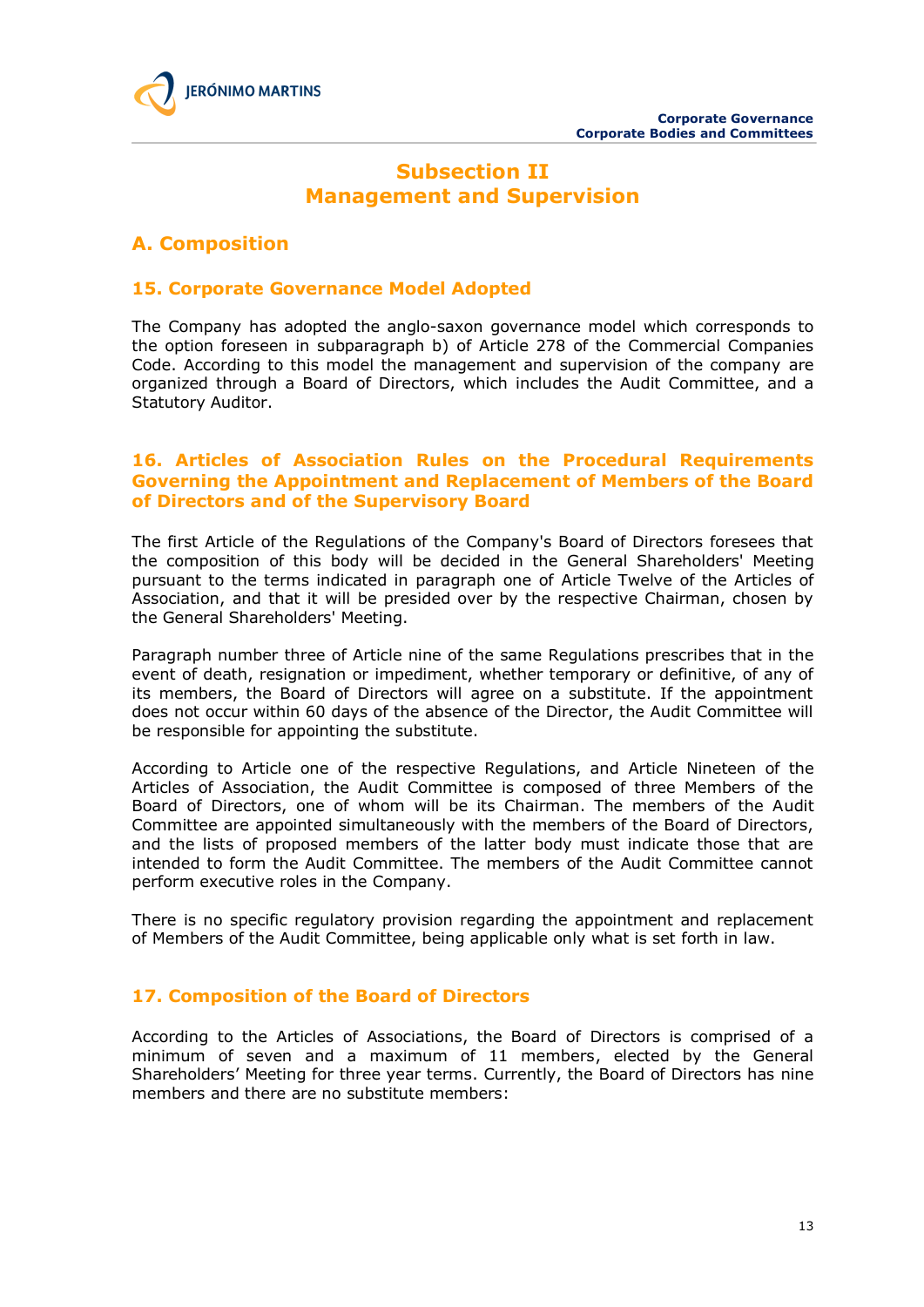# Subsection II
# Management and Supervision

## A. Composition

### 15. Corporate Governance Model Adopted

The Company has adopted the anglo-saxon governance model which corresponds to the option foreseen in subparagraph b) of Article 278 of the Commercial Companies Code. According to this model the management and supervision of the company are organized through a Board of Directors, which includes the Audit Committee, and a Statutory Auditor.

### 16. Articles of Association Rules on the Procedural Requirements Governing the Appointment and Replacement of Members of the Board of Directors and of the Supervisory Board

The first Article of the Regulations of the Company's Board of Directors foresees that the composition of this body will be decided in the General Shareholders' Meeting pursuant to the terms indicated in paragraph one of Article Twelve of the Articles of Association, and that it will be presided over by the respective Chairman, chosen by the General Shareholders' Meeting.

Paragraph number three of Article nine of the same Regulations prescribes that in the event of death, resignation or impediment, whether temporary or definitive, of any of its members, the Board of Directors will agree on a substitute. If the appointment does not occur within 60 days of the absence of the Director, the Audit Committee will be responsible for appointing the substitute.

According to Article one of the respective Regulations, and Article Nineteen of the Articles of Association, the Audit Committee is composed of three Members of the Board of Directors, one of whom will be its Chairman. The members of the Audit Committee are appointed simultaneously with the members of the Board of Directors, and the lists of proposed members of the latter body must indicate those that are intended to form the Audit Committee. The members of the Audit Committee cannot perform executive roles in the Company.

There is no specific regulatory provision regarding the appointment and replacement of Members of the Audit Committee, being applicable only what is set forth in law.

### 17. Composition of the Board of Directors

According to the Articles of Associations, the Board of Directors is comprised of a minimum of seven and a maximum of 11 members, elected by the General Shareholders' Meeting for three year terms. Currently, the Board of Directors has nine members and there are no substitute members: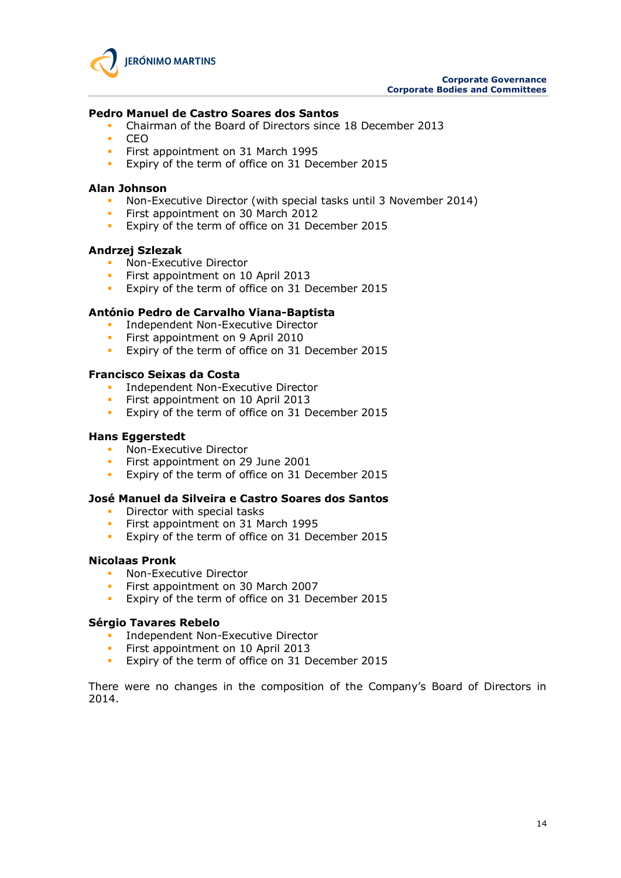**Pedro Manuel de Castro Soares dos Santos**

- Chairman of the Board of Directors since 18 December 2013
- CEO
- First appointment on 31 March 1995
- Expiry of the term of office on 31 December 2015

**Alan Johnson**

- Non-Executive Director (with special tasks until 3 November 2014)
- First appointment on 30 March 2012
- Expiry of the term of office on 31 December 2015

**Andrzej Szlezak**

- Non-Executive Director
- First appointment on 10 April 2013
- Expiry of the term of office on 31 December 2015

**António Pedro de Carvalho Viana-Baptista**

- Independent Non-Executive Director
- First appointment on 9 April 2010
- Expiry of the term of office on 31 December 2015

**Francisco Seixas da Costa**

- Independent Non-Executive Director
- First appointment on 10 April 2013
- Expiry of the term of office on 31 December 2015

**Hans Eggerstedt**

- Non-Executive Director
- First appointment on 29 June 2001
- Expiry of the term of office on 31 December 2015

**José Manuel da Silveira e Castro Soares dos Santos**

- Director with special tasks
- First appointment on 31 March 1995
- Expiry of the term of office on 31 December 2015

**Nicolaas Pronk**

- Non-Executive Director
- First appointment on 30 March 2007
- Expiry of the term of office on 31 December 2015

**Sérgio Tavares Rebelo**

- Independent Non-Executive Director
- First appointment on 10 April 2013
- Expiry of the term of office on 31 December 2015

There were no changes in the composition of the Company's Board of Directors in 2014.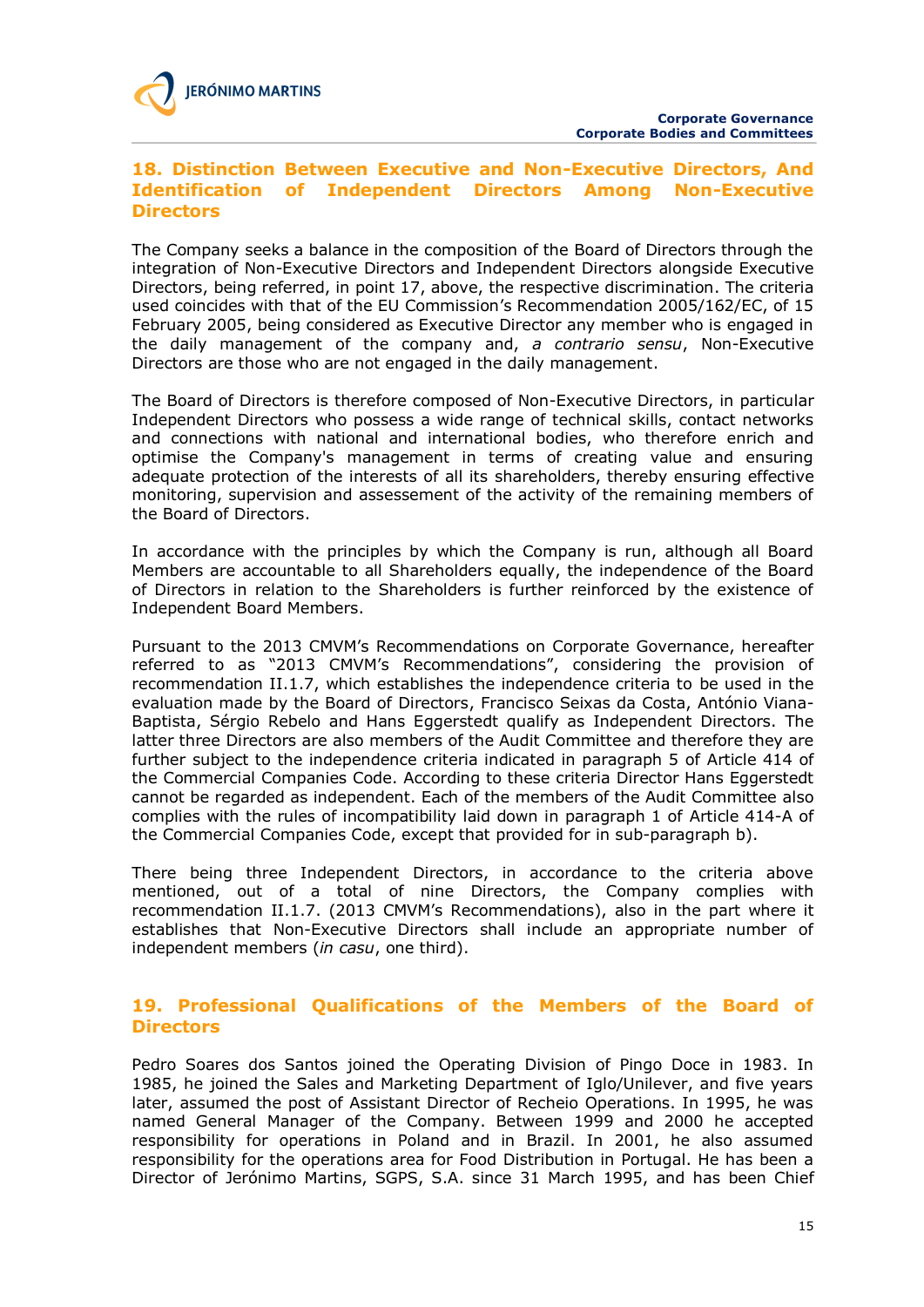## 18. Distinction Between Executive and Non-Executive Directors, And Identification of Independent Directors Among Non-Executive Directors

The Company seeks a balance in the composition of the Board of Directors through the integration of Non-Executive Directors and Independent Directors alongside Executive Directors, being referred, in point 17, above, the respective discrimination. The criteria used coincides with that of the EU Commission's Recommendation 2005/162/EC, of 15 February 2005, being considered as Executive Director any member who is engaged in the daily management of the company and, *a contrario sensu*, Non-Executive Directors are those who are not engaged in the daily management.

The Board of Directors is therefore composed of Non-Executive Directors, in particular Independent Directors who possess a wide range of technical skills, contact networks and connections with national and international bodies, who therefore enrich and optimise the Company's management in terms of creating value and ensuring adequate protection of the interests of all its shareholders, thereby ensuring effective monitoring, supervision and assessement of the activity of the remaining members of the Board of Directors.

In accordance with the principles by which the Company is run, although all Board Members are accountable to all Shareholders equally, the independence of the Board of Directors in relation to the Shareholders is further reinforced by the existence of Independent Board Members.

Pursuant to the 2013 CMVM's Recommendations on Corporate Governance, hereafter referred to as "2013 CMVM's Recommendations", considering the provision of recommendation II.1.7, which establishes the independence criteria to be used in the evaluation made by the Board of Directors, Francisco Seixas da Costa, António Viana-Baptista, Sérgio Rebelo and Hans Eggerstedt qualify as Independent Directors. The latter three Directors are also members of the Audit Committee and therefore they are further subject to the independence criteria indicated in paragraph 5 of Article 414 of the Commercial Companies Code. According to these criteria Director Hans Eggerstedt cannot be regarded as independent. Each of the members of the Audit Committee also complies with the rules of incompatibility laid down in paragraph 1 of Article 414-A of the Commercial Companies Code, except that provided for in sub-paragraph b).

There being three Independent Directors, in accordance to the criteria above mentioned, out of a total of nine Directors, the Company complies with recommendation II.1.7. (2013 CMVM's Recommendations), also in the part where it establishes that Non-Executive Directors shall include an appropriate number of independent members (*in casu*, one third).

## 19. Professional Qualifications of the Members of the Board of Directors

Pedro Soares dos Santos joined the Operating Division of Pingo Doce in 1983. In 1985, he joined the Sales and Marketing Department of Iglo/Unilever, and five years later, assumed the post of Assistant Director of Recheio Operations. In 1995, he was named General Manager of the Company. Between 1999 and 2000 he accepted responsibility for operations in Poland and in Brazil. In 2001, he also assumed responsibility for the operations area for Food Distribution in Portugal. He has been a Director of Jerónimo Martins, SGPS, S.A. since 31 March 1995, and has been Chief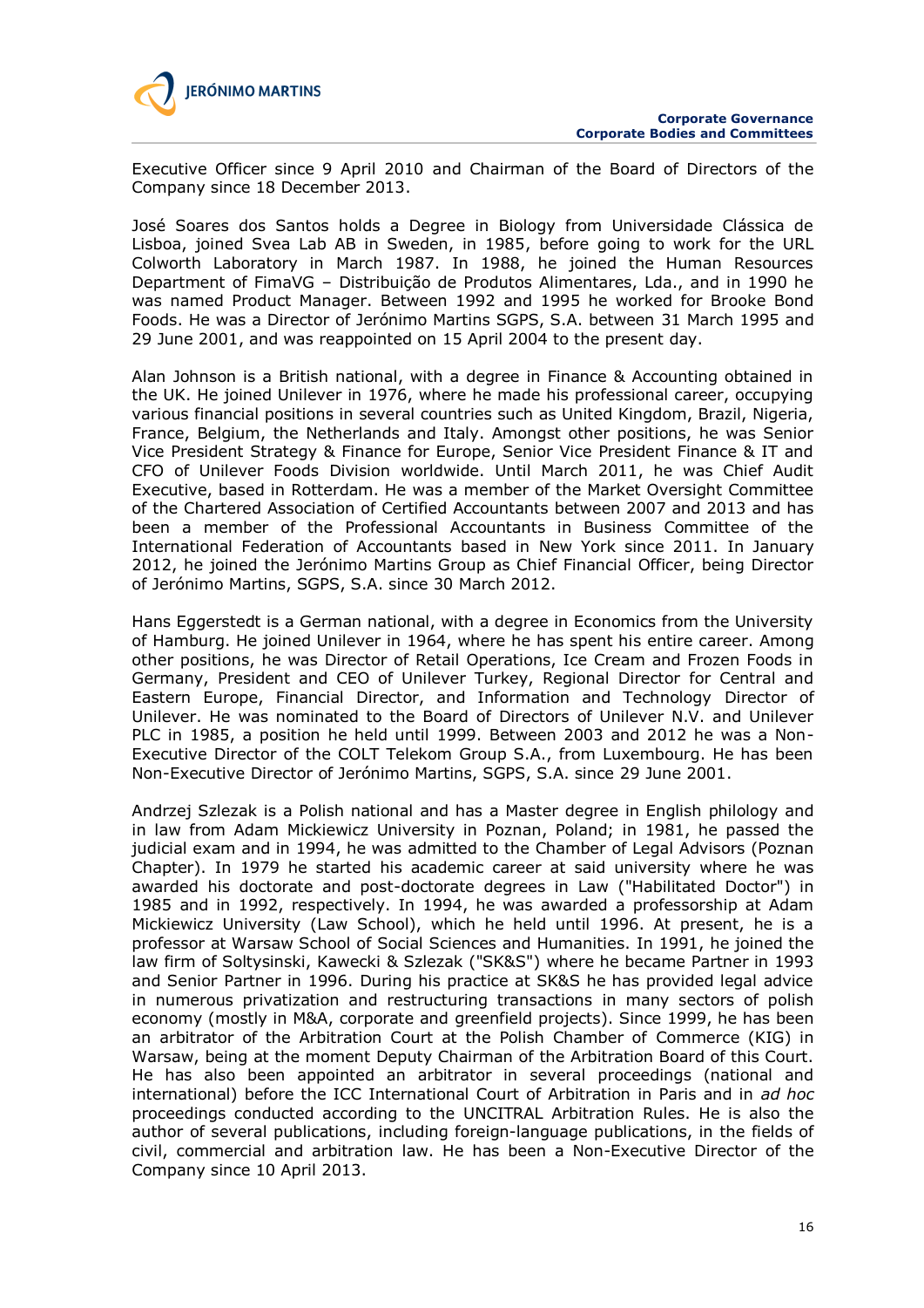Executive Officer since 9 April 2010 and Chairman of the Board of Directors of the Company since 18 December 2013.

José Soares dos Santos holds a Degree in Biology from Universidade Clássica de Lisboa, joined Svea Lab AB in Sweden, in 1985, before going to work for the URL Colworth Laboratory in March 1987. In 1988, he joined the Human Resources Department of FimaVG – Distribuição de Produtos Alimentares, Lda., and in 1990 he was named Product Manager. Between 1992 and 1995 he worked for Brooke Bond Foods. He was a Director of Jerónimo Martins SGPS, S.A. between 31 March 1995 and 29 June 2001, and was reappointed on 15 April 2004 to the present day.

Alan Johnson is a British national, with a degree in Finance & Accounting obtained in the UK. He joined Unilever in 1976, where he made his professional career, occupying various financial positions in several countries such as United Kingdom, Brazil, Nigeria, France, Belgium, the Netherlands and Italy. Amongst other positions, he was Senior Vice President Strategy & Finance for Europe, Senior Vice President Finance & IT and CFO of Unilever Foods Division worldwide. Until March 2011, he was Chief Audit Executive, based in Rotterdam. He was a member of the Market Oversight Committee of the Chartered Association of Certified Accountants between 2007 and 2013 and has been a member of the Professional Accountants in Business Committee of the International Federation of Accountants based in New York since 2011. In January 2012, he joined the Jerónimo Martins Group as Chief Financial Officer, being Director of Jerónimo Martins, SGPS, S.A. since 30 March 2012.

Hans Eggerstedt is a German national, with a degree in Economics from the University of Hamburg. He joined Unilever in 1964, where he has spent his entire career. Among other positions, he was Director of Retail Operations, Ice Cream and Frozen Foods in Germany, President and CEO of Unilever Turkey, Regional Director for Central and Eastern Europe, Financial Director, and Information and Technology Director of Unilever. He was nominated to the Board of Directors of Unilever N.V. and Unilever PLC in 1985, a position he held until 1999. Between 2003 and 2012 he was a Non-Executive Director of the COLT Telekom Group S.A., from Luxembourg. He has been Non-Executive Director of Jerónimo Martins, SGPS, S.A. since 29 June 2001.

Andrzej Szlezak is a Polish national and has a Master degree in English philology and in law from Adam Mickiewicz University in Poznan, Poland; in 1981, he passed the judicial exam and in 1994, he was admitted to the Chamber of Legal Advisors (Poznan Chapter). In 1979 he started his academic career at said university where he was awarded his doctorate and post-doctorate degrees in Law ("Habilitated Doctor") in 1985 and in 1992, respectively. In 1994, he was awarded a professorship at Adam Mickiewicz University (Law School), which he held until 1996. At present, he is a professor at Warsaw School of Social Sciences and Humanities. In 1991, he joined the law firm of Soltysinski, Kawecki & Szlezak ("SK&S") where he became Partner in 1993 and Senior Partner in 1996. During his practice at SK&S he has provided legal advice in numerous privatization and restructuring transactions in many sectors of polish economy (mostly in M&A, corporate and greenfield projects). Since 1999, he has been an arbitrator of the Arbitration Court at the Polish Chamber of Commerce (KIG) in Warsaw, being at the moment Deputy Chairman of the Arbitration Board of this Court. He has also been appointed an arbitrator in several proceedings (national and international) before the ICC International Court of Arbitration in Paris and in *ad hoc* proceedings conducted according to the UNCITRAL Arbitration Rules. He is also the author of several publications, including foreign-language publications, in the fields of civil, commercial and arbitration law. He has been a Non-Executive Director of the Company since 10 April 2013.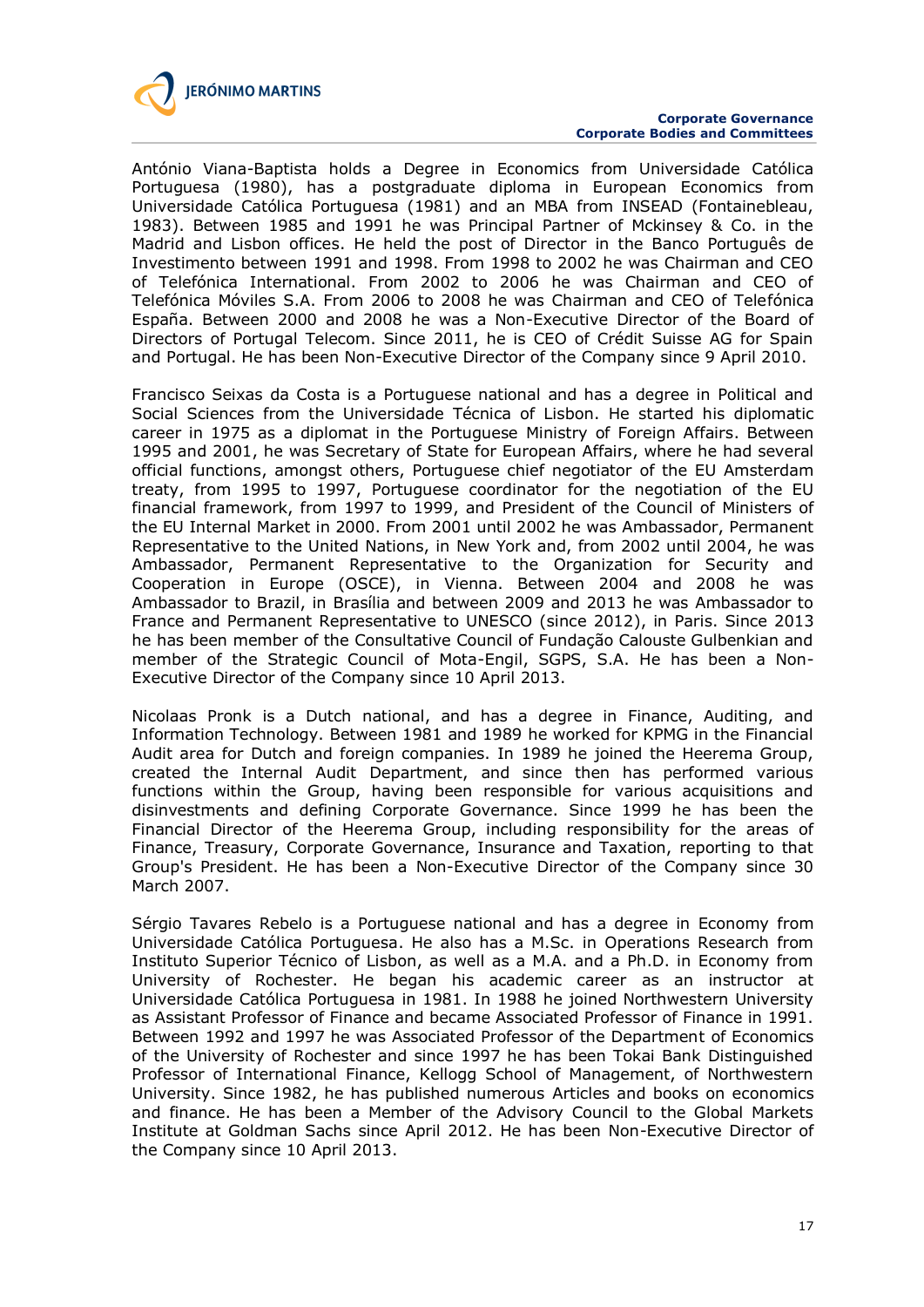António Viana-Baptista holds a Degree in Economics from Universidade Católica Portuguesa (1980), has a postgraduate diploma in European Economics from Universidade Católica Portuguesa (1981) and an MBA from INSEAD (Fontainebleau, 1983). Between 1985 and 1991 he was Principal Partner of Mckinsey & Co. in the Madrid and Lisbon offices. He held the post of Director in the Banco Português de Investimento between 1991 and 1998. From 1998 to 2002 he was Chairman and CEO of Telefónica International. From 2002 to 2006 he was Chairman and CEO of Telefónica Móviles S.A. From 2006 to 2008 he was Chairman and CEO of Telefónica España. Between 2000 and 2008 he was a Non-Executive Director of the Board of Directors of Portugal Telecom. Since 2011, he is CEO of Crédit Suisse AG for Spain and Portugal. He has been Non-Executive Director of the Company since 9 April 2010.

Francisco Seixas da Costa is a Portuguese national and has a degree in Political and Social Sciences from the Universidade Técnica of Lisbon. He started his diplomatic career in 1975 as a diplomat in the Portuguese Ministry of Foreign Affairs. Between 1995 and 2001, he was Secretary of State for European Affairs, where he had several official functions, amongst others, Portuguese chief negotiator of the EU Amsterdam treaty, from 1995 to 1997, Portuguese coordinator for the negotiation of the EU financial framework, from 1997 to 1999, and President of the Council of Ministers of the EU Internal Market in 2000. From 2001 until 2002 he was Ambassador, Permanent Representative to the United Nations, in New York and, from 2002 until 2004, he was Ambassador, Permanent Representative to the Organization for Security and Cooperation in Europe (OSCE), in Vienna. Between 2004 and 2008 he was Ambassador to Brazil, in Brasília and between 2009 and 2013 he was Ambassador to France and Permanent Representative to UNESCO (since 2012), in Paris. Since 2013 he has been member of the Consultative Council of Fundação Calouste Gulbenkian and member of the Strategic Council of Mota-Engil, SGPS, S.A. He has been a Non-Executive Director of the Company since 10 April 2013.

Nicolaas Pronk is a Dutch national, and has a degree in Finance, Auditing, and Information Technology. Between 1981 and 1989 he worked for KPMG in the Financial Audit area for Dutch and foreign companies. In 1989 he joined the Heerema Group, created the Internal Audit Department, and since then has performed various functions within the Group, having been responsible for various acquisitions and disinvestments and defining Corporate Governance. Since 1999 he has been the Financial Director of the Heerema Group, including responsibility for the areas of Finance, Treasury, Corporate Governance, Insurance and Taxation, reporting to that Group's President. He has been a Non-Executive Director of the Company since 30 March 2007.

Sérgio Tavares Rebelo is a Portuguese national and has a degree in Economy from Universidade Católica Portuguesa. He also has a M.Sc. in Operations Research from Instituto Superior Técnico of Lisbon, as well as a M.A. and a Ph.D. in Economy from University of Rochester. He began his academic career as an instructor at Universidade Católica Portuguesa in 1981. In 1988 he joined Northwestern University as Assistant Professor of Finance and became Associated Professor of Finance in 1991. Between 1992 and 1997 he was Associated Professor of the Department of Economics of the University of Rochester and since 1997 he has been Tokai Bank Distinguished Professor of International Finance, Kellogg School of Management, of Northwestern University. Since 1982, he has published numerous Articles and books on economics and finance. He has been a Member of the Advisory Council to the Global Markets Institute at Goldman Sachs since April 2012. He has been Non-Executive Director of the Company since 10 April 2013.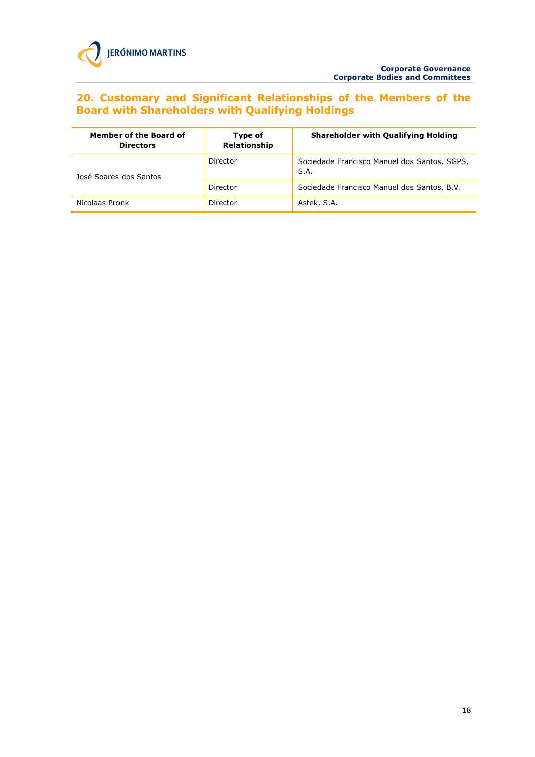## 20. Customary and Significant Relationships of the Members of the Board with Shareholders with Qualifying Holdings

| Member of the Board of Directors | Type of Relationship | Shareholder with Qualifying Holding |
|---|---|---|
| José Soares dos Santos | Director | Sociedade Francisco Manuel dos Santos, SGPS, S.A. |
| | Director | Sociedade Francisco Manuel dos Santos, B.V. |
| Nicolaas Pronk | Director | Astek, S.A. |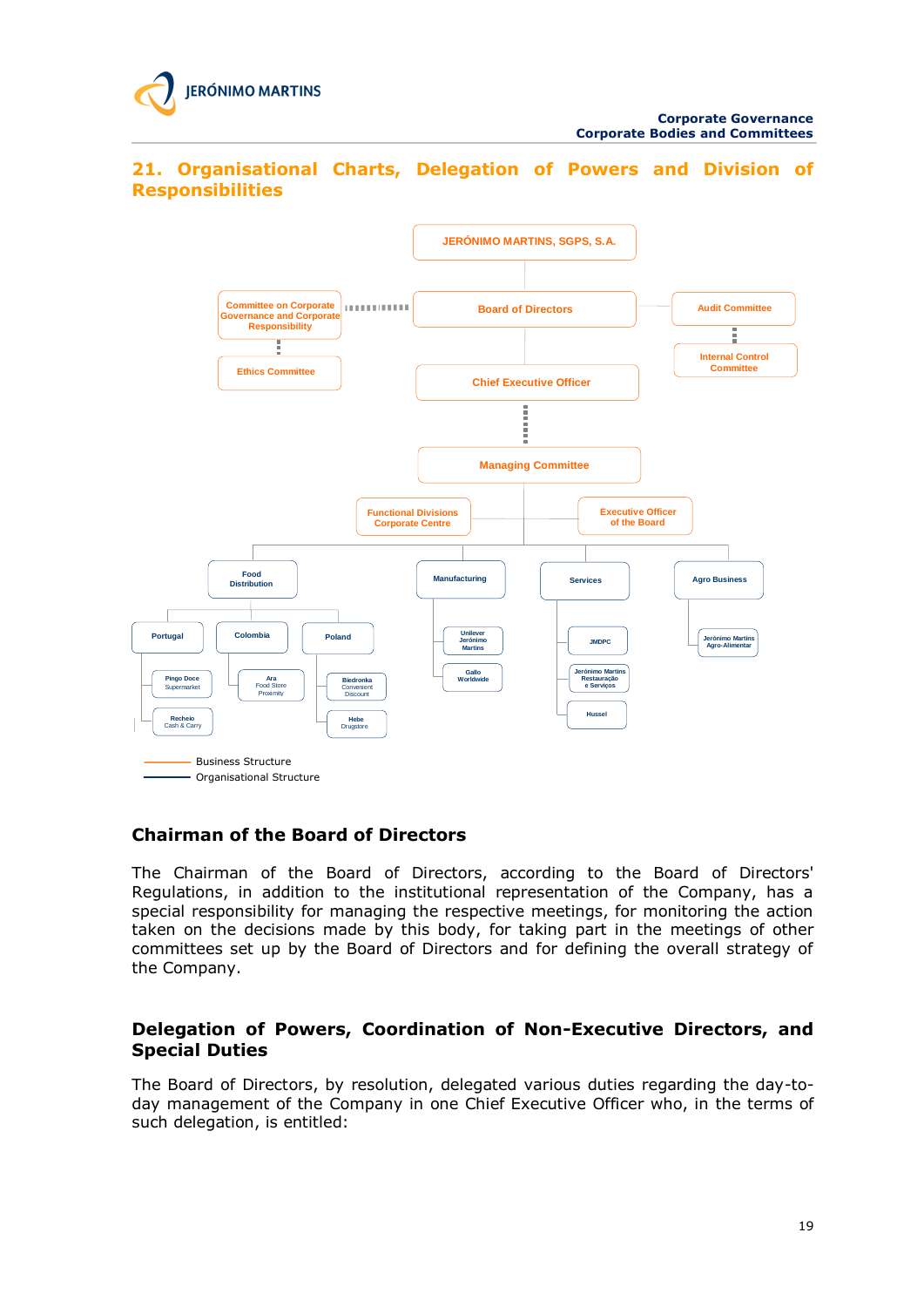## 21. Organisational Charts, Delegation of Powers and Division of Responsibilities

JERÓNIMO MARTINS, SGPS, S.A.

Committee on Corporate Governance and Corporate Responsibility

Ethics Committee

Board of Directors

Audit Committee

Internal Control Committee

Chief Executive Officer

Managing Committee

Functional Divisions Corporate Centre

Executive Officer of the Board

Food Distribution

Portugal — Pingo Doce Supermarket; Recheio Cash & Carry

Colombia — Ara Food Store Proximity

Poland — Biedronka Convenient Discount; Hebe Drugstore

Manufacturing — Unilever Jerónimo Martins; Gallo Worldwide

Services — JMDPC; Jerónimo Martins Restauração e Serviços; Hussel

Agro Business — Jerónimo Martins Agro-Alimentar

Business Structure

Organisational Structure

### Chairman of the Board of Directors

The Chairman of the Board of Directors, according to the Board of Directors' Regulations, in addition to the institutional representation of the Company, has a special responsibility for managing the respective meetings, for monitoring the action taken on the decisions made by this body, for taking part in the meetings of other committees set up by the Board of Directors and for defining the overall strategy of the Company.

### Delegation of Powers, Coordination of Non-Executive Directors, and Special Duties

The Board of Directors, by resolution, delegated various duties regarding the day-to-day management of the Company in one Chief Executive Officer who, in the terms of such delegation, is entitled: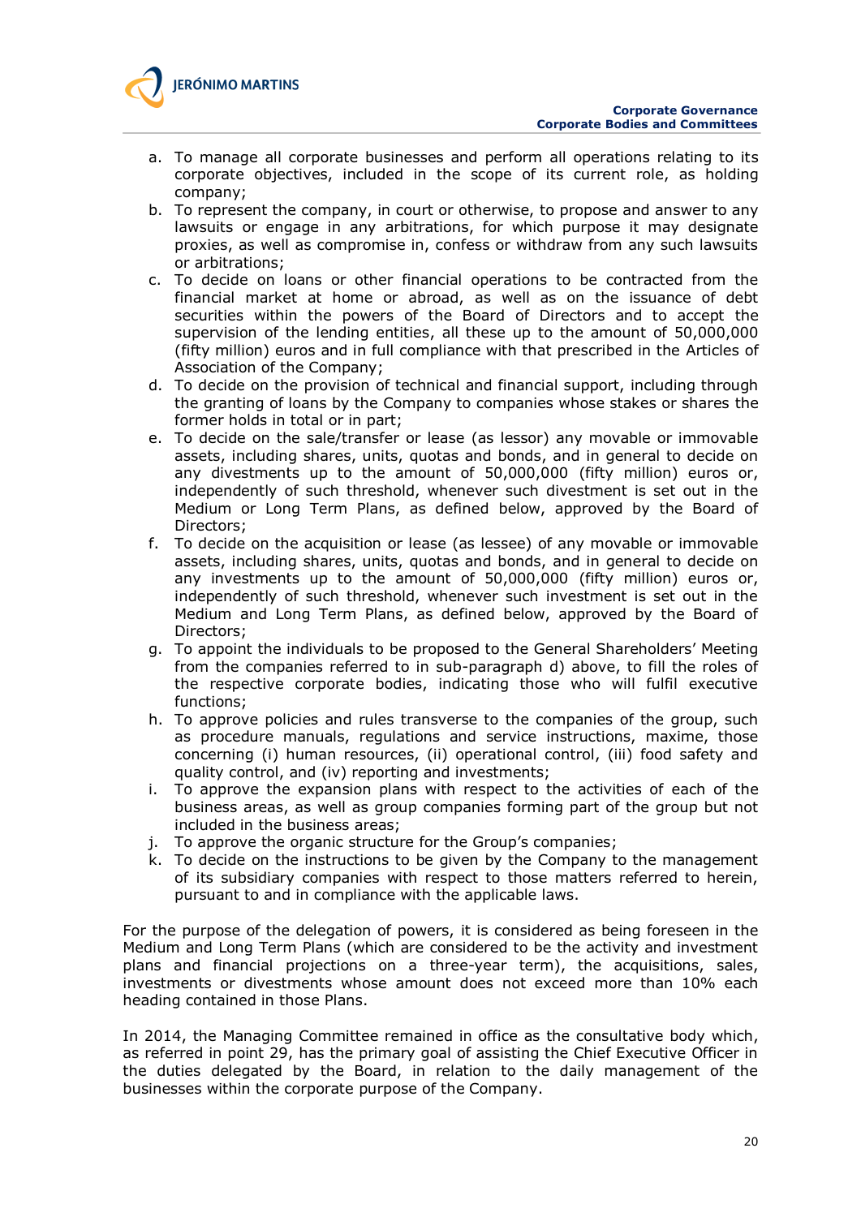a. To manage all corporate businesses and perform all operations relating to its corporate objectives, included in the scope of its current role, as holding company;
b. To represent the company, in court or otherwise, to propose and answer to any lawsuits or engage in any arbitrations, for which purpose it may designate proxies, as well as compromise in, confess or withdraw from any such lawsuits or arbitrations;
c. To decide on loans or other financial operations to be contracted from the financial market at home or abroad, as well as on the issuance of debt securities within the powers of the Board of Directors and to accept the supervision of the lending entities, all these up to the amount of 50,000,000 (fifty million) euros and in full compliance with that prescribed in the Articles of Association of the Company;
d. To decide on the provision of technical and financial support, including through the granting of loans by the Company to companies whose stakes or shares the former holds in total or in part;
e. To decide on the sale/transfer or lease (as lessor) any movable or immovable assets, including shares, units, quotas and bonds, and in general to decide on any divestments up to the amount of 50,000,000 (fifty million) euros or, independently of such threshold, whenever such divestment is set out in the Medium or Long Term Plans, as defined below, approved by the Board of Directors;
f. To decide on the acquisition or lease (as lessee) of any movable or immovable assets, including shares, units, quotas and bonds, and in general to decide on any investments up to the amount of 50,000,000 (fifty million) euros or, independently of such threshold, whenever such investment is set out in the Medium and Long Term Plans, as defined below, approved by the Board of Directors;
g. To appoint the individuals to be proposed to the General Shareholders' Meeting from the companies referred to in sub-paragraph d) above, to fill the roles of the respective corporate bodies, indicating those who will fulfil executive functions;
h. To approve policies and rules transverse to the companies of the group, such as procedure manuals, regulations and service instructions, maxime, those concerning (i) human resources, (ii) operational control, (iii) food safety and quality control, and (iv) reporting and investments;
i. To approve the expansion plans with respect to the activities of each of the business areas, as well as group companies forming part of the group but not included in the business areas;
j. To approve the organic structure for the Group's companies;
k. To decide on the instructions to be given by the Company to the management of its subsidiary companies with respect to those matters referred to herein, pursuant to and in compliance with the applicable laws.

For the purpose of the delegation of powers, it is considered as being foreseen in the Medium and Long Term Plans (which are considered to be the activity and investment plans and financial projections on a three-year term), the acquisitions, sales, investments or divestments whose amount does not exceed more than 10% each heading contained in those Plans.

In 2014, the Managing Committee remained in office as the consultative body which, as referred in point 29, has the primary goal of assisting the Chief Executive Officer in the duties delegated by the Board, in relation to the daily management of the businesses within the corporate purpose of the Company.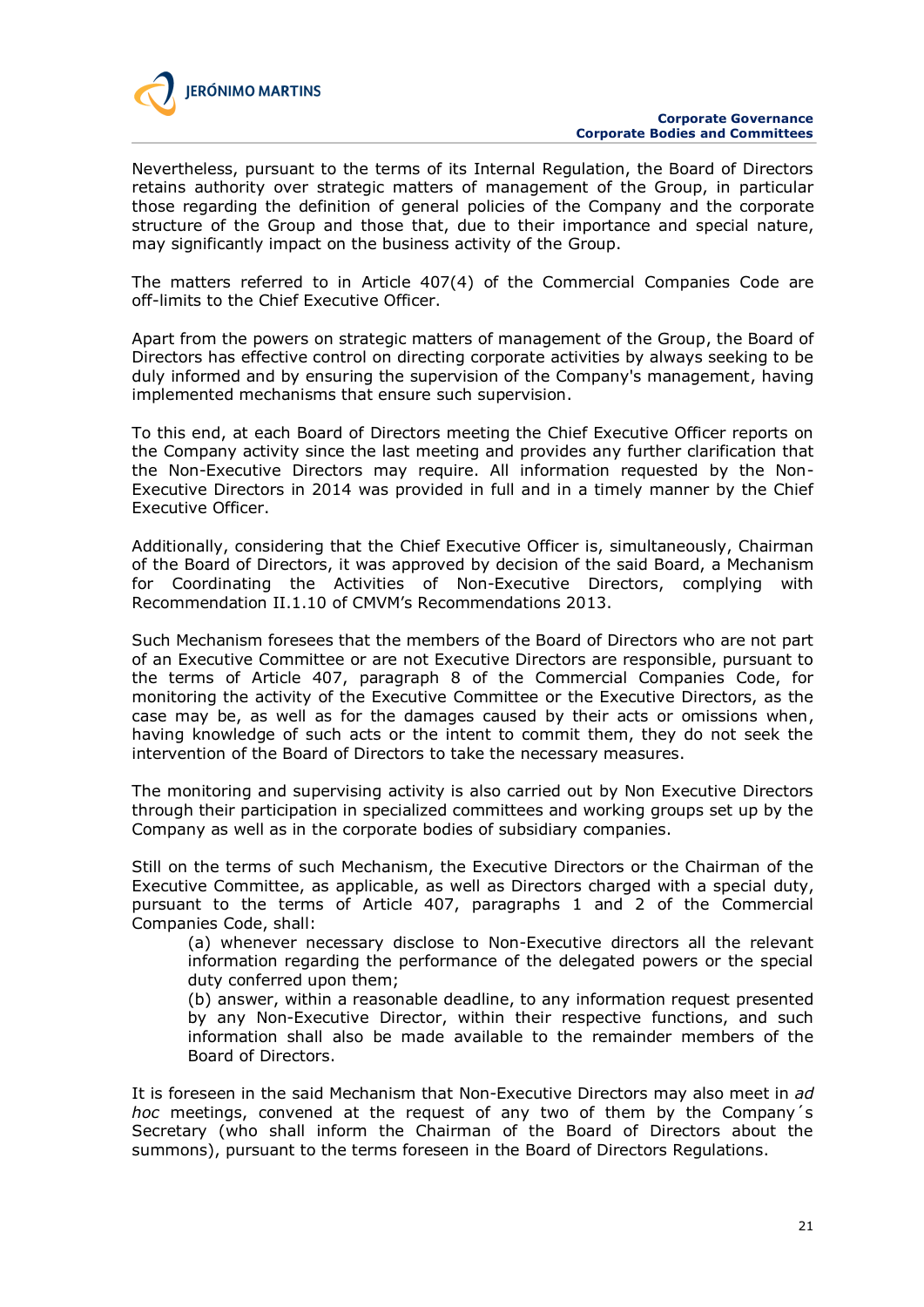Nevertheless, pursuant to the terms of its Internal Regulation, the Board of Directors retains authority over strategic matters of management of the Group, in particular those regarding the definition of general policies of the Company and the corporate structure of the Group and those that, due to their importance and special nature, may significantly impact on the business activity of the Group.

The matters referred to in Article 407(4) of the Commercial Companies Code are off-limits to the Chief Executive Officer.

Apart from the powers on strategic matters of management of the Group, the Board of Directors has effective control on directing corporate activities by always seeking to be duly informed and by ensuring the supervision of the Company's management, having implemented mechanisms that ensure such supervision.

To this end, at each Board of Directors meeting the Chief Executive Officer reports on the Company activity since the last meeting and provides any further clarification that the Non-Executive Directors may require. All information requested by the Non-Executive Directors in 2014 was provided in full and in a timely manner by the Chief Executive Officer.

Additionally, considering that the Chief Executive Officer is, simultaneously, Chairman of the Board of Directors, it was approved by decision of the said Board, a Mechanism for Coordinating the Activities of Non-Executive Directors, complying with Recommendation II.1.10 of CMVM's Recommendations 2013.

Such Mechanism foresees that the members of the Board of Directors who are not part of an Executive Committee or are not Executive Directors are responsible, pursuant to the terms of Article 407, paragraph 8 of the Commercial Companies Code, for monitoring the activity of the Executive Committee or the Executive Directors, as the case may be, as well as for the damages caused by their acts or omissions when, having knowledge of such acts or the intent to commit them, they do not seek the intervention of the Board of Directors to take the necessary measures.

The monitoring and supervising activity is also carried out by Non Executive Directors through their participation in specialized committees and working groups set up by the Company as well as in the corporate bodies of subsidiary companies.

Still on the terms of such Mechanism, the Executive Directors or the Chairman of the Executive Committee, as applicable, as well as Directors charged with a special duty, pursuant to the terms of Article 407, paragraphs 1 and 2 of the Commercial Companies Code, shall:

(a) whenever necessary disclose to Non-Executive directors all the relevant information regarding the performance of the delegated powers or the special duty conferred upon them;

(b) answer, within a reasonable deadline, to any information request presented by any Non-Executive Director, within their respective functions, and such information shall also be made available to the remainder members of the Board of Directors.

It is foreseen in the said Mechanism that Non-Executive Directors may also meet in *ad hoc* meetings, convened at the request of any two of them by the Company´s Secretary (who shall inform the Chairman of the Board of Directors about the summons), pursuant to the terms foreseen in the Board of Directors Regulations.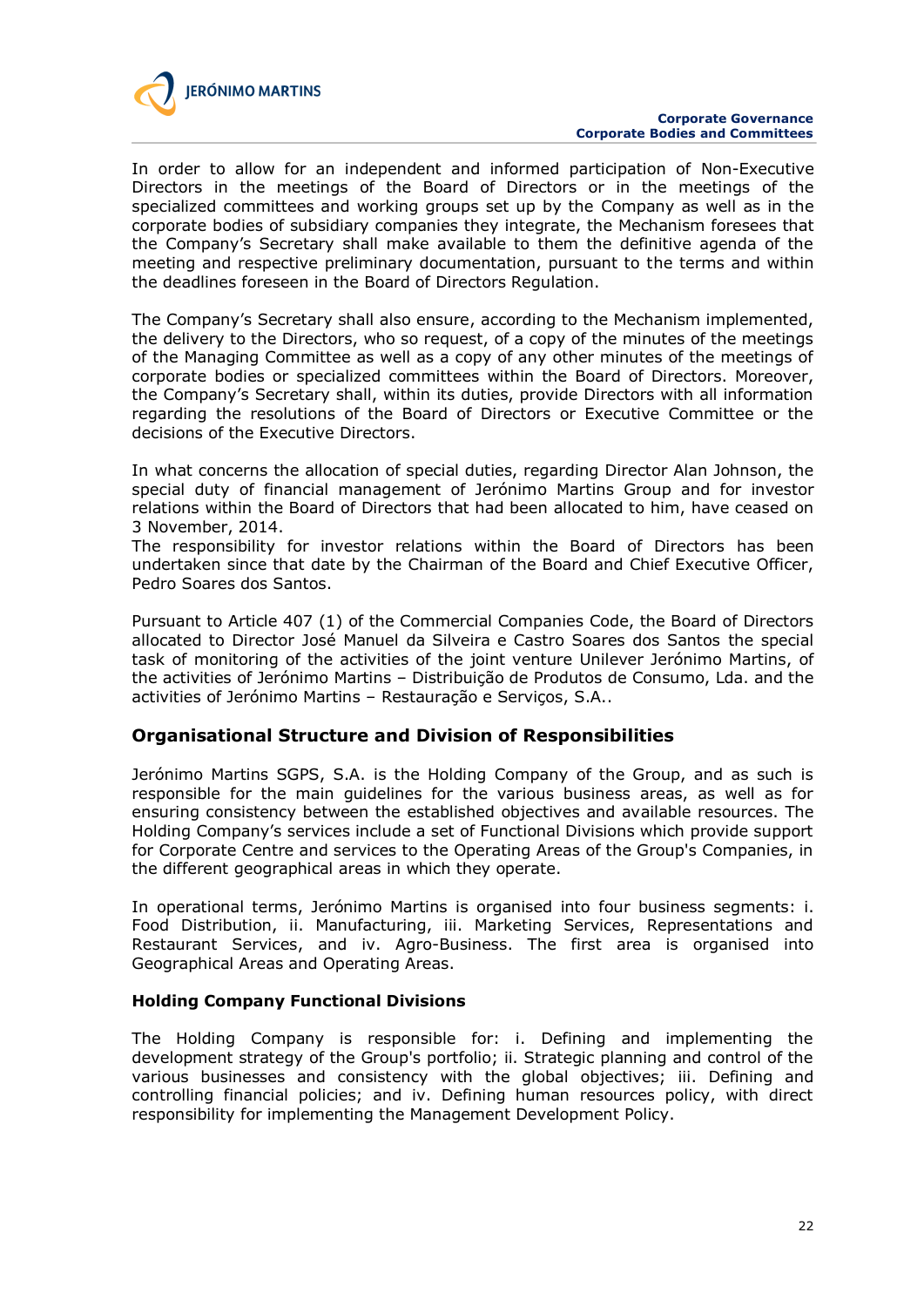In order to allow for an independent and informed participation of Non-Executive Directors in the meetings of the Board of Directors or in the meetings of the specialized committees and working groups set up by the Company as well as in the corporate bodies of subsidiary companies they integrate, the Mechanism foresees that the Company's Secretary shall make available to them the definitive agenda of the meeting and respective preliminary documentation, pursuant to the terms and within the deadlines foreseen in the Board of Directors Regulation.

The Company's Secretary shall also ensure, according to the Mechanism implemented, the delivery to the Directors, who so request, of a copy of the minutes of the meetings of the Managing Committee as well as a copy of any other minutes of the meetings of corporate bodies or specialized committees within the Board of Directors. Moreover, the Company's Secretary shall, within its duties, provide Directors with all information regarding the resolutions of the Board of Directors or Executive Committee or the decisions of the Executive Directors.

In what concerns the allocation of special duties, regarding Director Alan Johnson, the special duty of financial management of Jerónimo Martins Group and for investor relations within the Board of Directors that had been allocated to him, have ceased on 3 November, 2014.
The responsibility for investor relations within the Board of Directors has been undertaken since that date by the Chairman of the Board and Chief Executive Officer, Pedro Soares dos Santos.

Pursuant to Article 407 (1) of the Commercial Companies Code, the Board of Directors allocated to Director José Manuel da Silveira e Castro Soares dos Santos the special task of monitoring of the activities of the joint venture Unilever Jerónimo Martins, of the activities of Jerónimo Martins – Distribuição de Produtos de Consumo, Lda. and the activities of Jerónimo Martins – Restauração e Serviços, S.A..

## Organisational Structure and Division of Responsibilities

Jerónimo Martins SGPS, S.A. is the Holding Company of the Group, and as such is responsible for the main guidelines for the various business areas, as well as for ensuring consistency between the established objectives and available resources. The Holding Company's services include a set of Functional Divisions which provide support for Corporate Centre and services to the Operating Areas of the Group's Companies, in the different geographical areas in which they operate.

In operational terms, Jerónimo Martins is organised into four business segments: i. Food Distribution, ii. Manufacturing, iii. Marketing Services, Representations and Restaurant Services, and iv. Agro-Business. The first area is organised into Geographical Areas and Operating Areas.

### Holding Company Functional Divisions

The Holding Company is responsible for: i. Defining and implementing the development strategy of the Group's portfolio; ii. Strategic planning and control of the various businesses and consistency with the global objectives; iii. Defining and controlling financial policies; and iv. Defining human resources policy, with direct responsibility for implementing the Management Development Policy.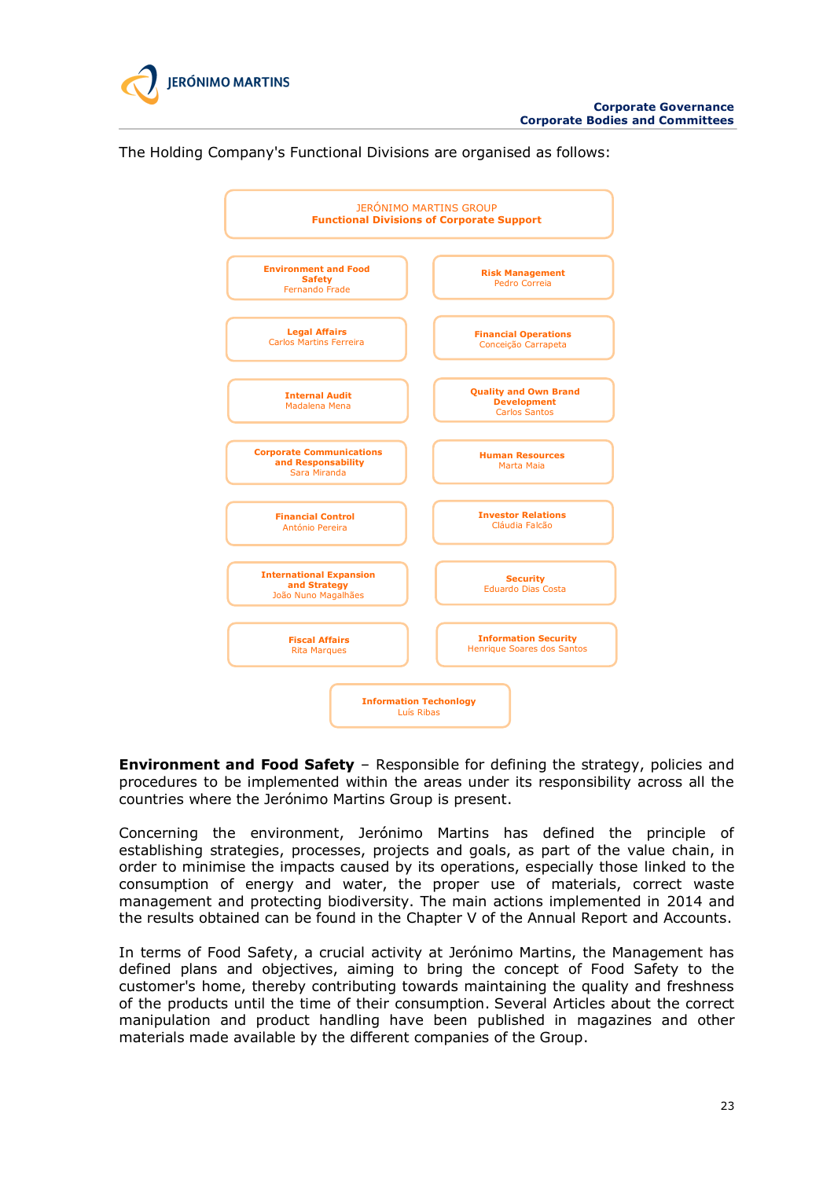The Holding Company's Functional Divisions are organised as follows:

**JERÓNIMO MARTINS GROUP**
**Functional Divisions of Corporate Support**

- **Environment and Food Safety** – Fernando Frade
- **Risk Management** – Pedro Correia
- **Legal Affairs** – Carlos Martins Ferreira
- **Financial Operations** – Conceição Carrapeta
- **Internal Audit** – Madalena Mena
- **Quality and Own Brand Development** – Carlos Santos
- **Corporate Communications and Responsability** – Sara Miranda
- **Human Resources** – Marta Maia
- **Financial Control** – António Pereira
- **Investor Relations** – Cláudia Falcão
- **International Expansion and Strategy** – João Nuno Magalhães
- **Security** – Eduardo Dias Costa
- **Fiscal Affairs** – Rita Marques
- **Information Security** – Henrique Soares dos Santos
- **Information Techonlogy** – Luís Ribas

**Environment and Food Safety** – Responsible for defining the strategy, policies and procedures to be implemented within the areas under its responsibility across all the countries where the Jerónimo Martins Group is present.

Concerning the environment, Jerónimo Martins has defined the principle of establishing strategies, processes, projects and goals, as part of the value chain, in order to minimise the impacts caused by its operations, especially those linked to the consumption of energy and water, the proper use of materials, correct waste management and protecting biodiversity. The main actions implemented in 2014 and the results obtained can be found in the Chapter V of the Annual Report and Accounts.

In terms of Food Safety, a crucial activity at Jerónimo Martins, the Management has defined plans and objectives, aiming to bring the concept of Food Safety to the customer's home, thereby contributing towards maintaining the quality and freshness of the products until the time of their consumption. Several Articles about the correct manipulation and product handling have been published in magazines and other materials made available by the different companies of the Group.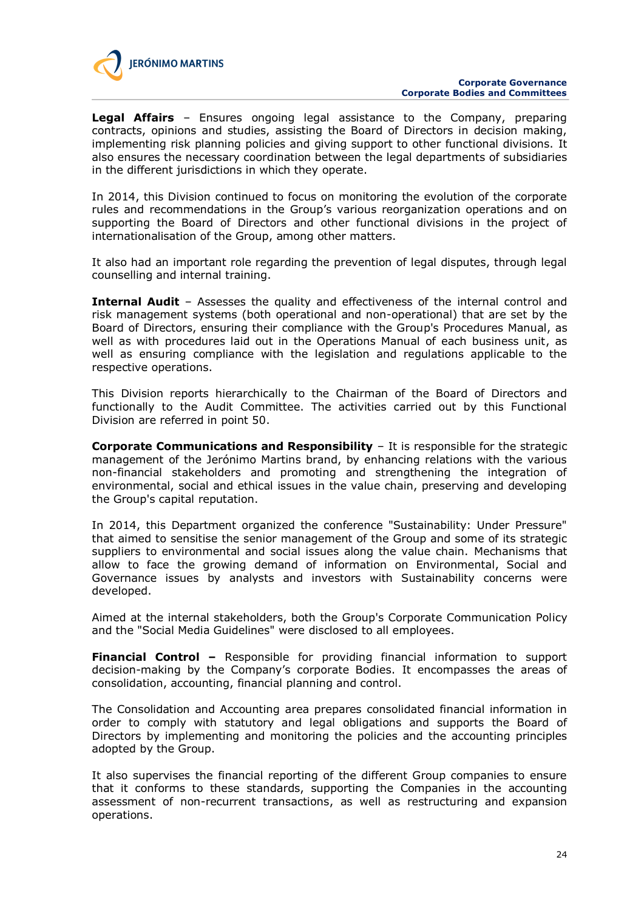**Legal Affairs** – Ensures ongoing legal assistance to the Company, preparing contracts, opinions and studies, assisting the Board of Directors in decision making, implementing risk planning policies and giving support to other functional divisions. It also ensures the necessary coordination between the legal departments of subsidiaries in the different jurisdictions in which they operate.

In 2014, this Division continued to focus on monitoring the evolution of the corporate rules and recommendations in the Group's various reorganization operations and on supporting the Board of Directors and other functional divisions in the project of internationalisation of the Group, among other matters.

It also had an important role regarding the prevention of legal disputes, through legal counselling and internal training.

**Internal Audit** – Assesses the quality and effectiveness of the internal control and risk management systems (both operational and non-operational) that are set by the Board of Directors, ensuring their compliance with the Group's Procedures Manual, as well as with procedures laid out in the Operations Manual of each business unit, as well as ensuring compliance with the legislation and regulations applicable to the respective operations.

This Division reports hierarchically to the Chairman of the Board of Directors and functionally to the Audit Committee. The activities carried out by this Functional Division are referred in point 50.

**Corporate Communications and Responsibility** – It is responsible for the strategic management of the Jerónimo Martins brand, by enhancing relations with the various non-financial stakeholders and promoting and strengthening the integration of environmental, social and ethical issues in the value chain, preserving and developing the Group's capital reputation.

In 2014, this Department organized the conference "Sustainability: Under Pressure" that aimed to sensitise the senior management of the Group and some of its strategic suppliers to environmental and social issues along the value chain. Mechanisms that allow to face the growing demand of information on Environmental, Social and Governance issues by analysts and investors with Sustainability concerns were developed.

Aimed at the internal stakeholders, both the Group's Corporate Communication Policy and the "Social Media Guidelines" were disclosed to all employees.

**Financial Control –** Responsible for providing financial information to support decision-making by the Company's corporate Bodies. It encompasses the areas of consolidation, accounting, financial planning and control.

The Consolidation and Accounting area prepares consolidated financial information in order to comply with statutory and legal obligations and supports the Board of Directors by implementing and monitoring the policies and the accounting principles adopted by the Group.

It also supervises the financial reporting of the different Group companies to ensure that it conforms to these standards, supporting the Companies in the accounting assessment of non-recurrent transactions, as well as restructuring and expansion operations.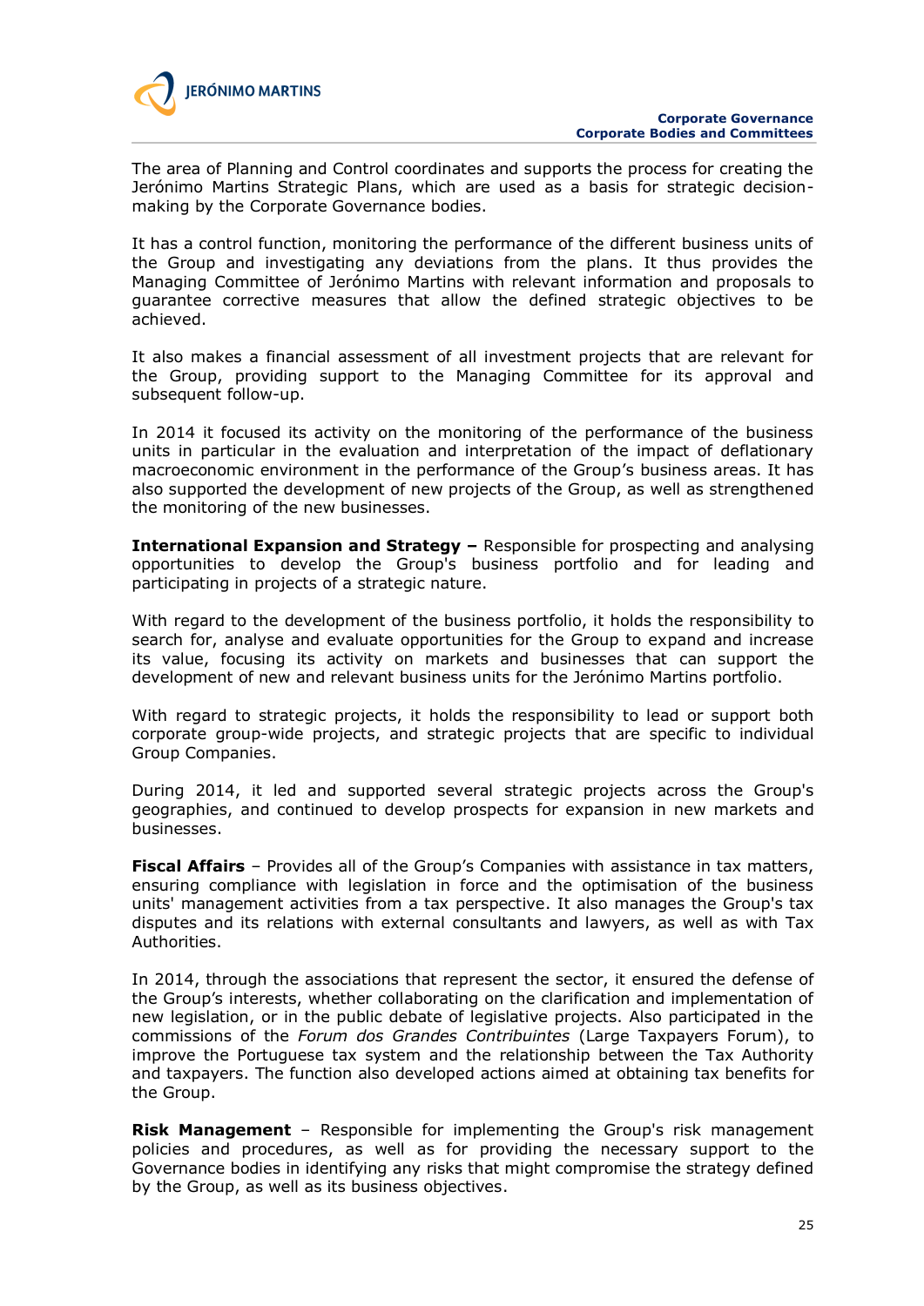The area of Planning and Control coordinates and supports the process for creating the Jerónimo Martins Strategic Plans, which are used as a basis for strategic decision-making by the Corporate Governance bodies.

It has a control function, monitoring the performance of the different business units of the Group and investigating any deviations from the plans. It thus provides the Managing Committee of Jerónimo Martins with relevant information and proposals to guarantee corrective measures that allow the defined strategic objectives to be achieved.

It also makes a financial assessment of all investment projects that are relevant for the Group, providing support to the Managing Committee for its approval and subsequent follow-up.

In 2014 it focused its activity on the monitoring of the performance of the business units in particular in the evaluation and interpretation of the impact of deflationary macroeconomic environment in the performance of the Group's business areas. It has also supported the development of new projects of the Group, as well as strengthened the monitoring of the new businesses.

**International Expansion and Strategy –** Responsible for prospecting and analysing opportunities to develop the Group's business portfolio and for leading and participating in projects of a strategic nature.

With regard to the development of the business portfolio, it holds the responsibility to search for, analyse and evaluate opportunities for the Group to expand and increase its value, focusing its activity on markets and businesses that can support the development of new and relevant business units for the Jerónimo Martins portfolio.

With regard to strategic projects, it holds the responsibility to lead or support both corporate group-wide projects, and strategic projects that are specific to individual Group Companies.

During 2014, it led and supported several strategic projects across the Group's geographies, and continued to develop prospects for expansion in new markets and businesses.

**Fiscal Affairs** – Provides all of the Group's Companies with assistance in tax matters, ensuring compliance with legislation in force and the optimisation of the business units' management activities from a tax perspective. It also manages the Group's tax disputes and its relations with external consultants and lawyers, as well as with Tax Authorities.

In 2014, through the associations that represent the sector, it ensured the defense of the Group's interests, whether collaborating on the clarification and implementation of new legislation, or in the public debate of legislative projects. Also participated in the commissions of the *Forum dos Grandes Contribuintes* (Large Taxpayers Forum), to improve the Portuguese tax system and the relationship between the Tax Authority and taxpayers. The function also developed actions aimed at obtaining tax benefits for the Group.

**Risk Management** – Responsible for implementing the Group's risk management policies and procedures, as well as for providing the necessary support to the Governance bodies in identifying any risks that might compromise the strategy defined by the Group, as well as its business objectives.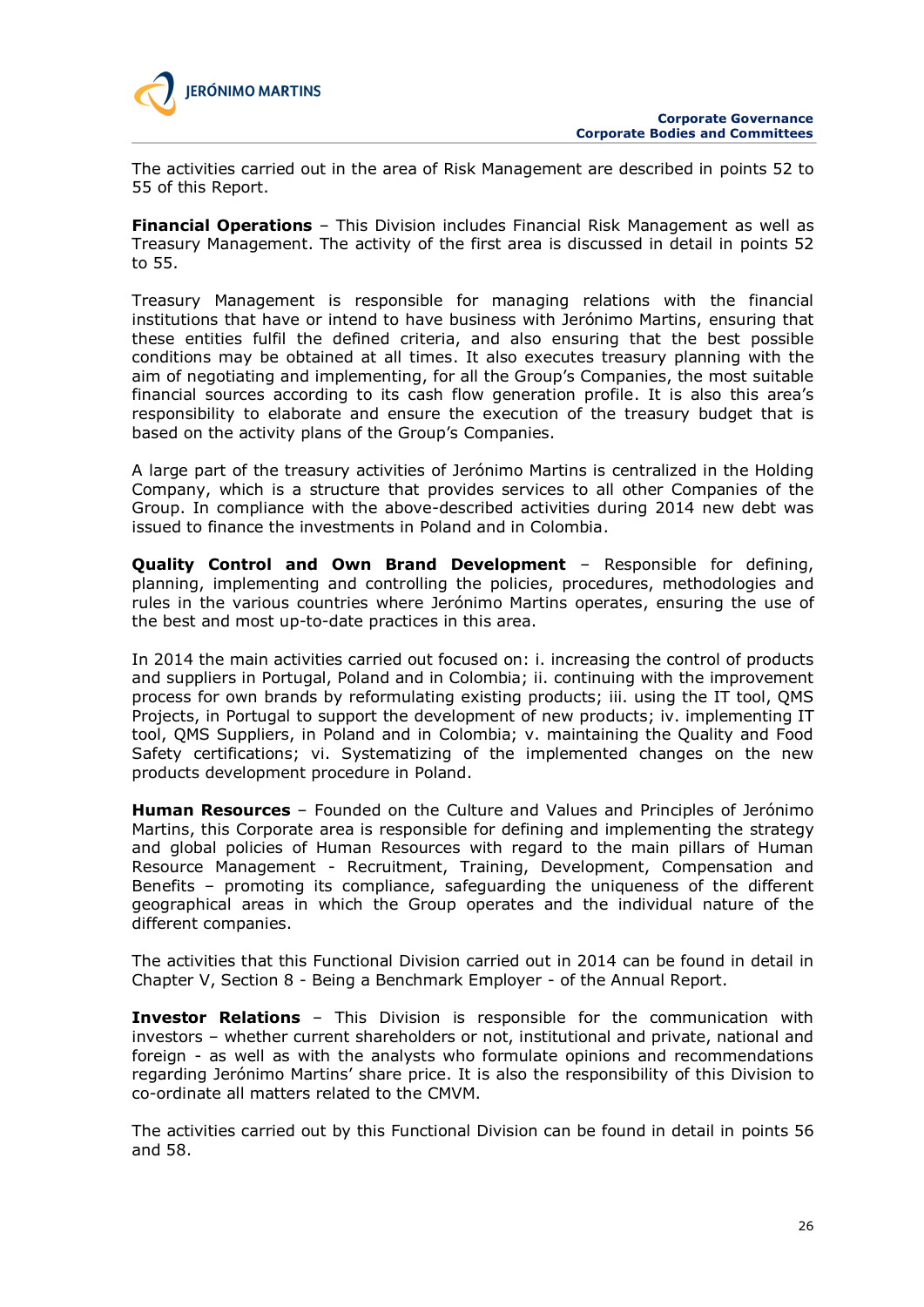The activities carried out in the area of Risk Management are described in points 52 to 55 of this Report.

**Financial Operations** – This Division includes Financial Risk Management as well as Treasury Management. The activity of the first area is discussed in detail in points 52 to 55.

Treasury Management is responsible for managing relations with the financial institutions that have or intend to have business with Jerónimo Martins, ensuring that these entities fulfil the defined criteria, and also ensuring that the best possible conditions may be obtained at all times. It also executes treasury planning with the aim of negotiating and implementing, for all the Group's Companies, the most suitable financial sources according to its cash flow generation profile. It is also this area's responsibility to elaborate and ensure the execution of the treasury budget that is based on the activity plans of the Group's Companies.

A large part of the treasury activities of Jerónimo Martins is centralized in the Holding Company, which is a structure that provides services to all other Companies of the Group. In compliance with the above-described activities during 2014 new debt was issued to finance the investments in Poland and in Colombia.

**Quality Control and Own Brand Development** – Responsible for defining, planning, implementing and controlling the policies, procedures, methodologies and rules in the various countries where Jerónimo Martins operates, ensuring the use of the best and most up-to-date practices in this area.

In 2014 the main activities carried out focused on: i. increasing the control of products and suppliers in Portugal, Poland and in Colombia; ii. continuing with the improvement process for own brands by reformulating existing products; iii. using the IT tool, QMS Projects, in Portugal to support the development of new products; iv. implementing IT tool, QMS Suppliers, in Poland and in Colombia; v. maintaining the Quality and Food Safety certifications; vi. Systematizing of the implemented changes on the new products development procedure in Poland.

**Human Resources** – Founded on the Culture and Values and Principles of Jerónimo Martins, this Corporate area is responsible for defining and implementing the strategy and global policies of Human Resources with regard to the main pillars of Human Resource Management - Recruitment, Training, Development, Compensation and Benefits – promoting its compliance, safeguarding the uniqueness of the different geographical areas in which the Group operates and the individual nature of the different companies.

The activities that this Functional Division carried out in 2014 can be found in detail in Chapter V, Section 8 - Being a Benchmark Employer - of the Annual Report.

**Investor Relations** – This Division is responsible for the communication with investors – whether current shareholders or not, institutional and private, national and foreign - as well as with the analysts who formulate opinions and recommendations regarding Jerónimo Martins' share price. It is also the responsibility of this Division to co-ordinate all matters related to the CMVM.

The activities carried out by this Functional Division can be found in detail in points 56 and 58.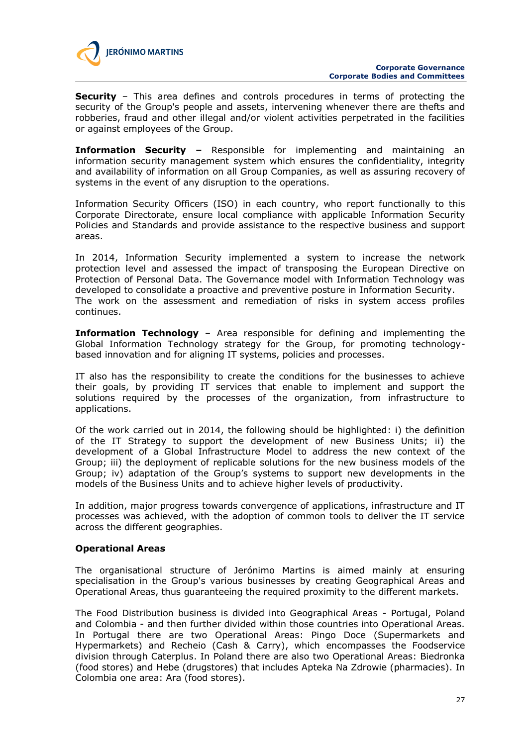**Security** – This area defines and controls procedures in terms of protecting the security of the Group's people and assets, intervening whenever there are thefts and robberies, fraud and other illegal and/or violent activities perpetrated in the facilities or against employees of the Group.

**Information Security –** Responsible for implementing and maintaining an information security management system which ensures the confidentiality, integrity and availability of information on all Group Companies, as well as assuring recovery of systems in the event of any disruption to the operations.

Information Security Officers (ISO) in each country, who report functionally to this Corporate Directorate, ensure local compliance with applicable Information Security Policies and Standards and provide assistance to the respective business and support areas.

In 2014, Information Security implemented a system to increase the network protection level and assessed the impact of transposing the European Directive on Protection of Personal Data. The Governance model with Information Technology was developed to consolidate a proactive and preventive posture in Information Security.
The work on the assessment and remediation of risks in system access profiles continues.

**Information Technology** – Area responsible for defining and implementing the Global Information Technology strategy for the Group, for promoting technology-based innovation and for aligning IT systems, policies and processes.

IT also has the responsibility to create the conditions for the businesses to achieve their goals, by providing IT services that enable to implement and support the solutions required by the processes of the organization, from infrastructure to applications.

Of the work carried out in 2014, the following should be highlighted: i) the definition of the IT Strategy to support the development of new Business Units; ii) the development of a Global Infrastructure Model to address the new context of the Group; iii) the deployment of replicable solutions for the new business models of the Group; iv) adaptation of the Group's systems to support new developments in the models of the Business Units and to achieve higher levels of productivity.

In addition, major progress towards convergence of applications, infrastructure and IT processes was achieved, with the adoption of common tools to deliver the IT service across the different geographies.

**Operational Areas**

The organisational structure of Jerónimo Martins is aimed mainly at ensuring specialisation in the Group's various businesses by creating Geographical Areas and Operational Areas, thus guaranteeing the required proximity to the different markets.

The Food Distribution business is divided into Geographical Areas - Portugal, Poland and Colombia - and then further divided within those countries into Operational Areas. In Portugal there are two Operational Areas: Pingo Doce (Supermarkets and Hypermarkets) and Recheio (Cash & Carry), which encompasses the Foodservice division through Caterplus. In Poland there are also two Operational Areas: Biedronka (food stores) and Hebe (drugstores) that includes Apteka Na Zdrowie (pharmacies). In Colombia one area: Ara (food stores).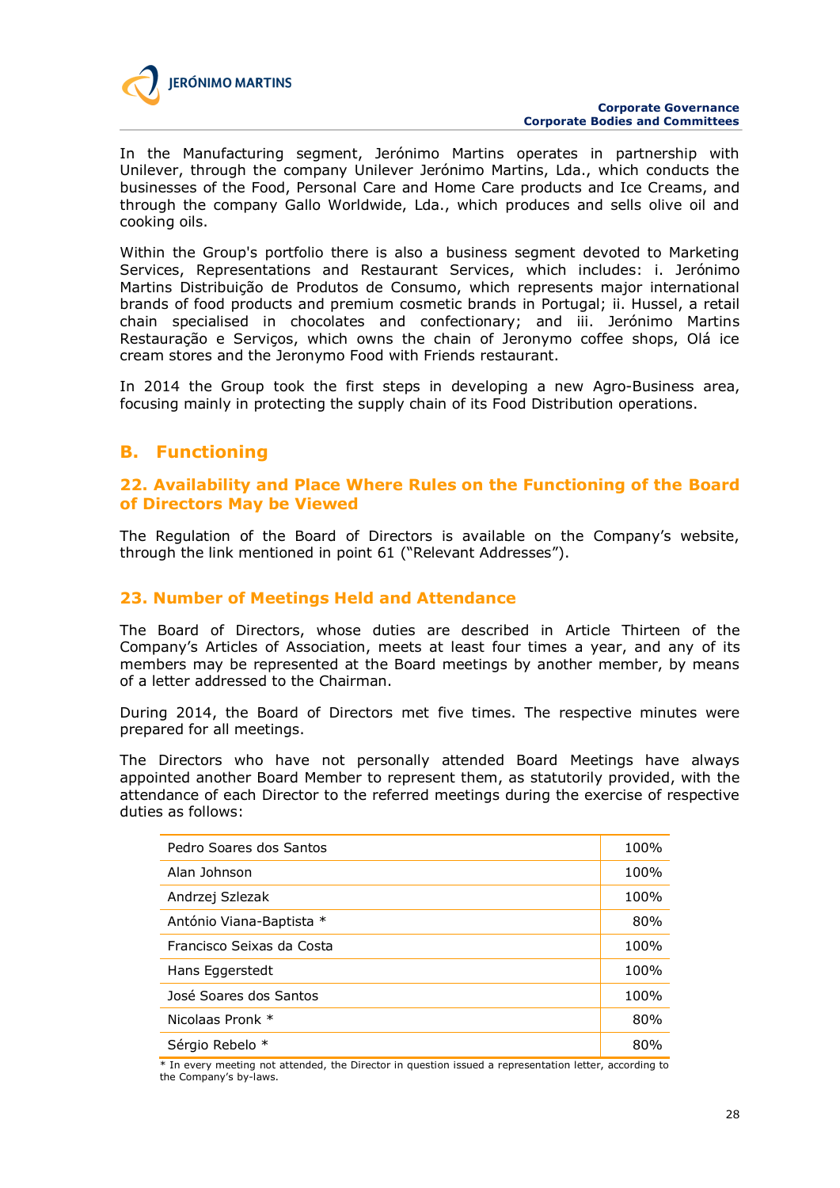In the Manufacturing segment, Jerónimo Martins operates in partnership with Unilever, through the company Unilever Jerónimo Martins, Lda., which conducts the businesses of the Food, Personal Care and Home Care products and Ice Creams, and through the company Gallo Worldwide, Lda., which produces and sells olive oil and cooking oils.

Within the Group's portfolio there is also a business segment devoted to Marketing Services, Representations and Restaurant Services, which includes: i. Jerónimo Martins Distribuição de Produtos de Consumo, which represents major international brands of food products and premium cosmetic brands in Portugal; ii. Hussel, a retail chain specialised in chocolates and confectionary; and iii. Jerónimo Martins Restauração e Serviços, which owns the chain of Jeronymo coffee shops, Olá ice cream stores and the Jeronymo Food with Friends restaurant.

In 2014 the Group took the first steps in developing a new Agro-Business area, focusing mainly in protecting the supply chain of its Food Distribution operations.

## B. Functioning

### 22. Availability and Place Where Rules on the Functioning of the Board of Directors May be Viewed

The Regulation of the Board of Directors is available on the Company's website, through the link mentioned in point 61 ("Relevant Addresses").

### 23. Number of Meetings Held and Attendance

The Board of Directors, whose duties are described in Article Thirteen of the Company's Articles of Association, meets at least four times a year, and any of its members may be represented at the Board meetings by another member, by means of a letter addressed to the Chairman.

During 2014, the Board of Directors met five times. The respective minutes were prepared for all meetings.

The Directors who have not personally attended Board Meetings have always appointed another Board Member to represent them, as statutorily provided, with the attendance of each Director to the referred meetings during the exercise of respective duties as follows:

| Director | Attendance |
|---|---|
| Pedro Soares dos Santos | 100% |
| Alan Johnson | 100% |
| Andrzej Szlezak | 100% |
| António Viana-Baptista * | 80% |
| Francisco Seixas da Costa | 100% |
| Hans Eggerstedt | 100% |
| José Soares dos Santos | 100% |
| Nicolaas Pronk * | 80% |
| Sérgio Rebelo * | 80% |

* In every meeting not attended, the Director in question issued a representation letter, according to the Company's by-laws.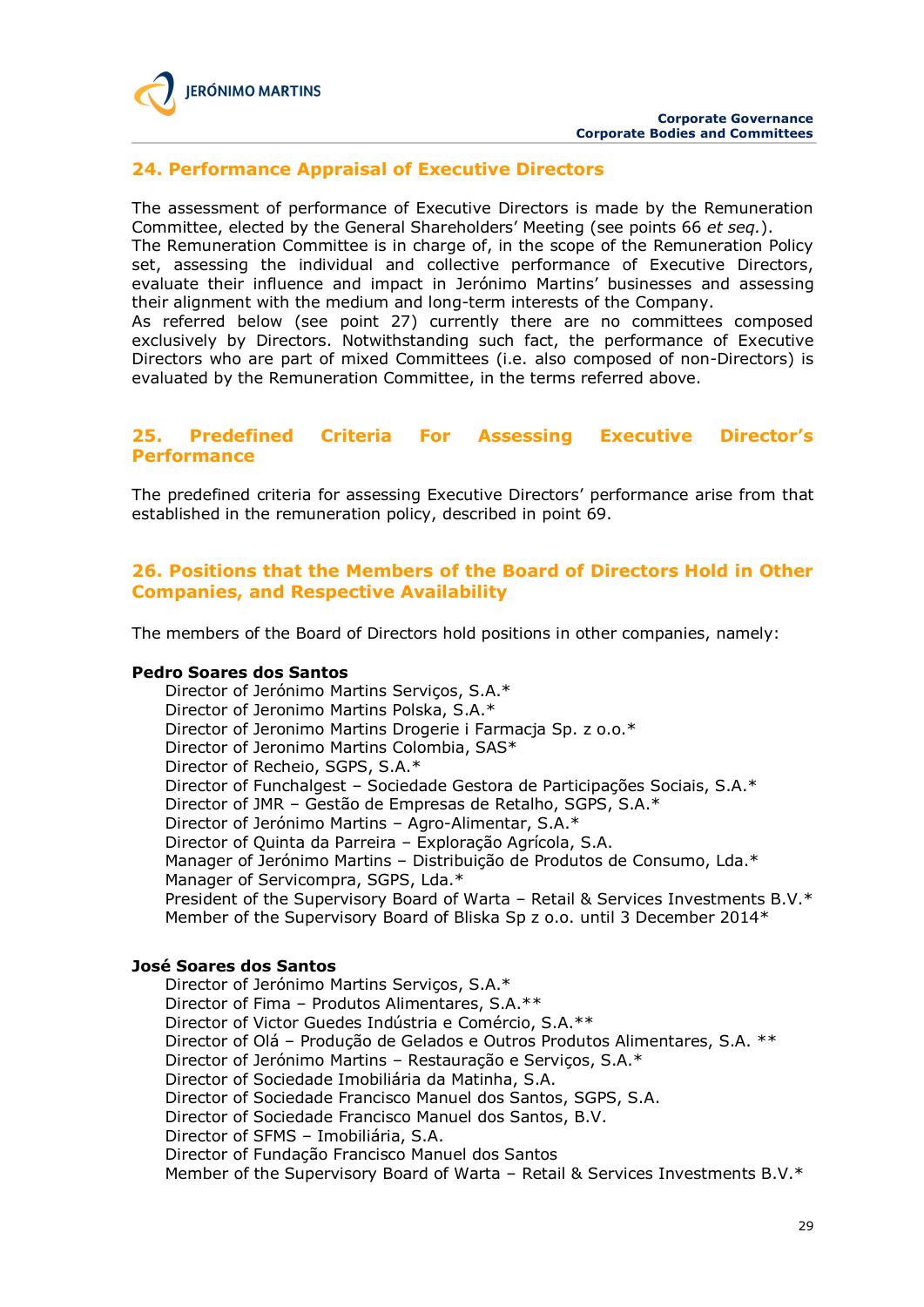## 24. Performance Appraisal of Executive Directors

The assessment of performance of Executive Directors is made by the Remuneration Committee, elected by the General Shareholders' Meeting (see points 66 *et seq.*).
The Remuneration Committee is in charge of, in the scope of the Remuneration Policy set, assessing the individual and collective performance of Executive Directors, evaluate their influence and impact in Jerónimo Martins' businesses and assessing their alignment with the medium and long-term interests of the Company.
As referred below (see point 27) currently there are no committees composed exclusively by Directors. Notwithstanding such fact, the performance of Executive Directors who are part of mixed Committees (i.e. also composed of non-Directors) is evaluated by the Remuneration Committee, in the terms referred above.

## 25. Predefined Criteria For Assessing Executive Director's Performance

The predefined criteria for assessing Executive Directors' performance arise from that established in the remuneration policy, described in point 69.

## 26. Positions that the Members of the Board of Directors Hold in Other Companies, and Respective Availability

The members of the Board of Directors hold positions in other companies, namely:

**Pedro Soares dos Santos**

Director of Jerónimo Martins Serviços, S.A.*
Director of Jeronimo Martins Polska, S.A.*
Director of Jeronimo Martins Drogerie i Farmacja Sp. z o.o.*
Director of Jeronimo Martins Colombia, SAS*
Director of Recheio, SGPS, S.A.*
Director of Funchalgest – Sociedade Gestora de Participações Sociais, S.A.*
Director of JMR – Gestão de Empresas de Retalho, SGPS, S.A.*
Director of Jerónimo Martins – Agro-Alimentar, S.A.*
Director of Quinta da Parreira – Exploração Agrícola, S.A.
Manager of Jerónimo Martins – Distribuição de Produtos de Consumo, Lda.*
Manager of Servicompra, SGPS, Lda.*
President of the Supervisory Board of Warta – Retail & Services Investments B.V.*
Member of the Supervisory Board of Bliska Sp z o.o. until 3 December 2014*

**José Soares dos Santos**

Director of Jerónimo Martins Serviços, S.A.*
Director of Fima – Produtos Alimentares, S.A.**
Director of Victor Guedes Indústria e Comércio, S.A.**
Director of Olá – Produção de Gelados e Outros Produtos Alimentares, S.A. **
Director of Jerónimo Martins – Restauração e Serviços, S.A.*
Director of Sociedade Imobiliária da Matinha, S.A.
Director of Sociedade Francisco Manuel dos Santos, SGPS, S.A.
Director of Sociedade Francisco Manuel dos Santos, B.V.
Director of SFMS – Imobiliária, S.A.
Director of Fundação Francisco Manuel dos Santos
Member of the Supervisory Board of Warta – Retail & Services Investments B.V.*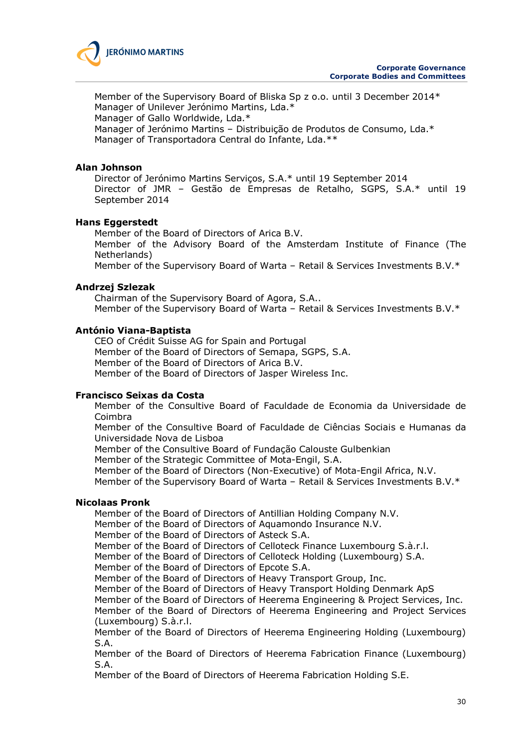Member of the Supervisory Board of Bliska Sp z o.o. until 3 December 2014*
Manager of Unilever Jerónimo Martins, Lda.*
Manager of Gallo Worldwide, Lda.*
Manager of Jerónimo Martins – Distribuição de Produtos de Consumo, Lda.*
Manager of Transportadora Central do Infante, Lda.**

**Alan Johnson**

Director of Jerónimo Martins Serviços, S.A.* until 19 September 2014
Director of JMR – Gestão de Empresas de Retalho, SGPS, S.A.* until 19 September 2014

**Hans Eggerstedt**

Member of the Board of Directors of Arica B.V.
Member of the Advisory Board of the Amsterdam Institute of Finance (The Netherlands)
Member of the Supervisory Board of Warta – Retail & Services Investments B.V.*

**Andrzej Szlezak**

Chairman of the Supervisory Board of Agora, S.A..
Member of the Supervisory Board of Warta – Retail & Services Investments B.V.*

**António Viana-Baptista**

CEO of Crédit Suisse AG for Spain and Portugal
Member of the Board of Directors of Semapa, SGPS, S.A.
Member of the Board of Directors of Arica B.V.
Member of the Board of Directors of Jasper Wireless Inc.

**Francisco Seixas da Costa**

Member of the Consultive Board of Faculdade de Economia da Universidade de Coimbra
Member of the Consultive Board of Faculdade de Ciências Sociais e Humanas da Universidade Nova de Lisboa
Member of the Consultive Board of Fundação Calouste Gulbenkian
Member of the Strategic Committee of Mota-Engil, S.A.
Member of the Board of Directors (Non-Executive) of Mota-Engil Africa, N.V.
Member of the Supervisory Board of Warta – Retail & Services Investments B.V.*

**Nicolaas Pronk**

Member of the Board of Directors of Antillian Holding Company N.V.
Member of the Board of Directors of Aquamondo Insurance N.V.
Member of the Board of Directors of Asteck S.A.
Member of the Board of Directors of Celloteck Finance Luxembourg S.à.r.l.
Member of the Board of Directors of Celloteck Holding (Luxembourg) S.A.
Member of the Board of Directors of Epcote S.A.
Member of the Board of Directors of Heavy Transport Group, Inc.
Member of the Board of Directors of Heavy Transport Holding Denmark ApS
Member of the Board of Directors of Heerema Engineering & Project Services, Inc.
Member of the Board of Directors of Heerema Engineering and Project Services (Luxembourg) S.à.r.l.
Member of the Board of Directors of Heerema Engineering Holding (Luxembourg) S.A.
Member of the Board of Directors of Heerema Fabrication Finance (Luxembourg) S.A.
Member of the Board of Directors of Heerema Fabrication Holding S.E.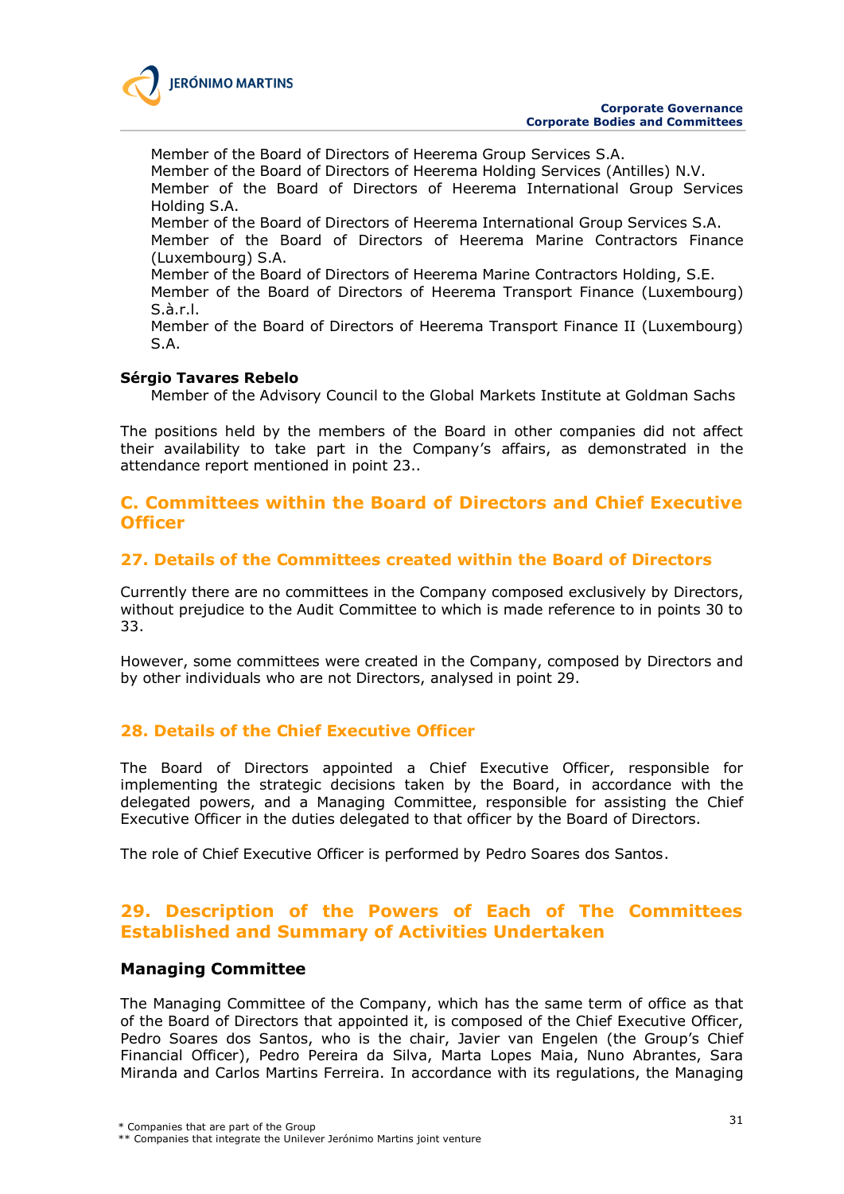Member of the Board of Directors of Heerema Group Services S.A.
Member of the Board of Directors of Heerema Holding Services (Antilles) N.V.
Member of the Board of Directors of Heerema International Group Services Holding S.A.
Member of the Board of Directors of Heerema International Group Services S.A.
Member of the Board of Directors of Heerema Marine Contractors Finance (Luxembourg) S.A.
Member of the Board of Directors of Heerema Marine Contractors Holding, S.E.
Member of the Board of Directors of Heerema Transport Finance (Luxembourg) S.à.r.l.
Member of the Board of Directors of Heerema Transport Finance II (Luxembourg) S.A.

**Sérgio Tavares Rebelo**

Member of the Advisory Council to the Global Markets Institute at Goldman Sachs

The positions held by the members of the Board in other companies did not affect their availability to take part in the Company's affairs, as demonstrated in the attendance report mentioned in point 23..

## C. Committees within the Board of Directors and Chief Executive Officer

### 27. Details of the Committees created within the Board of Directors

Currently there are no committees in the Company composed exclusively by Directors, without prejudice to the Audit Committee to which is made reference to in points 30 to 33.

However, some committees were created in the Company, composed by Directors and by other individuals who are not Directors, analysed in point 29.

### 28. Details of the Chief Executive Officer

The Board of Directors appointed a Chief Executive Officer, responsible for implementing the strategic decisions taken by the Board, in accordance with the delegated powers, and a Managing Committee, responsible for assisting the Chief Executive Officer in the duties delegated to that officer by the Board of Directors.

The role of Chief Executive Officer is performed by Pedro Soares dos Santos.

### 29. Description of the Powers of Each of The Committees Established and Summary of Activities Undertaken

#### Managing Committee

The Managing Committee of the Company, which has the same term of office as that of the Board of Directors that appointed it, is composed of the Chief Executive Officer, Pedro Soares dos Santos, who is the chair, Javier van Engelen (the Group's Chief Financial Officer), Pedro Pereira da Silva, Marta Lopes Maia, Nuno Abrantes, Sara Miranda and Carlos Martins Ferreira. In accordance with its regulations, the Managing

\* Companies that are part of the Group
\*\* Companies that integrate the Unilever Jerónimo Martins joint venture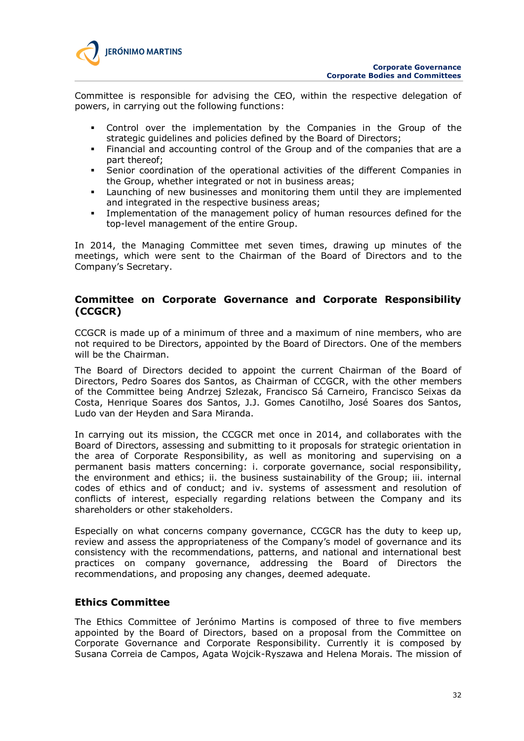Committee is responsible for advising the CEO, within the respective delegation of powers, in carrying out the following functions:

- Control over the implementation by the Companies in the Group of the strategic guidelines and policies defined by the Board of Directors;
- Financial and accounting control of the Group and of the companies that are a part thereof;
- Senior coordination of the operational activities of the different Companies in the Group, whether integrated or not in business areas;
- Launching of new businesses and monitoring them until they are implemented and integrated in the respective business areas;
- Implementation of the management policy of human resources defined for the top-level management of the entire Group.

In 2014, the Managing Committee met seven times, drawing up minutes of the meetings, which were sent to the Chairman of the Board of Directors and to the Company's Secretary.

### Committee on Corporate Governance and Corporate Responsibility (CCGCR)

CCGCR is made up of a minimum of three and a maximum of nine members, who are not required to be Directors, appointed by the Board of Directors. One of the members will be the Chairman.

The Board of Directors decided to appoint the current Chairman of the Board of Directors, Pedro Soares dos Santos, as Chairman of CCGCR, with the other members of the Committee being Andrzej Szlezak, Francisco Sá Carneiro, Francisco Seixas da Costa, Henrique Soares dos Santos, J.J. Gomes Canotilho, José Soares dos Santos, Ludo van der Heyden and Sara Miranda.

In carrying out its mission, the CCGCR met once in 2014, and collaborates with the Board of Directors, assessing and submitting to it proposals for strategic orientation in the area of Corporate Responsibility, as well as monitoring and supervising on a permanent basis matters concerning: i. corporate governance, social responsibility, the environment and ethics; ii. the business sustainability of the Group; iii. internal codes of ethics and of conduct; and iv. systems of assessment and resolution of conflicts of interest, especially regarding relations between the Company and its shareholders or other stakeholders.

Especially on what concerns company governance, CCGCR has the duty to keep up, review and assess the appropriateness of the Company's model of governance and its consistency with the recommendations, patterns, and national and international best practices on company governance, addressing the Board of Directors the recommendations, and proposing any changes, deemed adequate.

### Ethics Committee

The Ethics Committee of Jerónimo Martins is composed of three to five members appointed by the Board of Directors, based on a proposal from the Committee on Corporate Governance and Corporate Responsibility. Currently it is composed by Susana Correia de Campos, Agata Wojcik-Ryszawa and Helena Morais. The mission of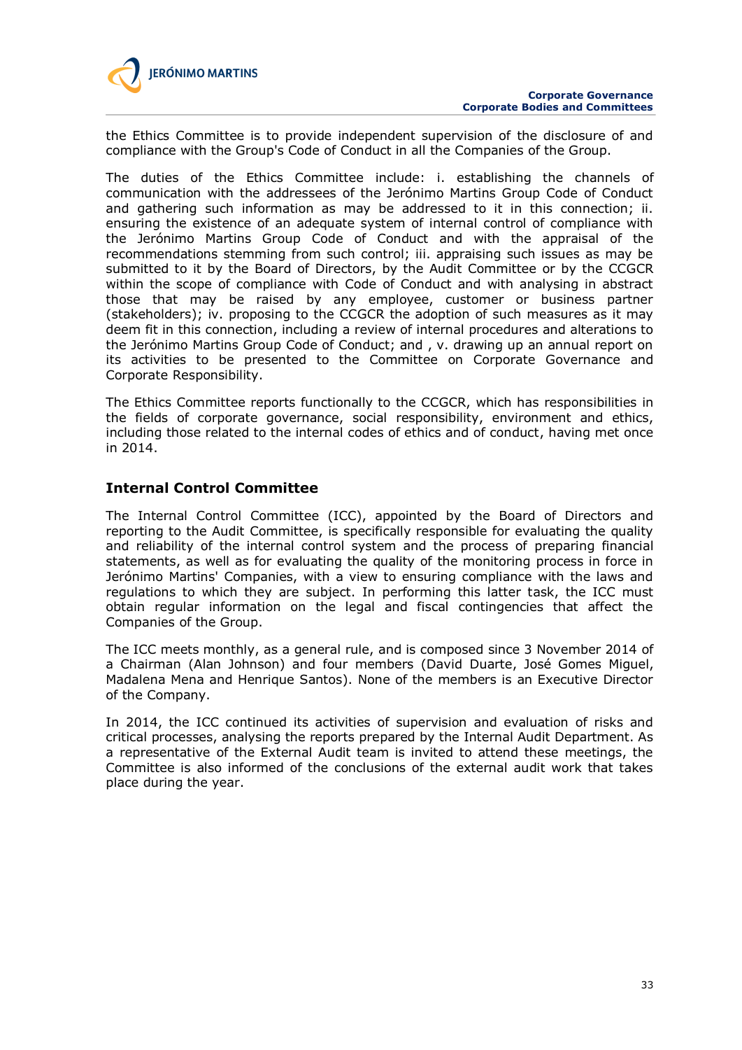the Ethics Committee is to provide independent supervision of the disclosure of and compliance with the Group's Code of Conduct in all the Companies of the Group.

The duties of the Ethics Committee include: i. establishing the channels of communication with the addressees of the Jerónimo Martins Group Code of Conduct and gathering such information as may be addressed to it in this connection; ii. ensuring the existence of an adequate system of internal control of compliance with the Jerónimo Martins Group Code of Conduct and with the appraisal of the recommendations stemming from such control; iii. appraising such issues as may be submitted to it by the Board of Directors, by the Audit Committee or by the CCGCR within the scope of compliance with Code of Conduct and with analysing in abstract those that may be raised by any employee, customer or business partner (stakeholders); iv. proposing to the CCGCR the adoption of such measures as it may deem fit in this connection, including a review of internal procedures and alterations to the Jerónimo Martins Group Code of Conduct; and , v. drawing up an annual report on its activities to be presented to the Committee on Corporate Governance and Corporate Responsibility.

The Ethics Committee reports functionally to the CCGCR, which has responsibilities in the fields of corporate governance, social responsibility, environment and ethics, including those related to the internal codes of ethics and of conduct, having met once in 2014.

## Internal Control Committee

The Internal Control Committee (ICC), appointed by the Board of Directors and reporting to the Audit Committee, is specifically responsible for evaluating the quality and reliability of the internal control system and the process of preparing financial statements, as well as for evaluating the quality of the monitoring process in force in Jerónimo Martins' Companies, with a view to ensuring compliance with the laws and regulations to which they are subject. In performing this latter task, the ICC must obtain regular information on the legal and fiscal contingencies that affect the Companies of the Group.

The ICC meets monthly, as a general rule, and is composed since 3 November 2014 of a Chairman (Alan Johnson) and four members (David Duarte, José Gomes Miguel, Madalena Mena and Henrique Santos). None of the members is an Executive Director of the Company.

In 2014, the ICC continued its activities of supervision and evaluation of risks and critical processes, analysing the reports prepared by the Internal Audit Department. As a representative of the External Audit team is invited to attend these meetings, the Committee is also informed of the conclusions of the external audit work that takes place during the year.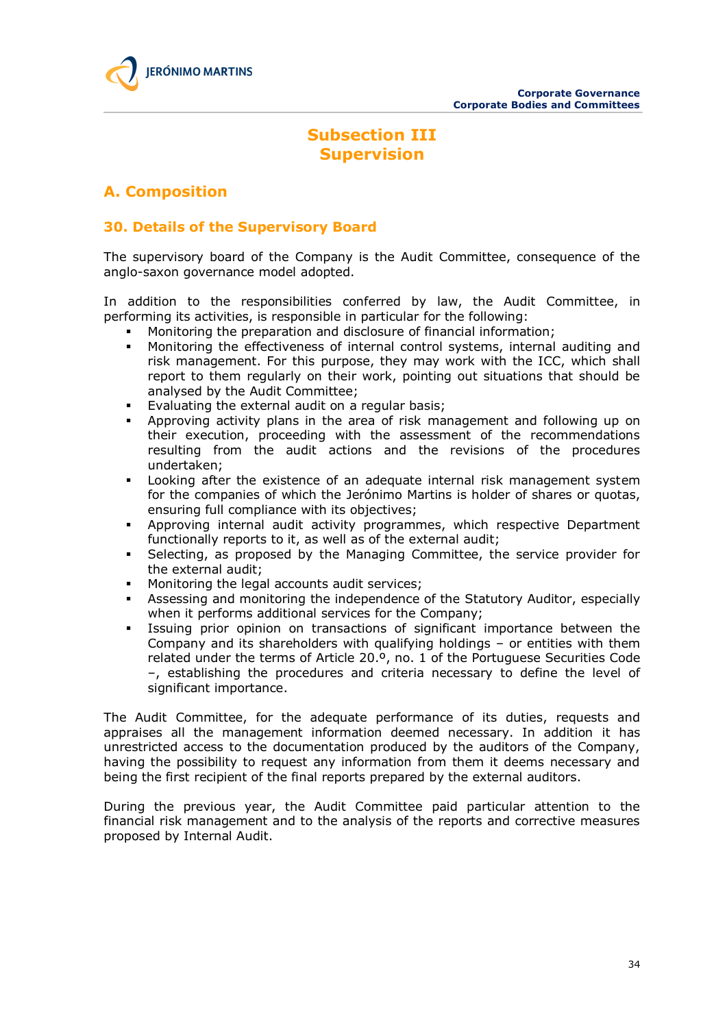# Subsection III
# Supervision

## A. Composition

### 30. Details of the Supervisory Board

The supervisory board of the Company is the Audit Committee, consequence of the anglo-saxon governance model adopted.

In addition to the responsibilities conferred by law, the Audit Committee, in performing its activities, is responsible in particular for the following:

- Monitoring the preparation and disclosure of financial information;
- Monitoring the effectiveness of internal control systems, internal auditing and risk management. For this purpose, they may work with the ICC, which shall report to them regularly on their work, pointing out situations that should be analysed by the Audit Committee;
- Evaluating the external audit on a regular basis;
- Approving activity plans in the area of risk management and following up on their execution, proceeding with the assessment of the recommendations resulting from the audit actions and the revisions of the procedures undertaken;
- Looking after the existence of an adequate internal risk management system for the companies of which the Jerónimo Martins is holder of shares or quotas, ensuring full compliance with its objectives;
- Approving internal audit activity programmes, which respective Department functionally reports to it, as well as of the external audit;
- Selecting, as proposed by the Managing Committee, the service provider for the external audit;
- Monitoring the legal accounts audit services;
- Assessing and monitoring the independence of the Statutory Auditor, especially when it performs additional services for the Company;
- Issuing prior opinion on transactions of significant importance between the Company and its shareholders with qualifying holdings – or entities with them related under the terms of Article 20.º, no. 1 of the Portuguese Securities Code –, establishing the procedures and criteria necessary to define the level of significant importance.

The Audit Committee, for the adequate performance of its duties, requests and appraises all the management information deemed necessary. In addition it has unrestricted access to the documentation produced by the auditors of the Company, having the possibility to request any information from them it deems necessary and being the first recipient of the final reports prepared by the external auditors.

During the previous year, the Audit Committee paid particular attention to the financial risk management and to the analysis of the reports and corrective measures proposed by Internal Audit.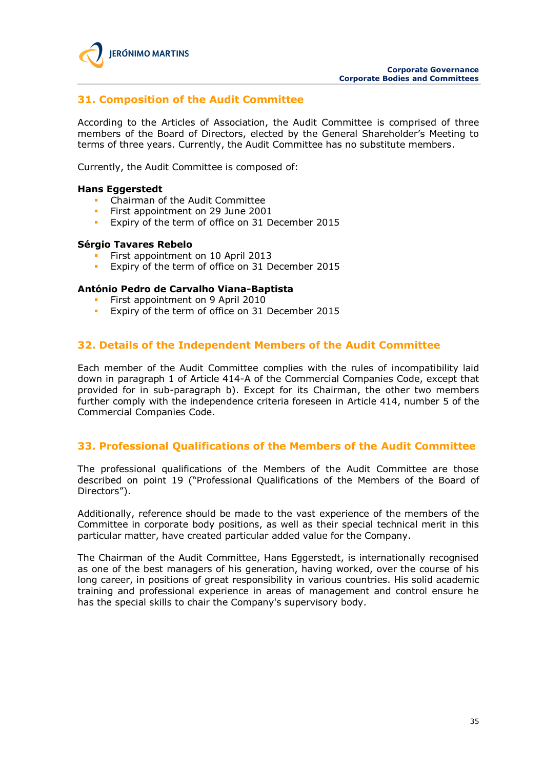## 31. Composition of the Audit Committee

According to the Articles of Association, the Audit Committee is comprised of three members of the Board of Directors, elected by the General Shareholder's Meeting to terms of three years. Currently, the Audit Committee has no substitute members.

Currently, the Audit Committee is composed of:

**Hans Eggerstedt**

- Chairman of the Audit Committee
- First appointment on 29 June 2001
- Expiry of the term of office on 31 December 2015

**Sérgio Tavares Rebelo**

- First appointment on 10 April 2013
- Expiry of the term of office on 31 December 2015

**António Pedro de Carvalho Viana-Baptista**

- First appointment on 9 April 2010
- Expiry of the term of office on 31 December 2015

## 32. Details of the Independent Members of the Audit Committee

Each member of the Audit Committee complies with the rules of incompatibility laid down in paragraph 1 of Article 414-A of the Commercial Companies Code, except that provided for in sub-paragraph b). Except for its Chairman, the other two members further comply with the independence criteria foreseen in Article 414, number 5 of the Commercial Companies Code.

## 33. Professional Qualifications of the Members of the Audit Committee

The professional qualifications of the Members of the Audit Committee are those described on point 19 ("Professional Qualifications of the Members of the Board of Directors").

Additionally, reference should be made to the vast experience of the members of the Committee in corporate body positions, as well as their special technical merit in this particular matter, have created particular added value for the Company.

The Chairman of the Audit Committee, Hans Eggerstedt, is internationally recognised as one of the best managers of his generation, having worked, over the course of his long career, in positions of great responsibility in various countries. His solid academic training and professional experience in areas of management and control ensure he has the special skills to chair the Company's supervisory body.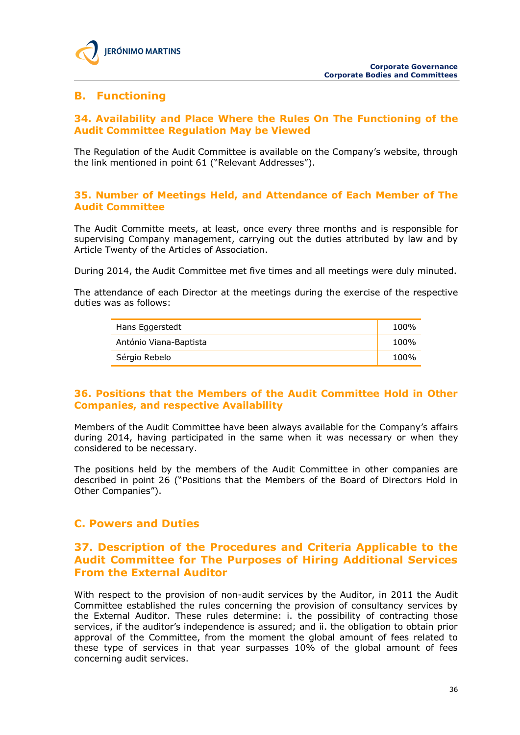## B. Functioning

### 34. Availability and Place Where the Rules On The Functioning of the Audit Committee Regulation May be Viewed

The Regulation of the Audit Committee is available on the Company's website, through the link mentioned in point 61 ("Relevant Addresses").

### 35. Number of Meetings Held, and Attendance of Each Member of The Audit Committee

The Audit Committe meets, at least, once every three months and is responsible for supervising Company management, carrying out the duties attributed by law and by Article Twenty of the Articles of Association.

During 2014, the Audit Committee met five times and all meetings were duly minuted.

The attendance of each Director at the meetings during the exercise of the respective duties was as follows:

| | |
|---|---|
| Hans Eggerstedt | 100% |
| António Viana-Baptista | 100% |
| Sérgio Rebelo | 100% |

### 36. Positions that the Members of the Audit Committee Hold in Other Companies, and respective Availability

Members of the Audit Committee have been always available for the Company's affairs during 2014, having participated in the same when it was necessary or when they considered to be necessary.

The positions held by the members of the Audit Committee in other companies are described in point 26 ("Positions that the Members of the Board of Directors Hold in Other Companies").

## C. Powers and Duties

### 37. Description of the Procedures and Criteria Applicable to the Audit Committee for The Purposes of Hiring Additional Services From the External Auditor

With respect to the provision of non-audit services by the Auditor, in 2011 the Audit Committee established the rules concerning the provision of consultancy services by the External Auditor. These rules determine: i. the possibility of contracting those services, if the auditor's independence is assured; and ii. the obligation to obtain prior approval of the Committee, from the moment the global amount of fees related to these type of services in that year surpasses 10% of the global amount of fees concerning audit services.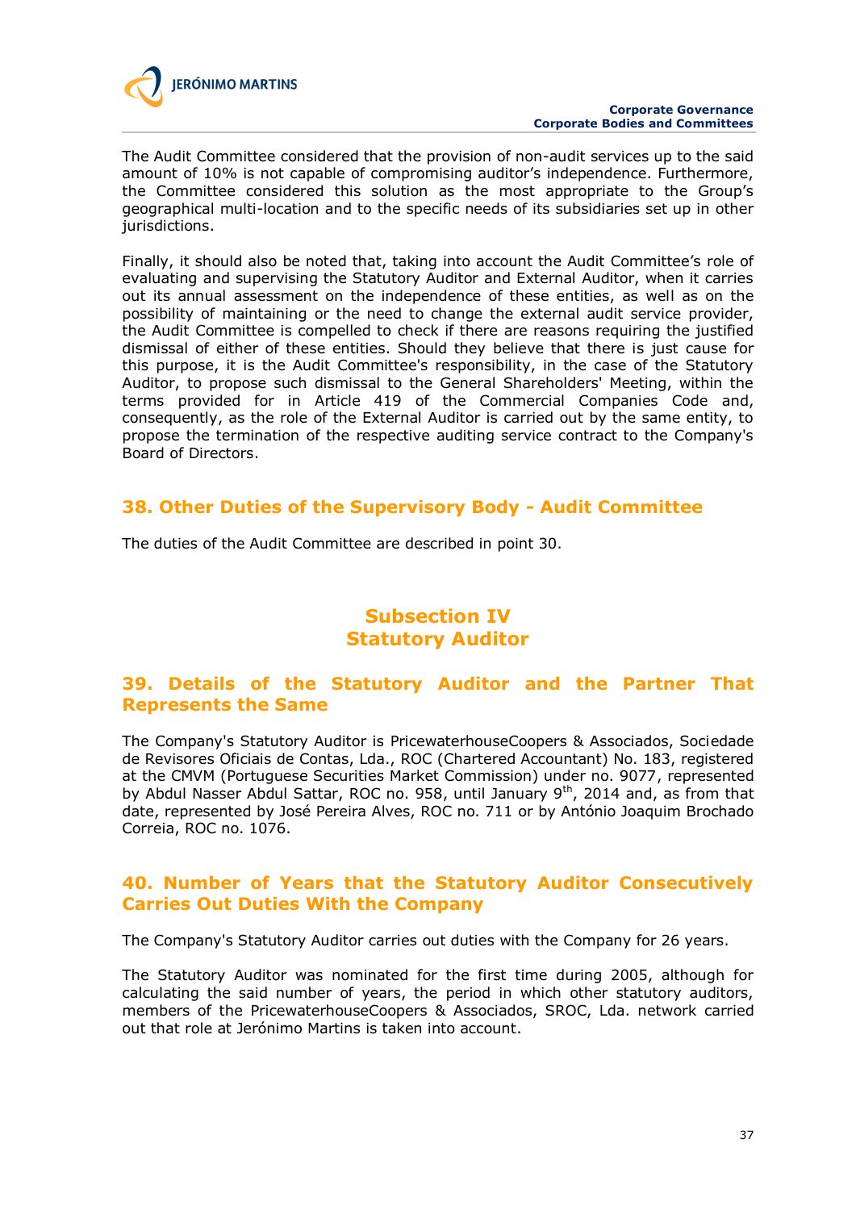The Audit Committee considered that the provision of non-audit services up to the said amount of 10% is not capable of compromising auditor's independence. Furthermore, the Committee considered this solution as the most appropriate to the Group's geographical multi-location and to the specific needs of its subsidiaries set up in other jurisdictions.

Finally, it should also be noted that, taking into account the Audit Committee's role of evaluating and supervising the Statutory Auditor and External Auditor, when it carries out its annual assessment on the independence of these entities, as well as on the possibility of maintaining or the need to change the external audit service provider, the Audit Committee is compelled to check if there are reasons requiring the justified dismissal of either of these entities. Should they believe that there is just cause for this purpose, it is the Audit Committee's responsibility, in the case of the Statutory Auditor, to propose such dismissal to the General Shareholders' Meeting, within the terms provided for in Article 419 of the Commercial Companies Code and, consequently, as the role of the External Auditor is carried out by the same entity, to propose the termination of the respective auditing service contract to the Company's Board of Directors.

## 38. Other Duties of the Supervisory Body - Audit Committee

The duties of the Audit Committee are described in point 30.

# Subsection IV
# Statutory Auditor

## 39. Details of the Statutory Auditor and the Partner That Represents the Same

The Company's Statutory Auditor is PricewaterhouseCoopers & Associados, Sociedade de Revisores Oficiais de Contas, Lda., ROC (Chartered Accountant) No. 183, registered at the CMVM (Portuguese Securities Market Commission) under no. 9077, represented by Abdul Nasser Abdul Sattar, ROC no. 958, until January 9th, 2014 and, as from that date, represented by José Pereira Alves, ROC no. 711 or by António Joaquim Brochado Correia, ROC no. 1076.

## 40. Number of Years that the Statutory Auditor Consecutively Carries Out Duties With the Company

The Company's Statutory Auditor carries out duties with the Company for 26 years.

The Statutory Auditor was nominated for the first time during 2005, although for calculating the said number of years, the period in which other statutory auditors, members of the PricewaterhouseCoopers & Associados, SROC, Lda. network carried out that role at Jerónimo Martins is taken into account.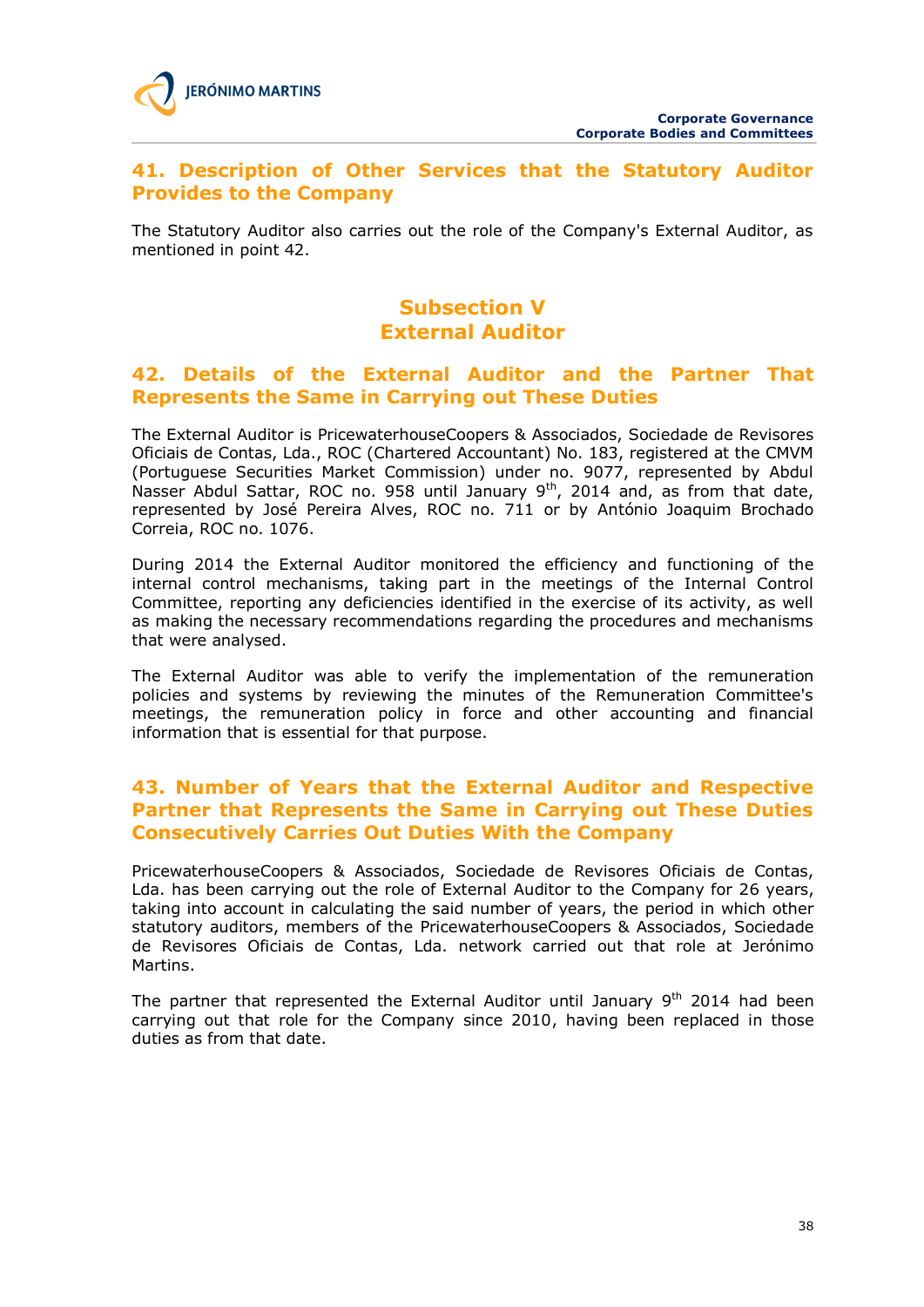## 41. Description of Other Services that the Statutory Auditor Provides to the Company

The Statutory Auditor also carries out the role of the Company's External Auditor, as mentioned in point 42.

# Subsection V
# External Auditor

## 42. Details of the External Auditor and the Partner That Represents the Same in Carrying out These Duties

The External Auditor is PricewaterhouseCoopers & Associados, Sociedade de Revisores Oficiais de Contas, Lda., ROC (Chartered Accountant) No. 183, registered at the CMVM (Portuguese Securities Market Commission) under no. 9077, represented by Abdul Nasser Abdul Sattar, ROC no. 958 until January 9th, 2014 and, as from that date, represented by José Pereira Alves, ROC no. 711 or by António Joaquim Brochado Correia, ROC no. 1076.

During 2014 the External Auditor monitored the efficiency and functioning of the internal control mechanisms, taking part in the meetings of the Internal Control Committee, reporting any deficiencies identified in the exercise of its activity, as well as making the necessary recommendations regarding the procedures and mechanisms that were analysed.

The External Auditor was able to verify the implementation of the remuneration policies and systems by reviewing the minutes of the Remuneration Committee's meetings, the remuneration policy in force and other accounting and financial information that is essential for that purpose.

## 43. Number of Years that the External Auditor and Respective Partner that Represents the Same in Carrying out These Duties Consecutively Carries Out Duties With the Company

PricewaterhouseCoopers & Associados, Sociedade de Revisores Oficiais de Contas, Lda. has been carrying out the role of External Auditor to the Company for 26 years, taking into account in calculating the said number of years, the period in which other statutory auditors, members of the PricewaterhouseCoopers & Associados, Sociedade de Revisores Oficiais de Contas, Lda. network carried out that role at Jerónimo Martins.

The partner that represented the External Auditor until January 9th 2014 had been carrying out that role for the Company since 2010, having been replaced in those duties as from that date.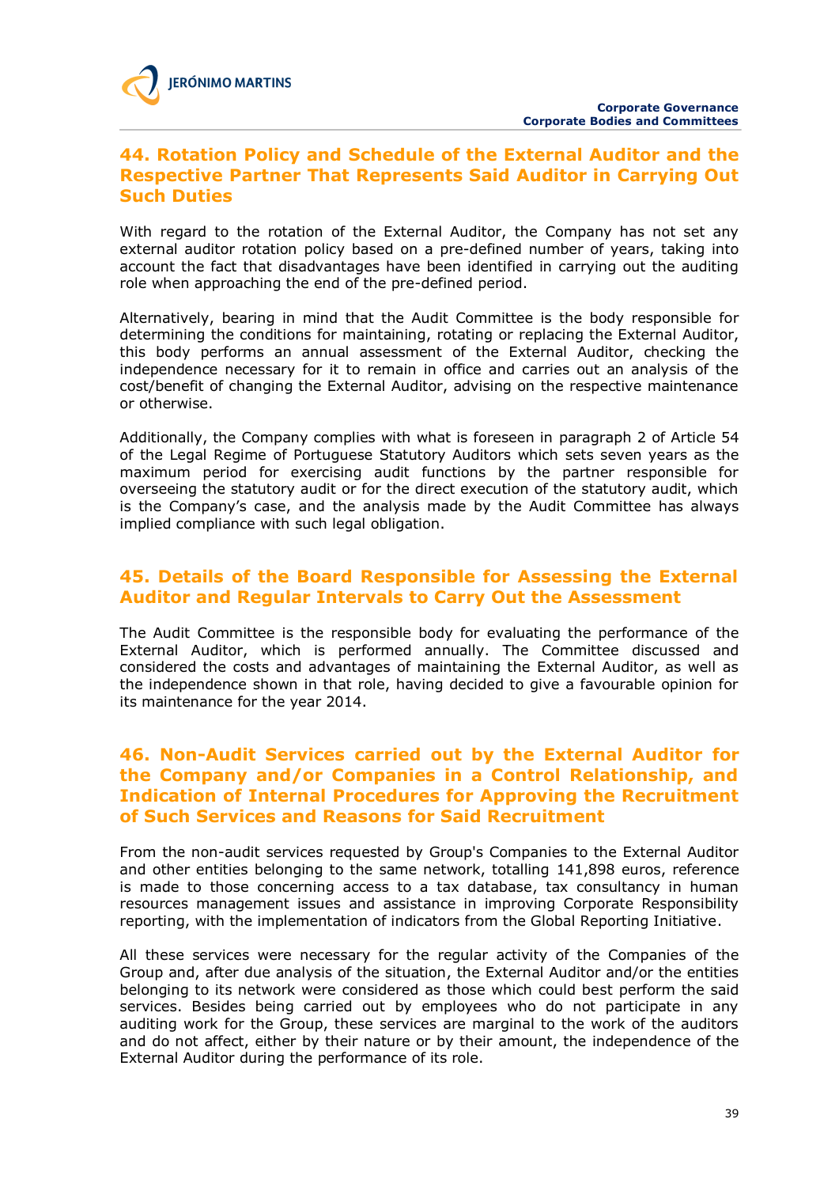## 44. Rotation Policy and Schedule of the External Auditor and the Respective Partner That Represents Said Auditor in Carrying Out Such Duties

With regard to the rotation of the External Auditor, the Company has not set any external auditor rotation policy based on a pre-defined number of years, taking into account the fact that disadvantages have been identified in carrying out the auditing role when approaching the end of the pre-defined period.

Alternatively, bearing in mind that the Audit Committee is the body responsible for determining the conditions for maintaining, rotating or replacing the External Auditor, this body performs an annual assessment of the External Auditor, checking the independence necessary for it to remain in office and carries out an analysis of the cost/benefit of changing the External Auditor, advising on the respective maintenance or otherwise.

Additionally, the Company complies with what is foreseen in paragraph 2 of Article 54 of the Legal Regime of Portuguese Statutory Auditors which sets seven years as the maximum period for exercising audit functions by the partner responsible for overseeing the statutory audit or for the direct execution of the statutory audit, which is the Company's case, and the analysis made by the Audit Committee has always implied compliance with such legal obligation.

## 45. Details of the Board Responsible for Assessing the External Auditor and Regular Intervals to Carry Out the Assessment

The Audit Committee is the responsible body for evaluating the performance of the External Auditor, which is performed annually. The Committee discussed and considered the costs and advantages of maintaining the External Auditor, as well as the independence shown in that role, having decided to give a favourable opinion for its maintenance for the year 2014.

## 46. Non-Audit Services carried out by the External Auditor for the Company and/or Companies in a Control Relationship, and Indication of Internal Procedures for Approving the Recruitment of Such Services and Reasons for Said Recruitment

From the non-audit services requested by Group's Companies to the External Auditor and other entities belonging to the same network, totalling 141,898 euros, reference is made to those concerning access to a tax database, tax consultancy in human resources management issues and assistance in improving Corporate Responsibility reporting, with the implementation of indicators from the Global Reporting Initiative.

All these services were necessary for the regular activity of the Companies of the Group and, after due analysis of the situation, the External Auditor and/or the entities belonging to its network were considered as those which could best perform the said services. Besides being carried out by employees who do not participate in any auditing work for the Group, these services are marginal to the work of the auditors and do not affect, either by their nature or by their amount, the independence of the External Auditor during the performance of its role.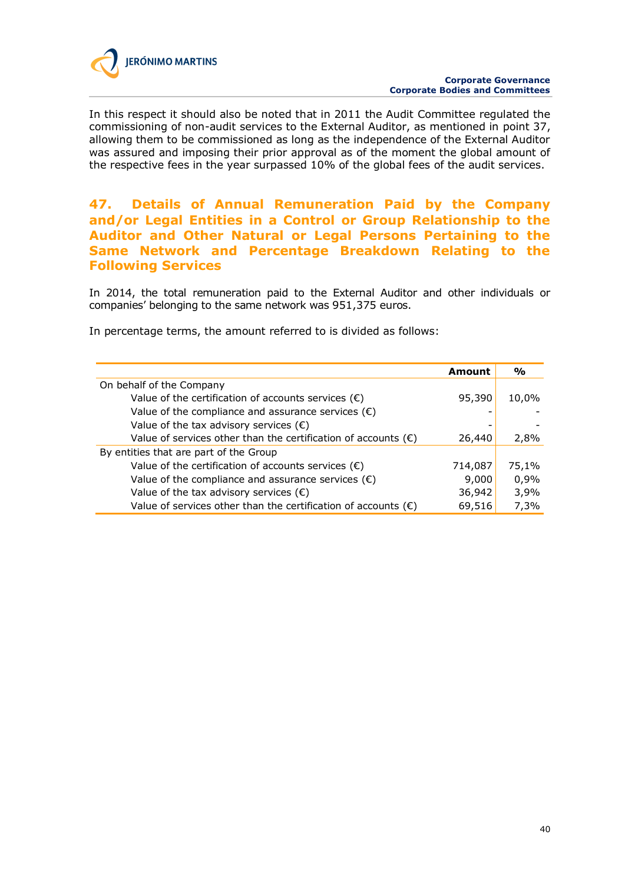In this respect it should also be noted that in 2011 the Audit Committee regulated the commissioning of non-audit services to the External Auditor, as mentioned in point 37, allowing them to be commissioned as long as the independence of the External Auditor was assured and imposing their prior approval as of the moment the global amount of the respective fees in the year surpassed 10% of the global fees of the audit services.

## 47. Details of Annual Remuneration Paid by the Company and/or Legal Entities in a Control or Group Relationship to the Auditor and Other Natural or Legal Persons Pertaining to the Same Network and Percentage Breakdown Relating to the Following Services

In 2014, the total remuneration paid to the External Auditor and other individuals or companies' belonging to the same network was 951,375 euros.

In percentage terms, the amount referred to is divided as follows:

| | Amount | % |
|---|---|---|
| On behalf of the Company | | |
| Value of the certification of accounts services (€) | 95,390 | 10,0% |
| Value of the compliance and assurance services (€) | - | - |
| Value of the tax advisory services (€) | - | - |
| Value of services other than the certification of accounts (€) | 26,440 | 2,8% |
| By entities that are part of the Group | | |
| Value of the certification of accounts services (€) | 714,087 | 75,1% |
| Value of the compliance and assurance services (€) | 9,000 | 0,9% |
| Value of the tax advisory services (€) | 36,942 | 3,9% |
| Value of services other than the certification of accounts (€) | 69,516 | 7,3% |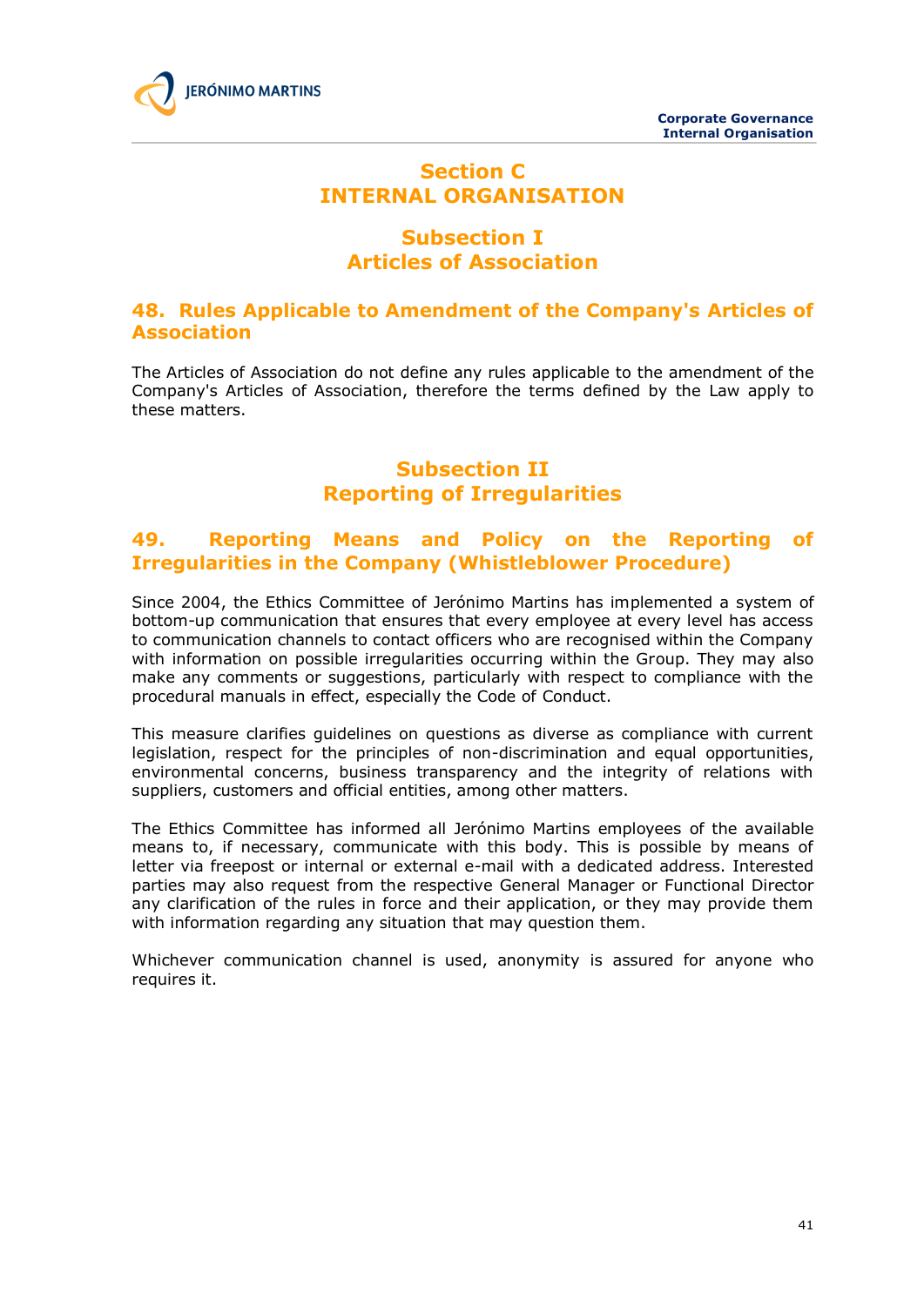# Section C
# INTERNAL ORGANISATION

## Subsection I
## Articles of Association

### 48. Rules Applicable to Amendment of the Company's Articles of Association

The Articles of Association do not define any rules applicable to the amendment of the Company's Articles of Association, therefore the terms defined by the Law apply to these matters.

## Subsection II
## Reporting of Irregularities

### 49. Reporting Means and Policy on the Reporting of Irregularities in the Company (Whistleblower Procedure)

Since 2004, the Ethics Committee of Jerónimo Martins has implemented a system of bottom-up communication that ensures that every employee at every level has access to communication channels to contact officers who are recognised within the Company with information on possible irregularities occurring within the Group. They may also make any comments or suggestions, particularly with respect to compliance with the procedural manuals in effect, especially the Code of Conduct.

This measure clarifies guidelines on questions as diverse as compliance with current legislation, respect for the principles of non-discrimination and equal opportunities, environmental concerns, business transparency and the integrity of relations with suppliers, customers and official entities, among other matters.

The Ethics Committee has informed all Jerónimo Martins employees of the available means to, if necessary, communicate with this body. This is possible by means of letter via freepost or internal or external e-mail with a dedicated address. Interested parties may also request from the respective General Manager or Functional Director any clarification of the rules in force and their application, or they may provide them with information regarding any situation that may question them.

Whichever communication channel is used, anonymity is assured for anyone who requires it.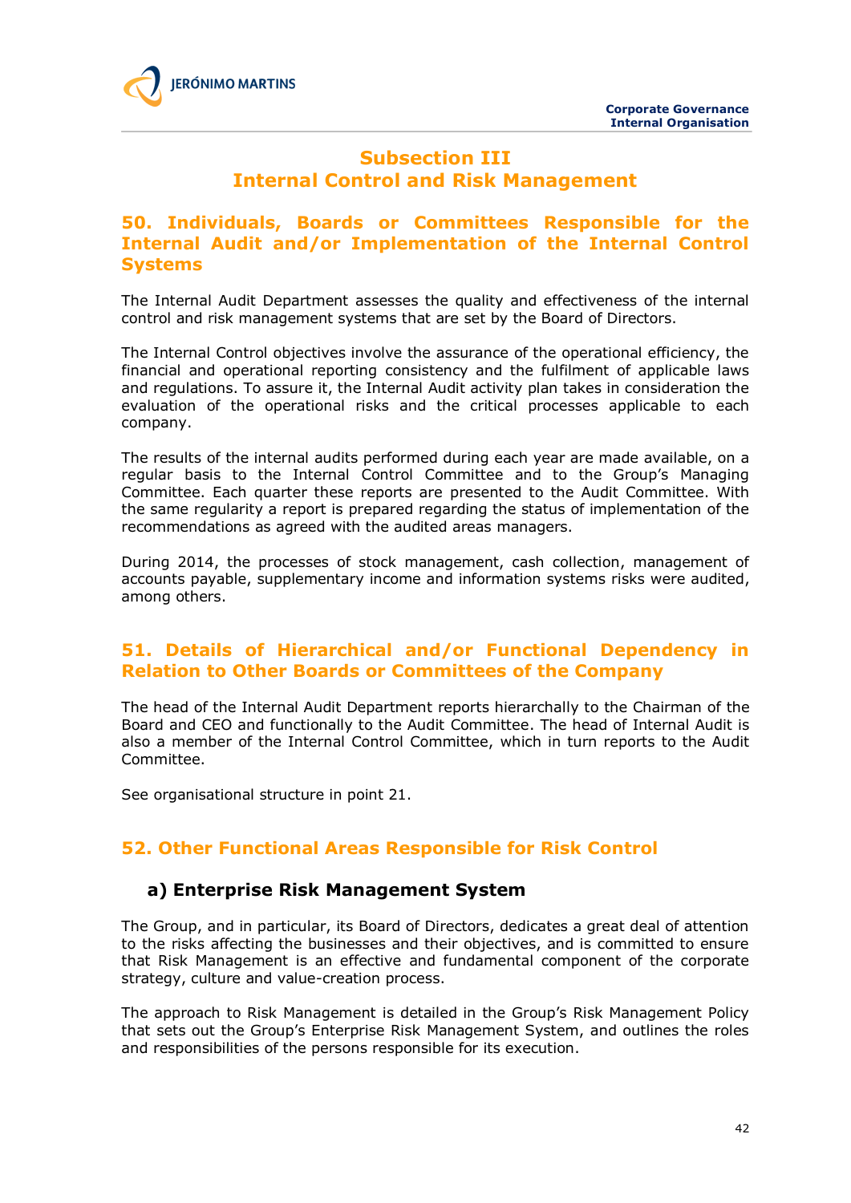## Subsection III
## Internal Control and Risk Management

### 50. Individuals, Boards or Committees Responsible for the Internal Audit and/or Implementation of the Internal Control Systems

The Internal Audit Department assesses the quality and effectiveness of the internal control and risk management systems that are set by the Board of Directors.

The Internal Control objectives involve the assurance of the operational efficiency, the financial and operational reporting consistency and the fulfilment of applicable laws and regulations. To assure it, the Internal Audit activity plan takes in consideration the evaluation of the operational risks and the critical processes applicable to each company.

The results of the internal audits performed during each year are made available, on a regular basis to the Internal Control Committee and to the Group's Managing Committee. Each quarter these reports are presented to the Audit Committee. With the same regularity a report is prepared regarding the status of implementation of the recommendations as agreed with the audited areas managers.

During 2014, the processes of stock management, cash collection, management of accounts payable, supplementary income and information systems risks were audited, among others.

### 51. Details of Hierarchical and/or Functional Dependency in Relation to Other Boards or Committees of the Company

The head of the Internal Audit Department reports hierarchally to the Chairman of the Board and CEO and functionally to the Audit Committee. The head of Internal Audit is also a member of the Internal Control Committee, which in turn reports to the Audit Committee.

See organisational structure in point 21.

### 52. Other Functional Areas Responsible for Risk Control

#### a) Enterprise Risk Management System

The Group, and in particular, its Board of Directors, dedicates a great deal of attention to the risks affecting the businesses and their objectives, and is committed to ensure that Risk Management is an effective and fundamental component of the corporate strategy, culture and value-creation process.

The approach to Risk Management is detailed in the Group's Risk Management Policy that sets out the Group's Enterprise Risk Management System, and outlines the roles and responsibilities of the persons responsible for its execution.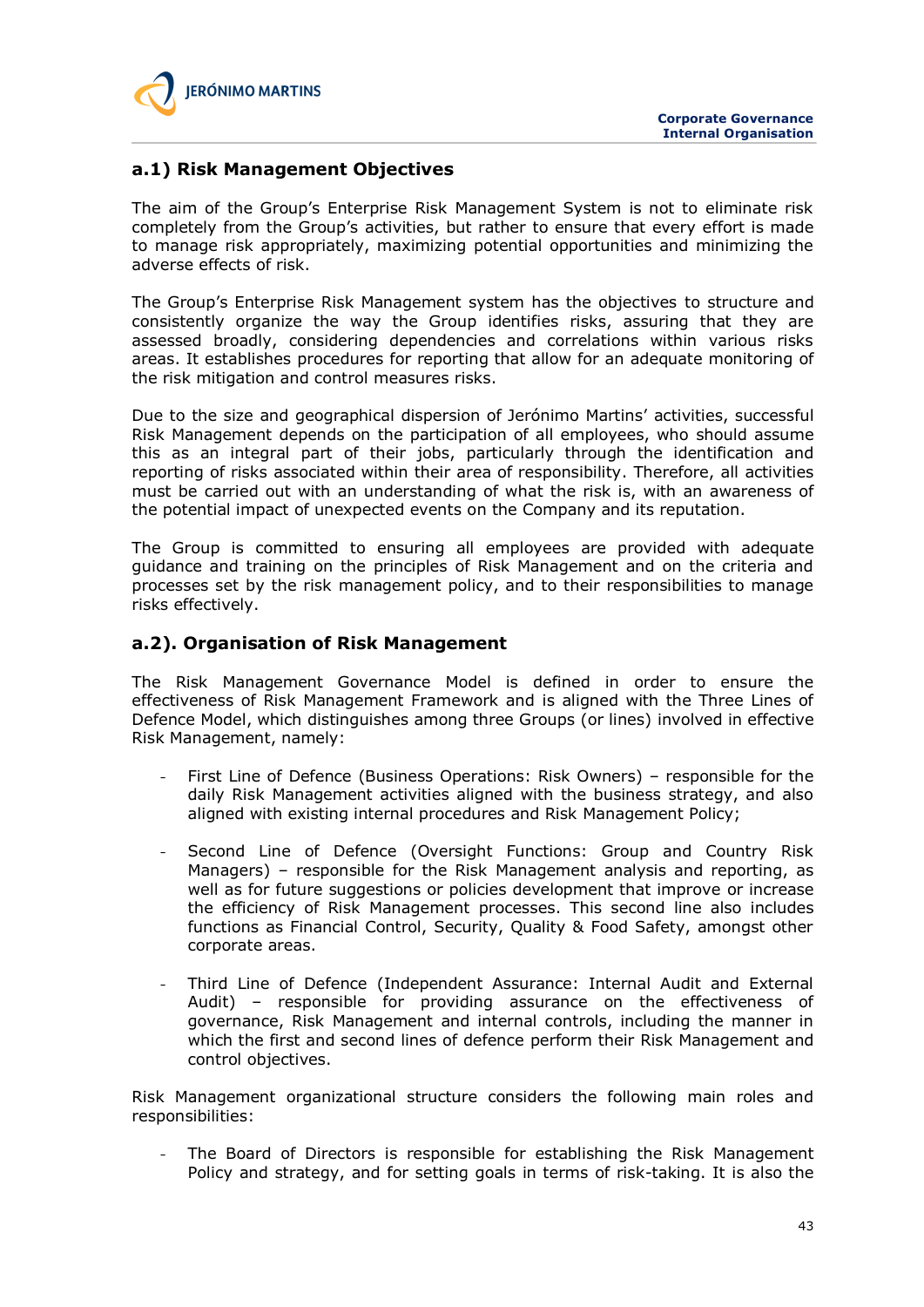## a.1) Risk Management Objectives

The aim of the Group's Enterprise Risk Management System is not to eliminate risk completely from the Group's activities, but rather to ensure that every effort is made to manage risk appropriately, maximizing potential opportunities and minimizing the adverse effects of risk.

The Group's Enterprise Risk Management system has the objectives to structure and consistently organize the way the Group identifies risks, assuring that they are assessed broadly, considering dependencies and correlations within various risks areas. It establishes procedures for reporting that allow for an adequate monitoring of the risk mitigation and control measures risks.

Due to the size and geographical dispersion of Jerónimo Martins' activities, successful Risk Management depends on the participation of all employees, who should assume this as an integral part of their jobs, particularly through the identification and reporting of risks associated within their area of responsibility. Therefore, all activities must be carried out with an understanding of what the risk is, with an awareness of the potential impact of unexpected events on the Company and its reputation.

The Group is committed to ensuring all employees are provided with adequate guidance and training on the principles of Risk Management and on the criteria and processes set by the risk management policy, and to their responsibilities to manage risks effectively.

## a.2). Organisation of Risk Management

The Risk Management Governance Model is defined in order to ensure the effectiveness of Risk Management Framework and is aligned with the Three Lines of Defence Model, which distinguishes among three Groups (or lines) involved in effective Risk Management, namely:

- First Line of Defence (Business Operations: Risk Owners) – responsible for the daily Risk Management activities aligned with the business strategy, and also aligned with existing internal procedures and Risk Management Policy;

- Second Line of Defence (Oversight Functions: Group and Country Risk Managers) – responsible for the Risk Management analysis and reporting, as well as for future suggestions or policies development that improve or increase the efficiency of Risk Management processes. This second line also includes functions as Financial Control, Security, Quality & Food Safety, amongst other corporate areas.

- Third Line of Defence (Independent Assurance: Internal Audit and External Audit) – responsible for providing assurance on the effectiveness of governance, Risk Management and internal controls, including the manner in which the first and second lines of defence perform their Risk Management and control objectives.

Risk Management organizational structure considers the following main roles and responsibilities:

- The Board of Directors is responsible for establishing the Risk Management Policy and strategy, and for setting goals in terms of risk-taking. It is also the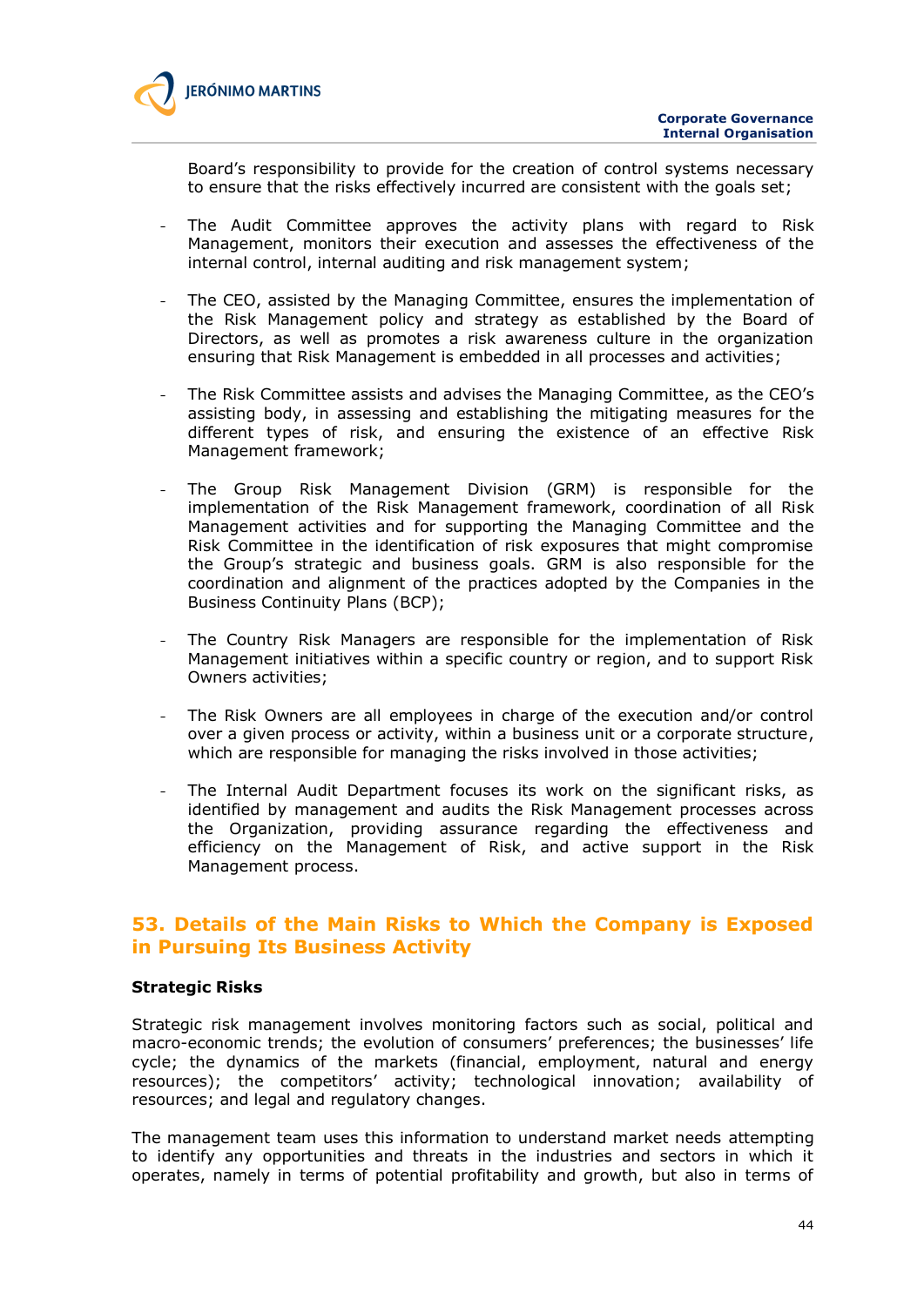Board's responsibility to provide for the creation of control systems necessary to ensure that the risks effectively incurred are consistent with the goals set;

- The Audit Committee approves the activity plans with regard to Risk Management, monitors their execution and assesses the effectiveness of the internal control, internal auditing and risk management system;

- The CEO, assisted by the Managing Committee, ensures the implementation of the Risk Management policy and strategy as established by the Board of Directors, as well as promotes a risk awareness culture in the organization ensuring that Risk Management is embedded in all processes and activities;

- The Risk Committee assists and advises the Managing Committee, as the CEO's assisting body, in assessing and establishing the mitigating measures for the different types of risk, and ensuring the existence of an effective Risk Management framework;

- The Group Risk Management Division (GRM) is responsible for the implementation of the Risk Management framework, coordination of all Risk Management activities and for supporting the Managing Committee and the Risk Committee in the identification of risk exposures that might compromise the Group's strategic and business goals. GRM is also responsible for the coordination and alignment of the practices adopted by the Companies in the Business Continuity Plans (BCP);

- The Country Risk Managers are responsible for the implementation of Risk Management initiatives within a specific country or region, and to support Risk Owners activities;

- The Risk Owners are all employees in charge of the execution and/or control over a given process or activity, within a business unit or a corporate structure, which are responsible for managing the risks involved in those activities;

- The Internal Audit Department focuses its work on the significant risks, as identified by management and audits the Risk Management processes across the Organization, providing assurance regarding the effectiveness and efficiency on the Management of Risk, and active support in the Risk Management process.

## 53. Details of the Main Risks to Which the Company is Exposed in Pursuing Its Business Activity

**Strategic Risks**

Strategic risk management involves monitoring factors such as social, political and macro-economic trends; the evolution of consumers' preferences; the businesses' life cycle; the dynamics of the markets (financial, employment, natural and energy resources); the competitors' activity; technological innovation; availability of resources; and legal and regulatory changes.

The management team uses this information to understand market needs attempting to identify any opportunities and threats in the industries and sectors in which it operates, namely in terms of potential profitability and growth, but also in terms of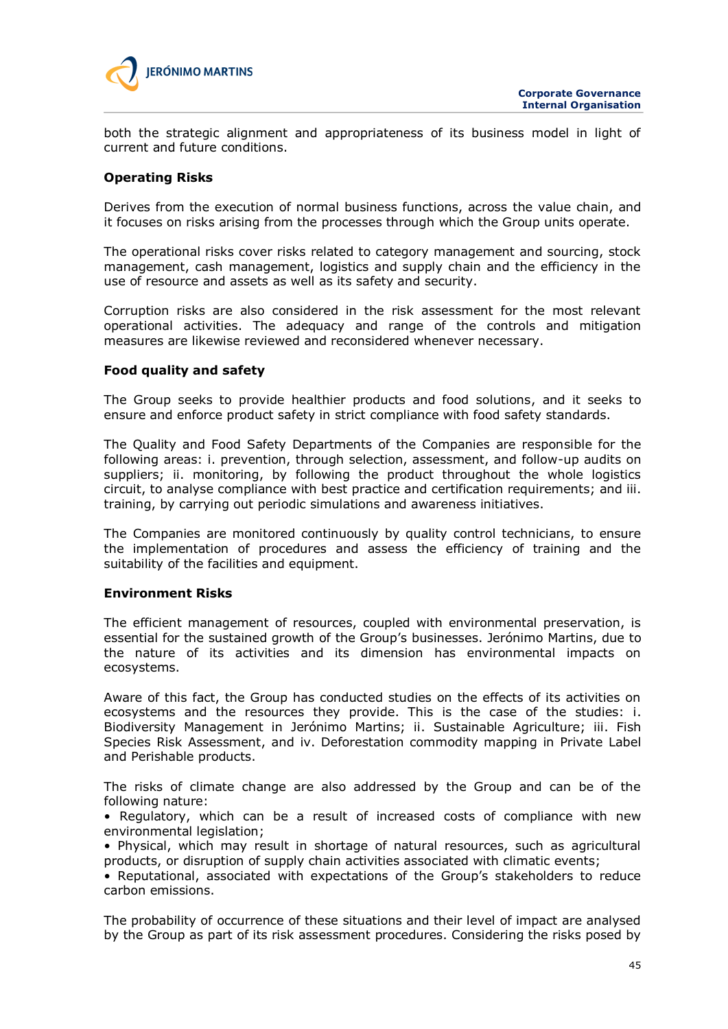both the strategic alignment and appropriateness of its business model in light of current and future conditions.

**Operating Risks**

Derives from the execution of normal business functions, across the value chain, and it focuses on risks arising from the processes through which the Group units operate.

The operational risks cover risks related to category management and sourcing, stock management, cash management, logistics and supply chain and the efficiency in the use of resource and assets as well as its safety and security.

Corruption risks are also considered in the risk assessment for the most relevant operational activities. The adequacy and range of the controls and mitigation measures are likewise reviewed and reconsidered whenever necessary.

**Food quality and safety**

The Group seeks to provide healthier products and food solutions, and it seeks to ensure and enforce product safety in strict compliance with food safety standards.

The Quality and Food Safety Departments of the Companies are responsible for the following areas: i. prevention, through selection, assessment, and follow-up audits on suppliers; ii. monitoring, by following the product throughout the whole logistics circuit, to analyse compliance with best practice and certification requirements; and iii. training, by carrying out periodic simulations and awareness initiatives.

The Companies are monitored continuously by quality control technicians, to ensure the implementation of procedures and assess the efficiency of training and the suitability of the facilities and equipment.

**Environment Risks**

The efficient management of resources, coupled with environmental preservation, is essential for the sustained growth of the Group's businesses. Jerónimo Martins, due to the nature of its activities and its dimension has environmental impacts on ecosystems.

Aware of this fact, the Group has conducted studies on the effects of its activities on ecosystems and the resources they provide. This is the case of the studies: i. Biodiversity Management in Jerónimo Martins; ii. Sustainable Agriculture; iii. Fish Species Risk Assessment, and iv. Deforestation commodity mapping in Private Label and Perishable products.

The risks of climate change are also addressed by the Group and can be of the following nature:

- Regulatory, which can be a result of increased costs of compliance with new environmental legislation;
- Physical, which may result in shortage of natural resources, such as agricultural products, or disruption of supply chain activities associated with climatic events;
- Reputational, associated with expectations of the Group's stakeholders to reduce carbon emissions.

The probability of occurrence of these situations and their level of impact are analysed by the Group as part of its risk assessment procedures. Considering the risks posed by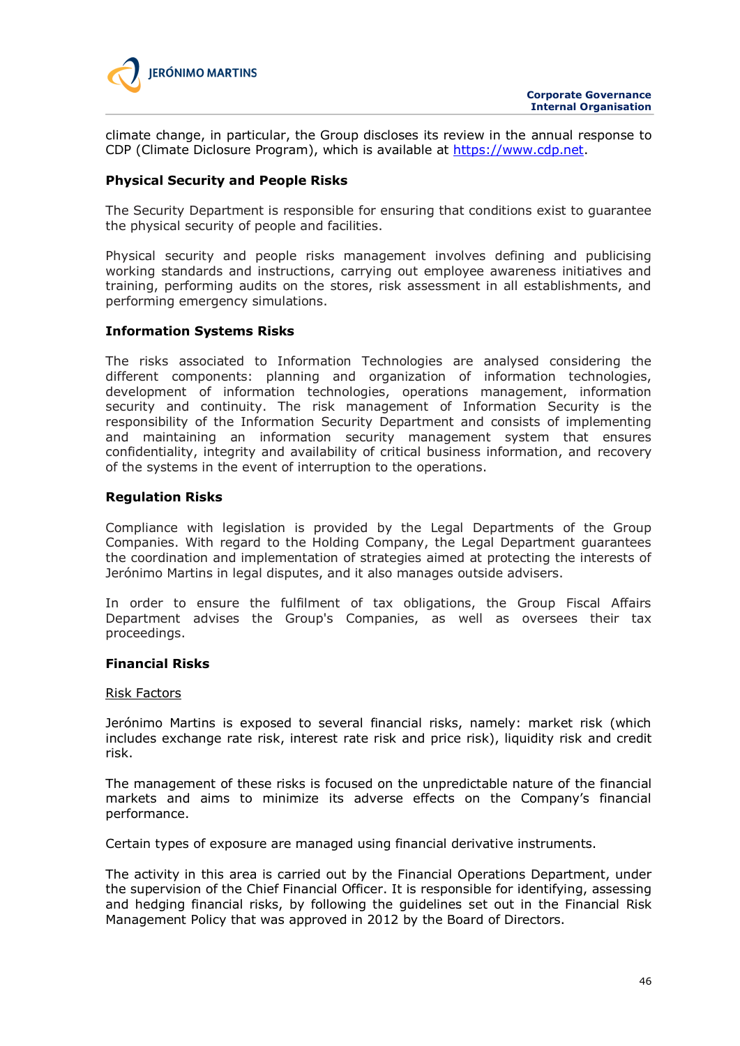climate change, in particular, the Group discloses its review in the annual response to CDP (Climate Diclosure Program), which is available at https://www.cdp.net.

### Physical Security and People Risks

The Security Department is responsible for ensuring that conditions exist to guarantee the physical security of people and facilities.

Physical security and people risks management involves defining and publicising working standards and instructions, carrying out employee awareness initiatives and training, performing audits on the stores, risk assessment in all establishments, and performing emergency simulations.

### Information Systems Risks

The risks associated to Information Technologies are analysed considering the different components: planning and organization of information technologies, development of information technologies, operations management, information security and continuity. The risk management of Information Security is the responsibility of the Information Security Department and consists of implementing and maintaining an information security management system that ensures confidentiality, integrity and availability of critical business information, and recovery of the systems in the event of interruption to the operations.

### Regulation Risks

Compliance with legislation is provided by the Legal Departments of the Group Companies. With regard to the Holding Company, the Legal Department guarantees the coordination and implementation of strategies aimed at protecting the interests of Jerónimo Martins in legal disputes, and it also manages outside advisers.

In order to ensure the fulfilment of tax obligations, the Group Fiscal Affairs Department advises the Group's Companies, as well as oversees their tax proceedings.

### Financial Risks

Risk Factors

Jerónimo Martins is exposed to several financial risks, namely: market risk (which includes exchange rate risk, interest rate risk and price risk), liquidity risk and credit risk.

The management of these risks is focused on the unpredictable nature of the financial markets and aims to minimize its adverse effects on the Company's financial performance.

Certain types of exposure are managed using financial derivative instruments.

The activity in this area is carried out by the Financial Operations Department, under the supervision of the Chief Financial Officer. It is responsible for identifying, assessing and hedging financial risks, by following the guidelines set out in the Financial Risk Management Policy that was approved in 2012 by the Board of Directors.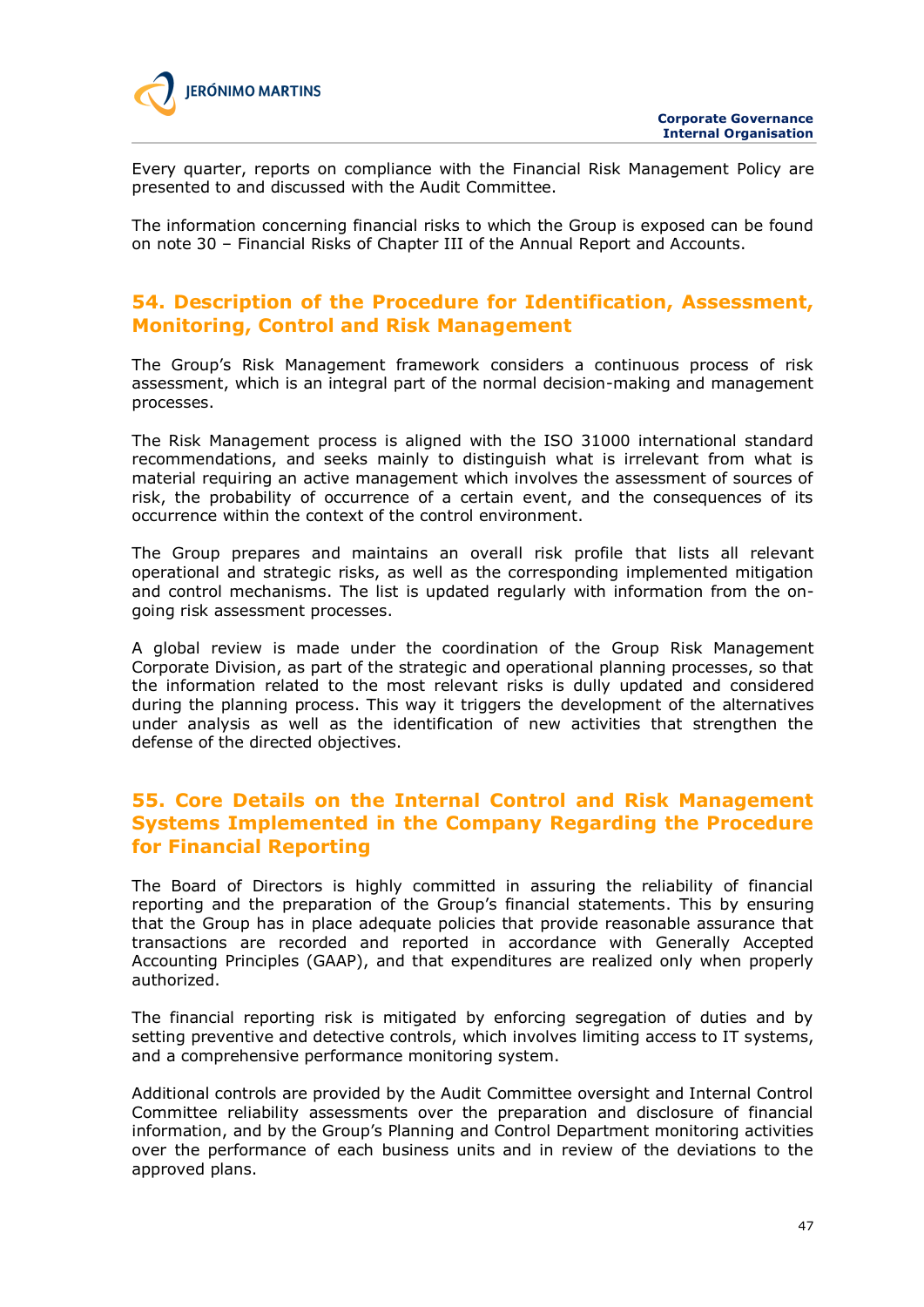Every quarter, reports on compliance with the Financial Risk Management Policy are presented to and discussed with the Audit Committee.

The information concerning financial risks to which the Group is exposed can be found on note 30 – Financial Risks of Chapter III of the Annual Report and Accounts.

## 54. Description of the Procedure for Identification, Assessment, Monitoring, Control and Risk Management

The Group's Risk Management framework considers a continuous process of risk assessment, which is an integral part of the normal decision-making and management processes.

The Risk Management process is aligned with the ISO 31000 international standard recommendations, and seeks mainly to distinguish what is irrelevant from what is material requiring an active management which involves the assessment of sources of risk, the probability of occurrence of a certain event, and the consequences of its occurrence within the context of the control environment.

The Group prepares and maintains an overall risk profile that lists all relevant operational and strategic risks, as well as the corresponding implemented mitigation and control mechanisms. The list is updated regularly with information from the on-going risk assessment processes.

A global review is made under the coordination of the Group Risk Management Corporate Division, as part of the strategic and operational planning processes, so that the information related to the most relevant risks is dully updated and considered during the planning process. This way it triggers the development of the alternatives under analysis as well as the identification of new activities that strengthen the defense of the directed objectives.

## 55. Core Details on the Internal Control and Risk Management Systems Implemented in the Company Regarding the Procedure for Financial Reporting

The Board of Directors is highly committed in assuring the reliability of financial reporting and the preparation of the Group's financial statements. This by ensuring that the Group has in place adequate policies that provide reasonable assurance that transactions are recorded and reported in accordance with Generally Accepted Accounting Principles (GAAP), and that expenditures are realized only when properly authorized.

The financial reporting risk is mitigated by enforcing segregation of duties and by setting preventive and detective controls, which involves limiting access to IT systems, and a comprehensive performance monitoring system.

Additional controls are provided by the Audit Committee oversight and Internal Control Committee reliability assessments over the preparation and disclosure of financial information, and by the Group's Planning and Control Department monitoring activities over the performance of each business units and in review of the deviations to the approved plans.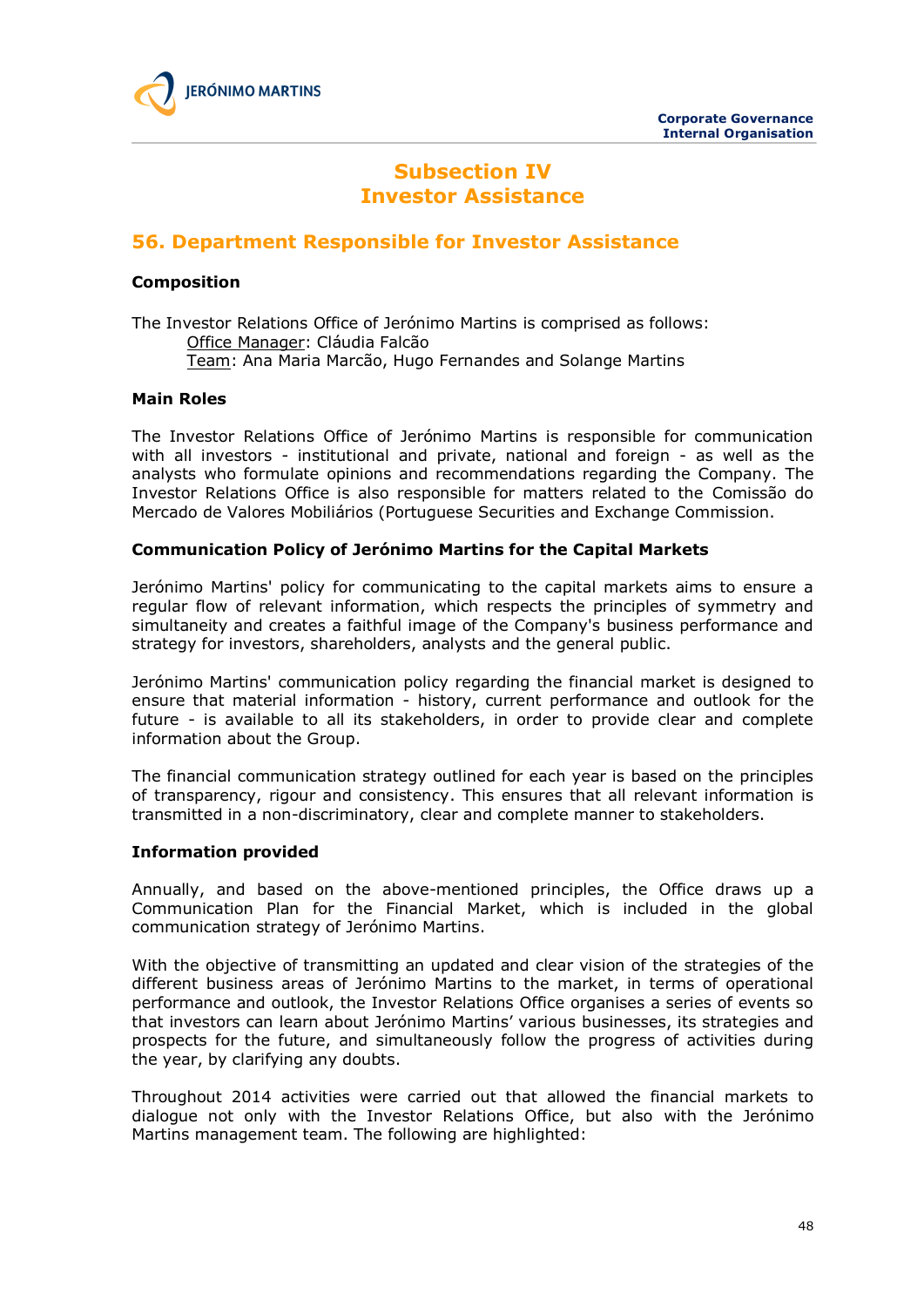# Subsection IV
# Investor Assistance

## 56. Department Responsible for Investor Assistance

### Composition

The Investor Relations Office of Jerónimo Martins is comprised as follows:

Office Manager: Cláudia Falcão

Team: Ana Maria Marcão, Hugo Fernandes and Solange Martins

### Main Roles

The Investor Relations Office of Jerónimo Martins is responsible for communication with all investors - institutional and private, national and foreign - as well as the analysts who formulate opinions and recommendations regarding the Company. The Investor Relations Office is also responsible for matters related to the Comissão do Mercado de Valores Mobiliários (Portuguese Securities and Exchange Commission.

### Communication Policy of Jerónimo Martins for the Capital Markets

Jerónimo Martins' policy for communicating to the capital markets aims to ensure a regular flow of relevant information, which respects the principles of symmetry and simultaneity and creates a faithful image of the Company's business performance and strategy for investors, shareholders, analysts and the general public.

Jerónimo Martins' communication policy regarding the financial market is designed to ensure that material information - history, current performance and outlook for the future - is available to all its stakeholders, in order to provide clear and complete information about the Group.

The financial communication strategy outlined for each year is based on the principles of transparency, rigour and consistency. This ensures that all relevant information is transmitted in a non-discriminatory, clear and complete manner to stakeholders.

### Information provided

Annually, and based on the above-mentioned principles, the Office draws up a Communication Plan for the Financial Market, which is included in the global communication strategy of Jerónimo Martins.

With the objective of transmitting an updated and clear vision of the strategies of the different business areas of Jerónimo Martins to the market, in terms of operational performance and outlook, the Investor Relations Office organises a series of events so that investors can learn about Jerónimo Martins' various businesses, its strategies and prospects for the future, and simultaneously follow the progress of activities during the year, by clarifying any doubts.

Throughout 2014 activities were carried out that allowed the financial markets to dialogue not only with the Investor Relations Office, but also with the Jerónimo Martins management team. The following are highlighted: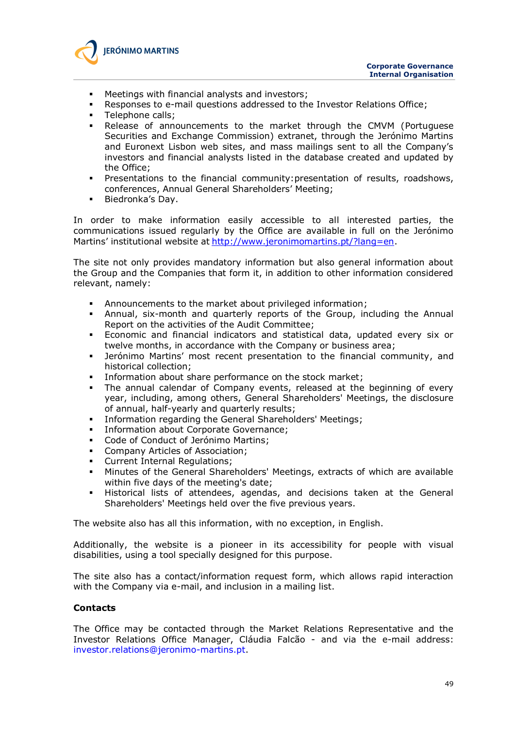- Meetings with financial analysts and investors;
- Responses to e-mail questions addressed to the Investor Relations Office;
- Telephone calls;
- Release of announcements to the market through the CMVM (Portuguese Securities and Exchange Commission) extranet, through the Jerónimo Martins and Euronext Lisbon web sites, and mass mailings sent to all the Company's investors and financial analysts listed in the database created and updated by the Office;
- Presentations to the financial community:presentation of results, roadshows, conferences, Annual General Shareholders' Meeting;
- Biedronka's Day.

In order to make information easily accessible to all interested parties, the communications issued regularly by the Office are available in full on the Jerónimo Martins' institutional website at http://www.jeronimomartins.pt/?lang=en.

The site not only provides mandatory information but also general information about the Group and the Companies that form it, in addition to other information considered relevant, namely:

- Announcements to the market about privileged information;
- Annual, six-month and quarterly reports of the Group, including the Annual Report on the activities of the Audit Committee;
- Economic and financial indicators and statistical data, updated every six or twelve months, in accordance with the Company or business area;
- Jerónimo Martins' most recent presentation to the financial community, and historical collection;
- Information about share performance on the stock market;
- The annual calendar of Company events, released at the beginning of every year, including, among others, General Shareholders' Meetings, the disclosure of annual, half-yearly and quarterly results;
- Information regarding the General Shareholders' Meetings;
- Information about Corporate Governance;
- Code of Conduct of Jerónimo Martins;
- Company Articles of Association;
- Current Internal Regulations;
- Minutes of the General Shareholders' Meetings, extracts of which are available within five days of the meeting's date;
- Historical lists of attendees, agendas, and decisions taken at the General Shareholders' Meetings held over the five previous years.

The website also has all this information, with no exception, in English.

Additionally, the website is a pioneer in its accessibility for people with visual disabilities, using a tool specially designed for this purpose.

The site also has a contact/information request form, which allows rapid interaction with the Company via e-mail, and inclusion in a mailing list.

**Contacts**

The Office may be contacted through the Market Relations Representative and the Investor Relations Office Manager, Cláudia Falcão - and via the e-mail address: investor.relations@jeronimo-martins.pt.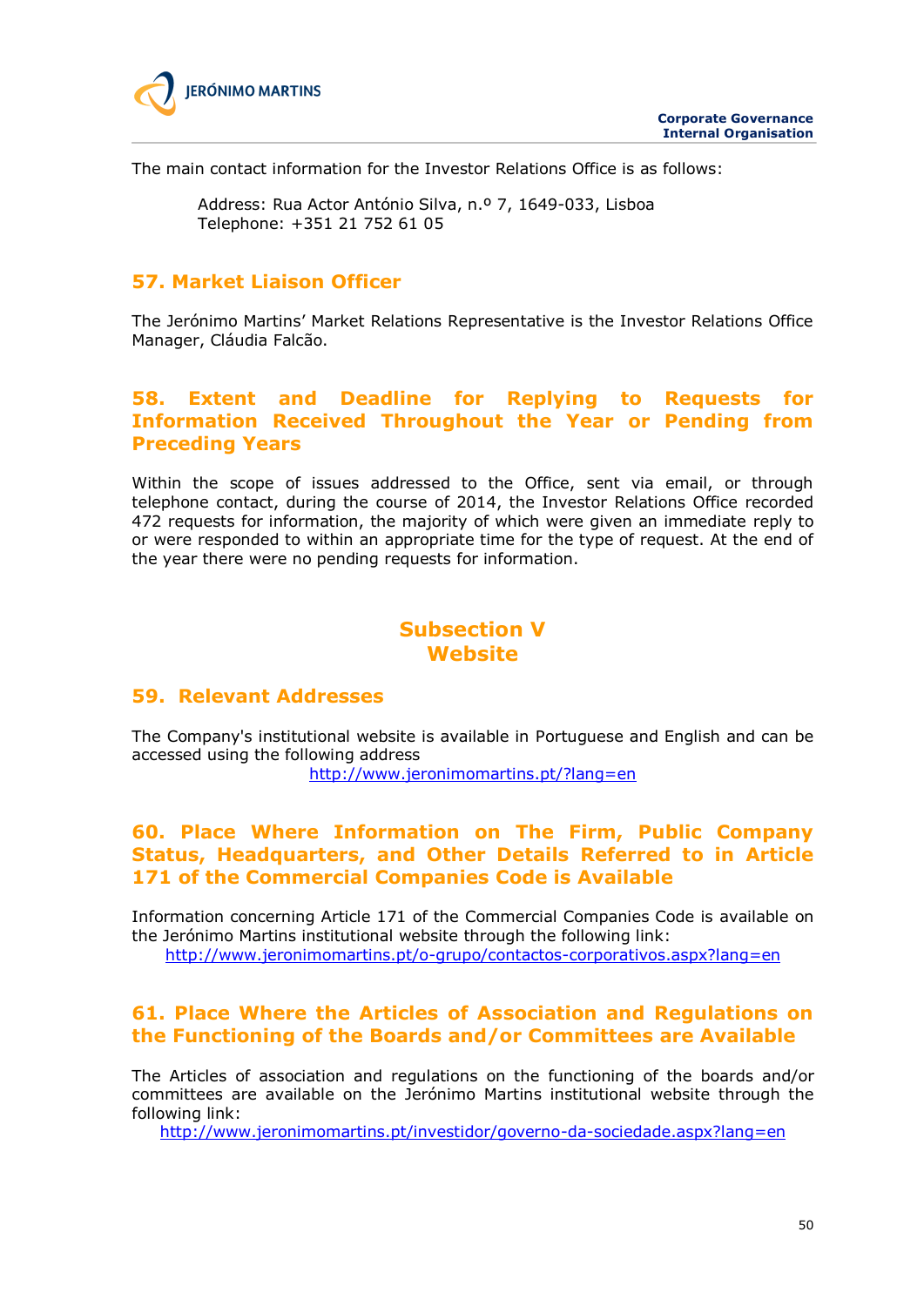The main contact information for the Investor Relations Office is as follows:

> Address: Rua Actor António Silva, n.º 7, 1649-033, Lisboa
> Telephone: +351 21 752 61 05

## 57. Market Liaison Officer

The Jerónimo Martins' Market Relations Representative is the Investor Relations Office Manager, Cláudia Falcão.

## 58. Extent and Deadline for Replying to Requests for Information Received Throughout the Year or Pending from Preceding Years

Within the scope of issues addressed to the Office, sent via email, or through telephone contact, during the course of 2014, the Investor Relations Office recorded 472 requests for information, the majority of which were given an immediate reply to or were responded to within an appropriate time for the type of request. At the end of the year there were no pending requests for information.

# Subsection V
# Website

## 59. Relevant Addresses

The Company's institutional website is available in Portuguese and English and can be accessed using the following address

http://www.jeronimomartins.pt/?lang=en

## 60. Place Where Information on The Firm, Public Company Status, Headquarters, and Other Details Referred to in Article 171 of the Commercial Companies Code is Available

Information concerning Article 171 of the Commercial Companies Code is available on the Jerónimo Martins institutional website through the following link:

http://www.jeronimomartins.pt/o-grupo/contactos-corporativos.aspx?lang=en

## 61. Place Where the Articles of Association and Regulations on the Functioning of the Boards and/or Committees are Available

The Articles of association and regulations on the functioning of the boards and/or committees are available on the Jerónimo Martins institutional website through the following link:

http://www.jeronimomartins.pt/investidor/governo-da-sociedade.aspx?lang=en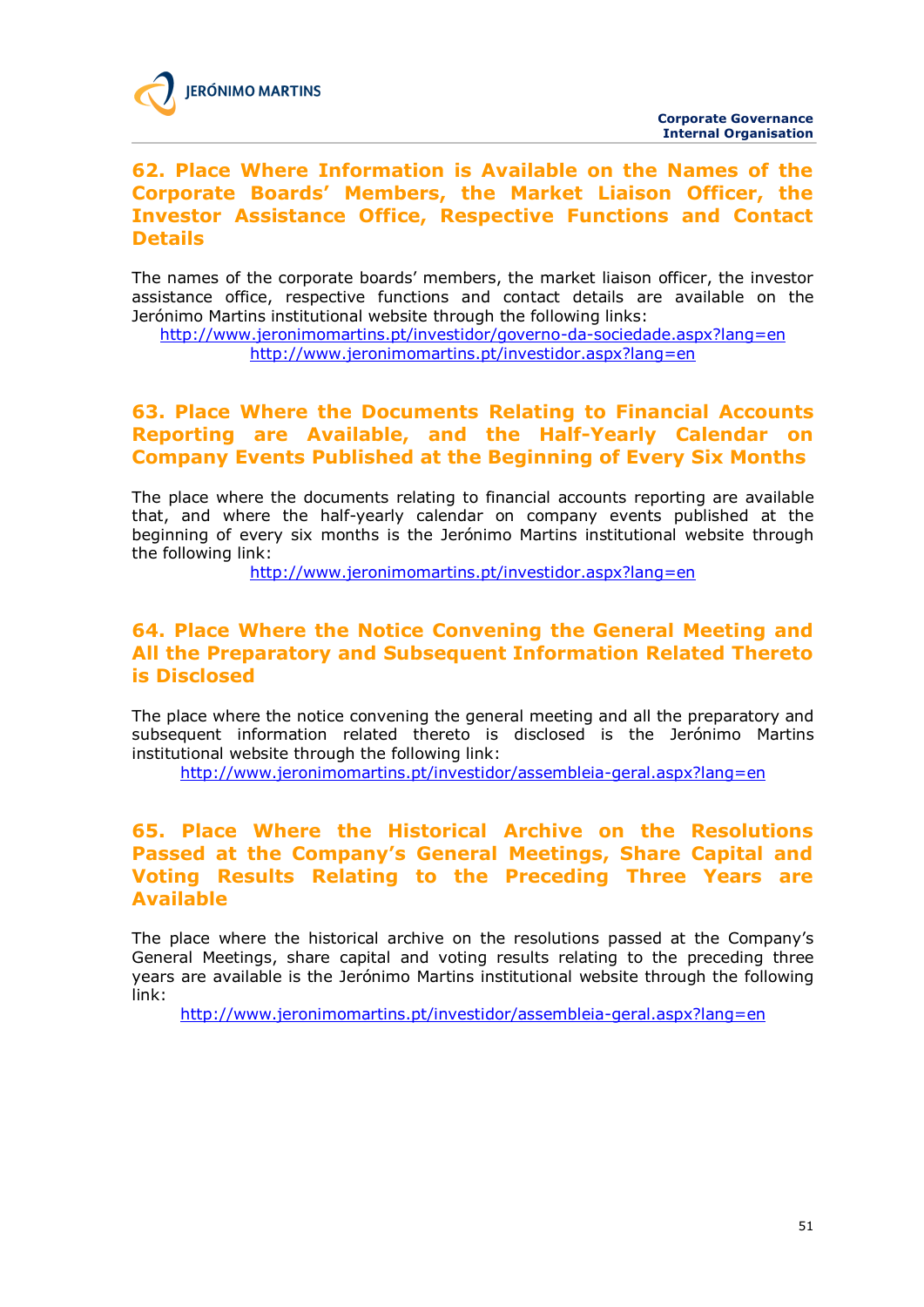## 62. Place Where Information is Available on the Names of the Corporate Boards' Members, the Market Liaison Officer, the Investor Assistance Office, Respective Functions and Contact Details

The names of the corporate boards' members, the market liaison officer, the investor assistance office, respective functions and contact details are available on the Jerónimo Martins institutional website through the following links:

http://www.jeronimomartins.pt/investidor/governo-da-sociedade.aspx?lang=en

http://www.jeronimomartins.pt/investidor.aspx?lang=en

## 63. Place Where the Documents Relating to Financial Accounts Reporting are Available, and the Half-Yearly Calendar on Company Events Published at the Beginning of Every Six Months

The place where the documents relating to financial accounts reporting are available that, and where the half-yearly calendar on company events published at the beginning of every six months is the Jerónimo Martins institutional website through the following link:

http://www.jeronimomartins.pt/investidor.aspx?lang=en

## 64. Place Where the Notice Convening the General Meeting and All the Preparatory and Subsequent Information Related Thereto is Disclosed

The place where the notice convening the general meeting and all the preparatory and subsequent information related thereto is disclosed is the Jerónimo Martins institutional website through the following link:

http://www.jeronimomartins.pt/investidor/assembleia-geral.aspx?lang=en

## 65. Place Where the Historical Archive on the Resolutions Passed at the Company's General Meetings, Share Capital and Voting Results Relating to the Preceding Three Years are Available

The place where the historical archive on the resolutions passed at the Company's General Meetings, share capital and voting results relating to the preceding three years are available is the Jerónimo Martins institutional website through the following link:

http://www.jeronimomartins.pt/investidor/assembleia-geral.aspx?lang=en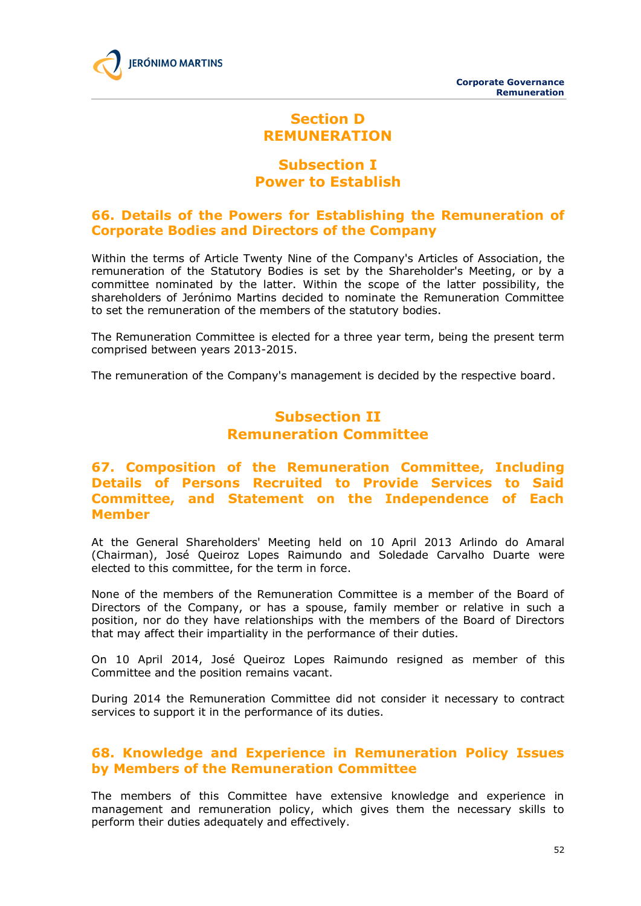# Section D
# REMUNERATION

## Subsection I
## Power to Establish

### 66. Details of the Powers for Establishing the Remuneration of Corporate Bodies and Directors of the Company

Within the terms of Article Twenty Nine of the Company's Articles of Association, the remuneration of the Statutory Bodies is set by the Shareholder's Meeting, or by a committee nominated by the latter. Within the scope of the latter possibility, the shareholders of Jerónimo Martins decided to nominate the Remuneration Committee to set the remuneration of the members of the statutory bodies.

The Remuneration Committee is elected for a three year term, being the present term comprised between years 2013-2015.

The remuneration of the Company's management is decided by the respective board.

## Subsection II
## Remuneration Committee

### 67. Composition of the Remuneration Committee, Including Details of Persons Recruited to Provide Services to Said Committee, and Statement on the Independence of Each Member

At the General Shareholders' Meeting held on 10 April 2013 Arlindo do Amaral (Chairman), José Queiroz Lopes Raimundo and Soledade Carvalho Duarte were elected to this committee, for the term in force.

None of the members of the Remuneration Committee is a member of the Board of Directors of the Company, or has a spouse, family member or relative in such a position, nor do they have relationships with the members of the Board of Directors that may affect their impartiality in the performance of their duties.

On 10 April 2014, José Queiroz Lopes Raimundo resigned as member of this Committee and the position remains vacant.

During 2014 the Remuneration Committee did not consider it necessary to contract services to support it in the performance of its duties.

### 68. Knowledge and Experience in Remuneration Policy Issues by Members of the Remuneration Committee

The members of this Committee have extensive knowledge and experience in management and remuneration policy, which gives them the necessary skills to perform their duties adequately and effectively.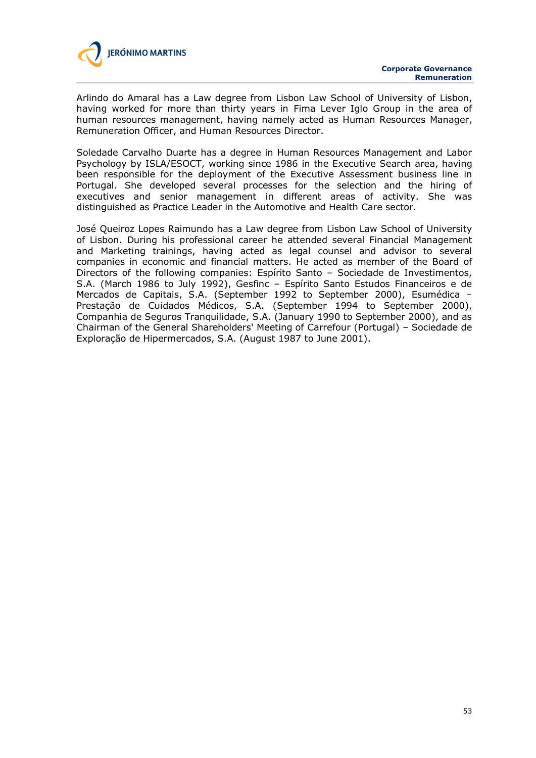Arlindo do Amaral has a Law degree from Lisbon Law School of University of Lisbon, having worked for more than thirty years in Fima Lever Iglo Group in the area of human resources management, having namely acted as Human Resources Manager, Remuneration Officer, and Human Resources Director.

Soledade Carvalho Duarte has a degree in Human Resources Management and Labor Psychology by ISLA/ESOCT, working since 1986 in the Executive Search area, having been responsible for the deployment of the Executive Assessment business line in Portugal. She developed several processes for the selection and the hiring of executives and senior management in different areas of activity. She was distinguished as Practice Leader in the Automotive and Health Care sector.

José Queiroz Lopes Raimundo has a Law degree from Lisbon Law School of University of Lisbon. During his professional career he attended several Financial Management and Marketing trainings, having acted as legal counsel and advisor to several companies in economic and financial matters. He acted as member of the Board of Directors of the following companies: Espírito Santo – Sociedade de Investimentos, S.A. (March 1986 to July 1992), Gesfinc – Espírito Santo Estudos Financeiros e de Mercados de Capitais, S.A. (September 1992 to September 2000), Esumédica – Prestação de Cuidados Médicos, S.A. (September 1994 to September 2000), Companhia de Seguros Tranquilidade, S.A. (January 1990 to September 2000), and as Chairman of the General Shareholders' Meeting of Carrefour (Portugal) – Sociedade de Exploração de Hipermercados, S.A. (August 1987 to June 2001).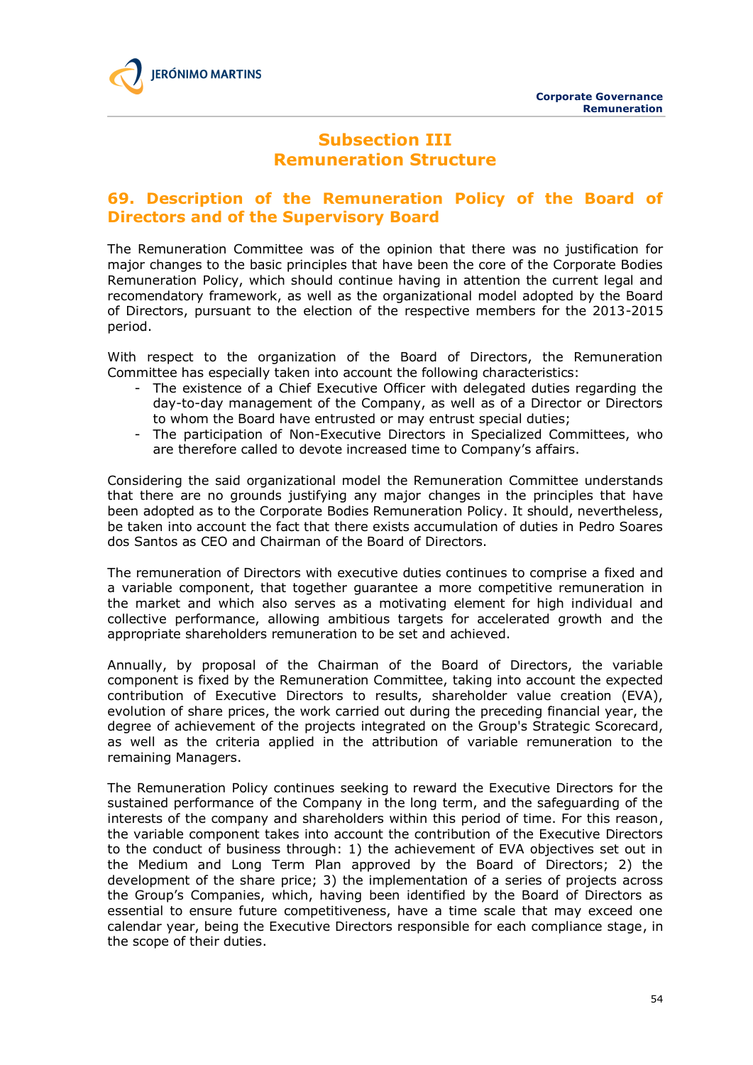## Subsection III
## Remuneration Structure

### 69. Description of the Remuneration Policy of the Board of Directors and of the Supervisory Board

The Remuneration Committee was of the opinion that there was no justification for major changes to the basic principles that have been the core of the Corporate Bodies Remuneration Policy, which should continue having in attention the current legal and recomendatory framework, as well as the organizational model adopted by the Board of Directors, pursuant to the election of the respective members for the 2013-2015 period.

With respect to the organization of the Board of Directors, the Remuneration Committee has especially taken into account the following characteristics:

- The existence of a Chief Executive Officer with delegated duties regarding the day-to-day management of the Company, as well as of a Director or Directors to whom the Board have entrusted or may entrust special duties;
- The participation of Non-Executive Directors in Specialized Committees, who are therefore called to devote increased time to Company's affairs.

Considering the said organizational model the Remuneration Committee understands that there are no grounds justifying any major changes in the principles that have been adopted as to the Corporate Bodies Remuneration Policy. It should, nevertheless, be taken into account the fact that there exists accumulation of duties in Pedro Soares dos Santos as CEO and Chairman of the Board of Directors.

The remuneration of Directors with executive duties continues to comprise a fixed and a variable component, that together guarantee a more competitive remuneration in the market and which also serves as a motivating element for high individual and collective performance, allowing ambitious targets for accelerated growth and the appropriate shareholders remuneration to be set and achieved.

Annually, by proposal of the Chairman of the Board of Directors, the variable component is fixed by the Remuneration Committee, taking into account the expected contribution of Executive Directors to results, shareholder value creation (EVA), evolution of share prices, the work carried out during the preceding financial year, the degree of achievement of the projects integrated on the Group's Strategic Scorecard, as well as the criteria applied in the attribution of variable remuneration to the remaining Managers.

The Remuneration Policy continues seeking to reward the Executive Directors for the sustained performance of the Company in the long term, and the safeguarding of the interests of the company and shareholders within this period of time. For this reason, the variable component takes into account the contribution of the Executive Directors to the conduct of business through: 1) the achievement of EVA objectives set out in the Medium and Long Term Plan approved by the Board of Directors; 2) the development of the share price; 3) the implementation of a series of projects across the Group's Companies, which, having been identified by the Board of Directors as essential to ensure future competitiveness, have a time scale that may exceed one calendar year, being the Executive Directors responsible for each compliance stage, in the scope of their duties.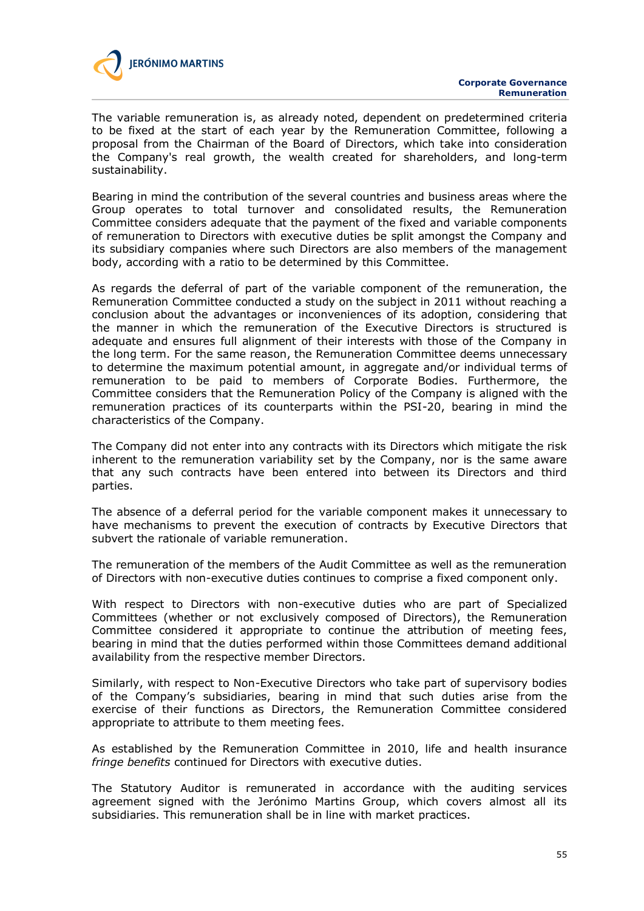The variable remuneration is, as already noted, dependent on predetermined criteria to be fixed at the start of each year by the Remuneration Committee, following a proposal from the Chairman of the Board of Directors, which take into consideration the Company's real growth, the wealth created for shareholders, and long-term sustainability.

Bearing in mind the contribution of the several countries and business areas where the Group operates to total turnover and consolidated results, the Remuneration Committee considers adequate that the payment of the fixed and variable components of remuneration to Directors with executive duties be split amongst the Company and its subsidiary companies where such Directors are also members of the management body, according with a ratio to be determined by this Committee.

As regards the deferral of part of the variable component of the remuneration, the Remuneration Committee conducted a study on the subject in 2011 without reaching a conclusion about the advantages or inconveniences of its adoption, considering that the manner in which the remuneration of the Executive Directors is structured is adequate and ensures full alignment of their interests with those of the Company in the long term. For the same reason, the Remuneration Committee deems unnecessary to determine the maximum potential amount, in aggregate and/or individual terms of remuneration to be paid to members of Corporate Bodies. Furthermore, the Committee considers that the Remuneration Policy of the Company is aligned with the remuneration practices of its counterparts within the PSI-20, bearing in mind the characteristics of the Company.

The Company did not enter into any contracts with its Directors which mitigate the risk inherent to the remuneration variability set by the Company, nor is the same aware that any such contracts have been entered into between its Directors and third parties.

The absence of a deferral period for the variable component makes it unnecessary to have mechanisms to prevent the execution of contracts by Executive Directors that subvert the rationale of variable remuneration.

The remuneration of the members of the Audit Committee as well as the remuneration of Directors with non-executive duties continues to comprise a fixed component only.

With respect to Directors with non-executive duties who are part of Specialized Committees (whether or not exclusively composed of Directors), the Remuneration Committee considered it appropriate to continue the attribution of meeting fees, bearing in mind that the duties performed within those Committees demand additional availability from the respective member Directors.

Similarly, with respect to Non-Executive Directors who take part of supervisory bodies of the Company's subsidiaries, bearing in mind that such duties arise from the exercise of their functions as Directors, the Remuneration Committee considered appropriate to attribute to them meeting fees.

As established by the Remuneration Committee in 2010, life and health insurance *fringe benefits* continued for Directors with executive duties.

The Statutory Auditor is remunerated in accordance with the auditing services agreement signed with the Jerónimo Martins Group, which covers almost all its subsidiaries. This remuneration shall be in line with market practices.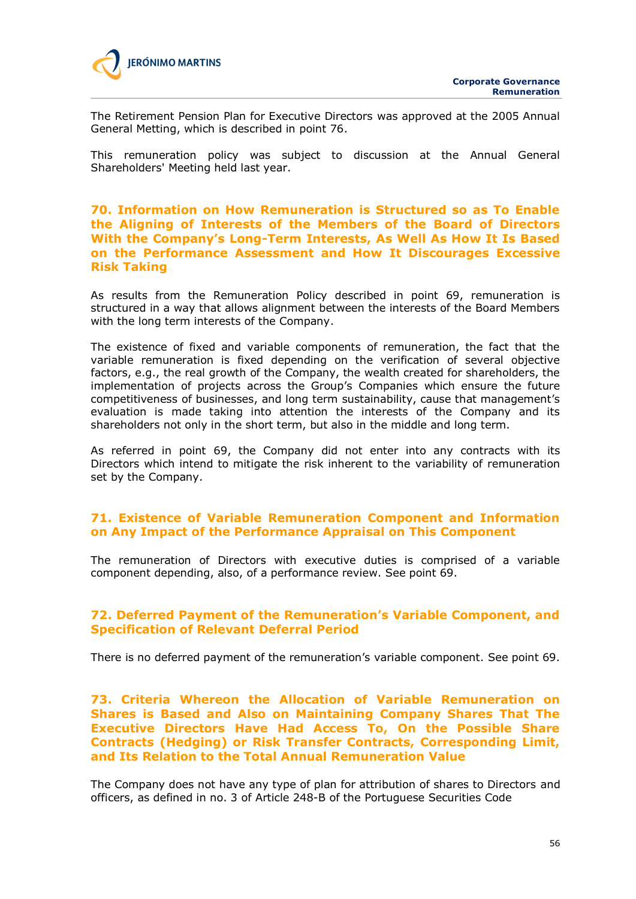The Retirement Pension Plan for Executive Directors was approved at the 2005 Annual General Metting, which is described in point 76.

This remuneration policy was subject to discussion at the Annual General Shareholders' Meeting held last year.

## 70. Information on How Remuneration is Structured so as To Enable the Aligning of Interests of the Members of the Board of Directors With the Company's Long-Term Interests, As Well As How It Is Based on the Performance Assessment and How It Discourages Excessive Risk Taking

As results from the Remuneration Policy described in point 69, remuneration is structured in a way that allows alignment between the interests of the Board Members with the long term interests of the Company.

The existence of fixed and variable components of remuneration, the fact that the variable remuneration is fixed depending on the verification of several objective factors, e.g., the real growth of the Company, the wealth created for shareholders, the implementation of projects across the Group's Companies which ensure the future competitiveness of businesses, and long term sustainability, cause that management's evaluation is made taking into attention the interests of the Company and its shareholders not only in the short term, but also in the middle and long term.

As referred in point 69, the Company did not enter into any contracts with its Directors which intend to mitigate the risk inherent to the variability of remuneration set by the Company.

## 71. Existence of Variable Remuneration Component and Information on Any Impact of the Performance Appraisal on This Component

The remuneration of Directors with executive duties is comprised of a variable component depending, also, of a performance review. See point 69.

## 72. Deferred Payment of the Remuneration's Variable Component, and Specification of Relevant Deferral Period

There is no deferred payment of the remuneration's variable component. See point 69.

## 73. Criteria Whereon the Allocation of Variable Remuneration on Shares is Based and Also on Maintaining Company Shares That The Executive Directors Have Had Access To, On the Possible Share Contracts (Hedging) or Risk Transfer Contracts, Corresponding Limit, and Its Relation to the Total Annual Remuneration Value

The Company does not have any type of plan for attribution of shares to Directors and officers, as defined in no. 3 of Article 248-B of the Portuguese Securities Code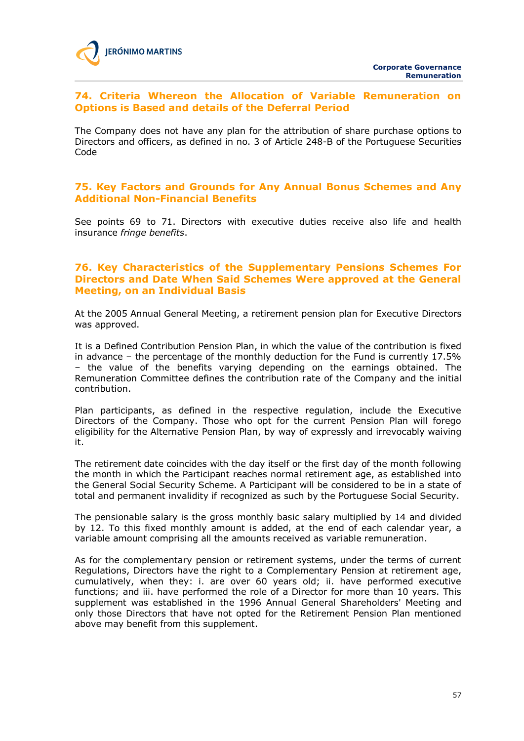## 74. Criteria Whereon the Allocation of Variable Remuneration on Options is Based and details of the Deferral Period

The Company does not have any plan for the attribution of share purchase options to Directors and officers, as defined in no. 3 of Article 248-B of the Portuguese Securities Code

## 75. Key Factors and Grounds for Any Annual Bonus Schemes and Any Additional Non-Financial Benefits

See points 69 to 71. Directors with executive duties receive also life and health insurance *fringe benefits*.

## 76. Key Characteristics of the Supplementary Pensions Schemes For Directors and Date When Said Schemes Were approved at the General Meeting, on an Individual Basis

At the 2005 Annual General Meeting, a retirement pension plan for Executive Directors was approved.

It is a Defined Contribution Pension Plan, in which the value of the contribution is fixed in advance – the percentage of the monthly deduction for the Fund is currently 17.5% – the value of the benefits varying depending on the earnings obtained. The Remuneration Committee defines the contribution rate of the Company and the initial contribution.

Plan participants, as defined in the respective regulation, include the Executive Directors of the Company. Those who opt for the current Pension Plan will forego eligibility for the Alternative Pension Plan, by way of expressly and irrevocably waiving it.

The retirement date coincides with the day itself or the first day of the month following the month in which the Participant reaches normal retirement age, as established into the General Social Security Scheme. A Participant will be considered to be in a state of total and permanent invalidity if recognized as such by the Portuguese Social Security.

The pensionable salary is the gross monthly basic salary multiplied by 14 and divided by 12. To this fixed monthly amount is added, at the end of each calendar year, a variable amount comprising all the amounts received as variable remuneration.

As for the complementary pension or retirement systems, under the terms of current Regulations, Directors have the right to a Complementary Pension at retirement age, cumulatively, when they: i. are over 60 years old; ii. have performed executive functions; and iii. have performed the role of a Director for more than 10 years. This supplement was established in the 1996 Annual General Shareholders' Meeting and only those Directors that have not opted for the Retirement Pension Plan mentioned above may benefit from this supplement.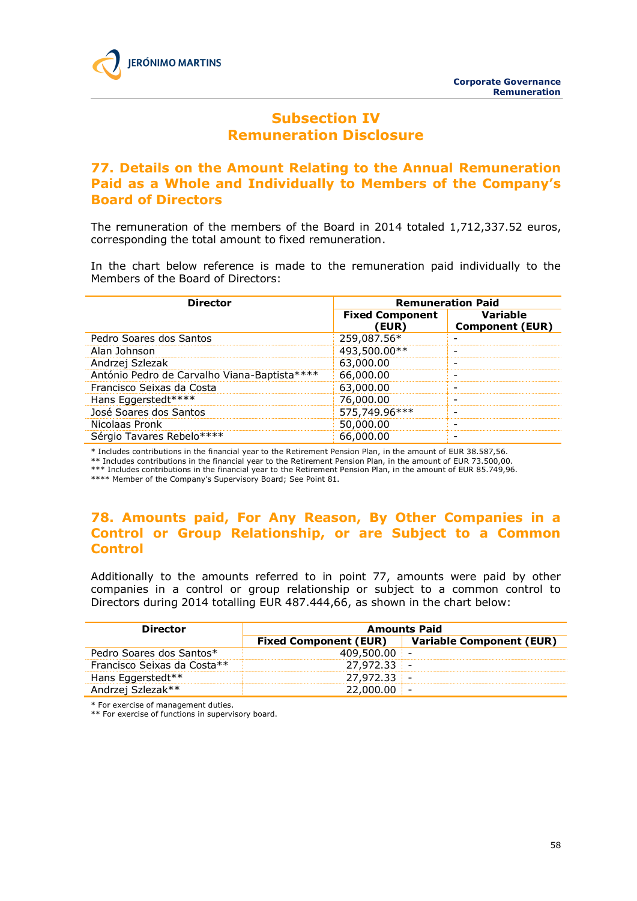# Subsection IV
# Remuneration Disclosure

## 77. Details on the Amount Relating to the Annual Remuneration Paid as a Whole and Individually to Members of the Company's Board of Directors

The remuneration of the members of the Board in 2014 totaled 1,712,337.52 euros, corresponding the total amount to fixed remuneration.

In the chart below reference is made to the remuneration paid individually to the Members of the Board of Directors:

| Director | Remuneration Paid | |
|---|---|---|
| | Fixed Component (EUR) | Variable Component (EUR) |
| Pedro Soares dos Santos | 259,087.56* | - |
| Alan Johnson | 493,500.00** | - |
| Andrzej Szlezak | 63,000.00 | - |
| António Pedro de Carvalho Viana-Baptista**** | 66,000.00 | - |
| Francisco Seixas da Costa | 63,000.00 | - |
| Hans Eggerstedt**** | 76,000.00 | - |
| José Soares dos Santos | 575,749.96*** | - |
| Nicolaas Pronk | 50,000.00 | - |
| Sérgio Tavares Rebelo**** | 66,000.00 | - |

\* Includes contributions in the financial year to the Retirement Pension Plan, in the amount of EUR 38.587,56.
** Includes contributions in the financial year to the Retirement Pension Plan, in the amount of EUR 73.500,00.
*** Includes contributions in the financial year to the Retirement Pension Plan, in the amount of EUR 85.749,96.
**** Member of the Company's Supervisory Board; See Point 81.

## 78. Amounts paid, For Any Reason, By Other Companies in a Control or Group Relationship, or are Subject to a Common Control

Additionally to the amounts referred to in point 77, amounts were paid by other companies in a control or group relationship or subject to a common control to Directors during 2014 totalling EUR 487.444,66, as shown in the chart below:

| Director | Amounts Paid | |
|---|---|---|
| | Fixed Component (EUR) | Variable Component (EUR) |
| Pedro Soares dos Santos* | 409,500.00 | - |
| Francisco Seixas da Costa** | 27,972.33 | - |
| Hans Eggerstedt** | 27,972.33 | - |
| Andrzej Szlezak** | 22,000.00 | - |

\* For exercise of management duties.
** For exercise of functions in supervisory board.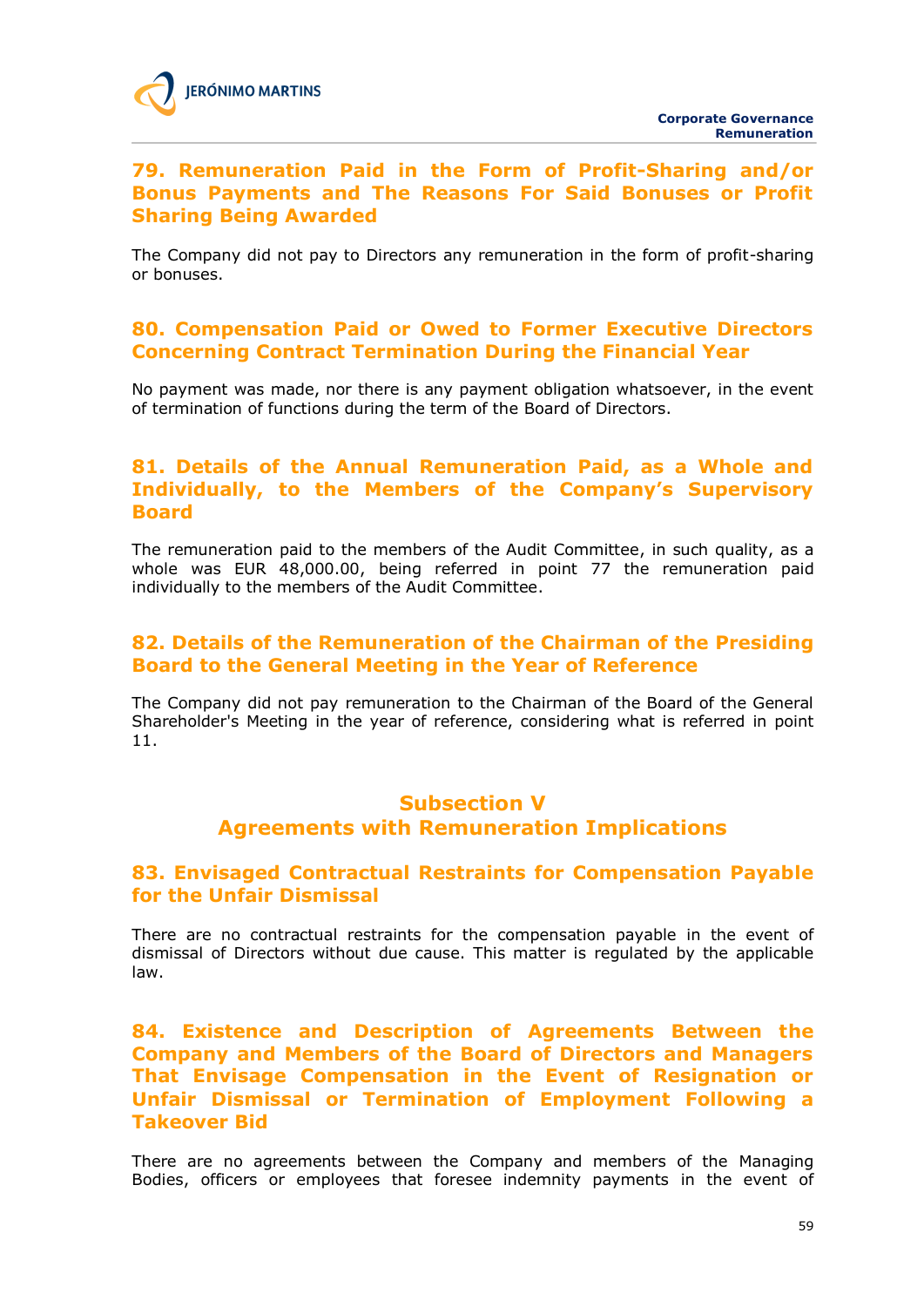## 79. Remuneration Paid in the Form of Profit-Sharing and/or Bonus Payments and The Reasons For Said Bonuses or Profit Sharing Being Awarded

The Company did not pay to Directors any remuneration in the form of profit-sharing or bonuses.

## 80. Compensation Paid or Owed to Former Executive Directors Concerning Contract Termination During the Financial Year

No payment was made, nor there is any payment obligation whatsoever, in the event of termination of functions during the term of the Board of Directors.

## 81. Details of the Annual Remuneration Paid, as a Whole and Individually, to the Members of the Company's Supervisory Board

The remuneration paid to the members of the Audit Committee, in such quality, as a whole was EUR 48,000.00, being referred in point 77 the remuneration paid individually to the members of the Audit Committee.

## 82. Details of the Remuneration of the Chairman of the Presiding Board to the General Meeting in the Year of Reference

The Company did not pay remuneration to the Chairman of the Board of the General Shareholder's Meeting in the year of reference, considering what is referred in point 11.

# Subsection V
# Agreements with Remuneration Implications

## 83. Envisaged Contractual Restraints for Compensation Payable for the Unfair Dismissal

There are no contractual restraints for the compensation payable in the event of dismissal of Directors without due cause. This matter is regulated by the applicable law.

## 84. Existence and Description of Agreements Between the Company and Members of the Board of Directors and Managers That Envisage Compensation in the Event of Resignation or Unfair Dismissal or Termination of Employment Following a Takeover Bid

There are no agreements between the Company and members of the Managing Bodies, officers or employees that foresee indemnity payments in the event of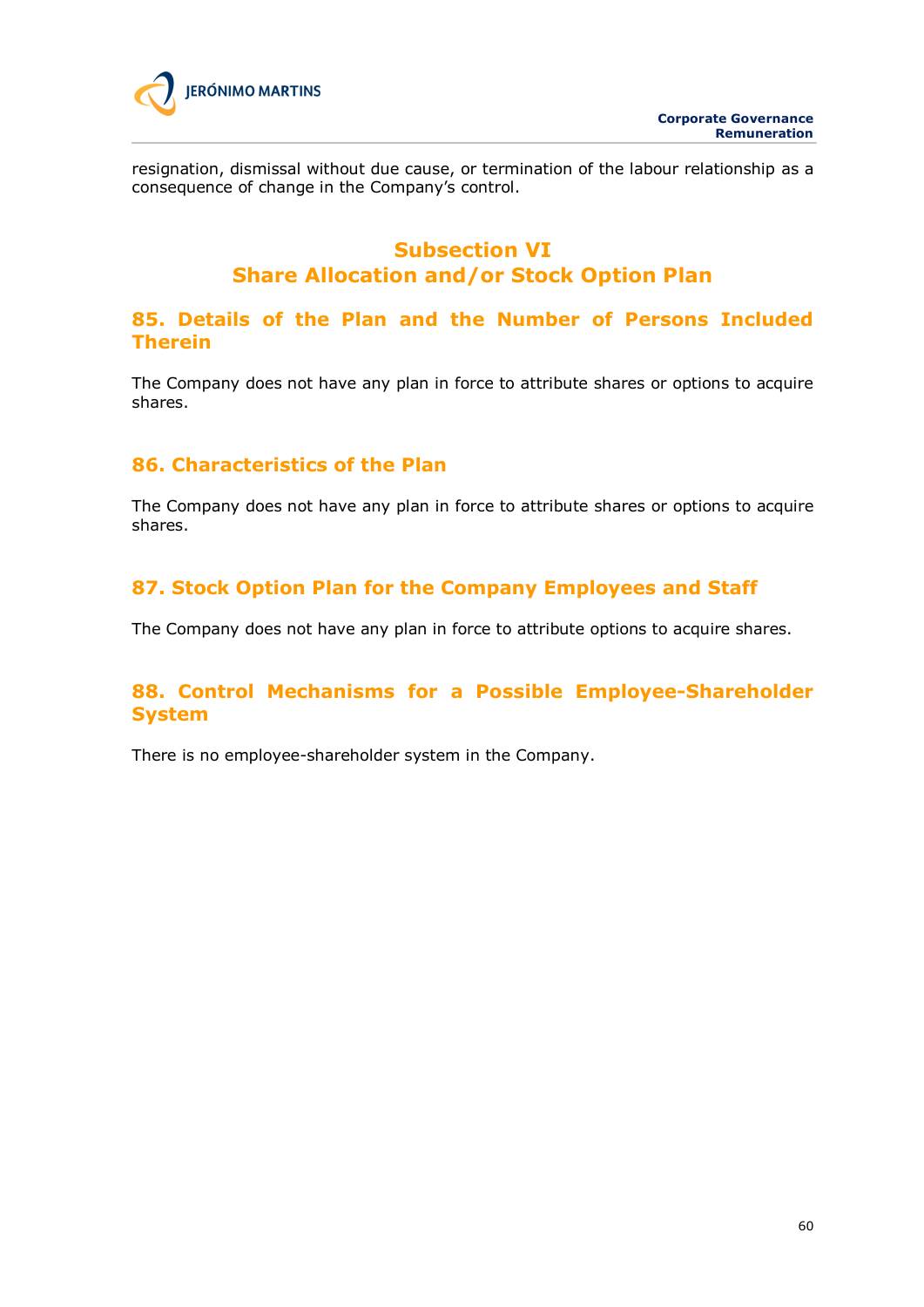resignation, dismissal without due cause, or termination of the labour relationship as a consequence of change in the Company's control.

## Subsection VI
## Share Allocation and/or Stock Option Plan

### 85. Details of the Plan and the Number of Persons Included Therein

The Company does not have any plan in force to attribute shares or options to acquire shares.

### 86. Characteristics of the Plan

The Company does not have any plan in force to attribute shares or options to acquire shares.

### 87. Stock Option Plan for the Company Employees and Staff

The Company does not have any plan in force to attribute options to acquire shares.

### 88. Control Mechanisms for a Possible Employee-Shareholder System

There is no employee-shareholder system in the Company.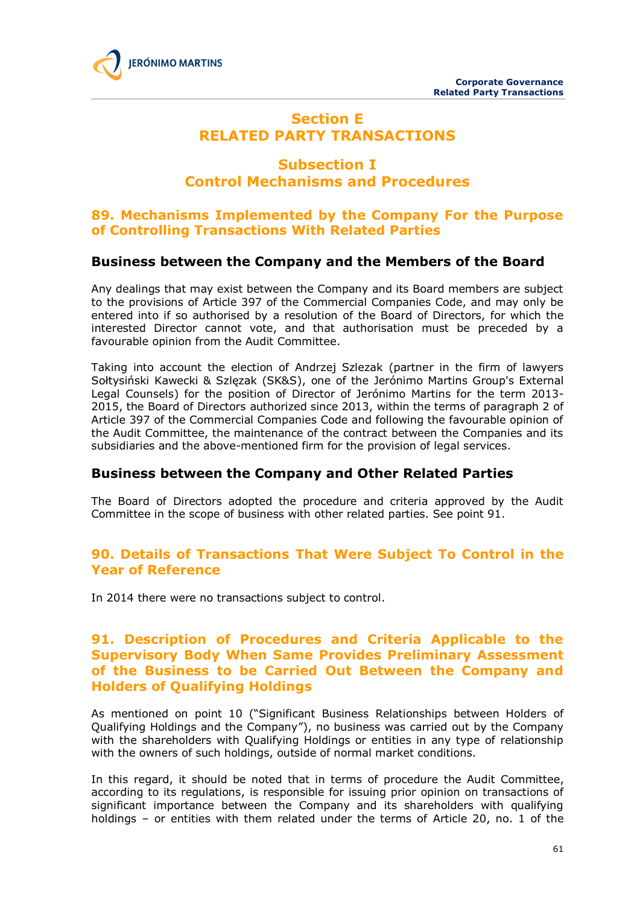# Section E
# RELATED PARTY TRANSACTIONS

## Subsection I
## Control Mechanisms and Procedures

### 89. Mechanisms Implemented by the Company For the Purpose of Controlling Transactions With Related Parties

#### Business between the Company and the Members of the Board

Any dealings that may exist between the Company and its Board members are subject to the provisions of Article 397 of the Commercial Companies Code, and may only be entered into if so authorised by a resolution of the Board of Directors, for which the interested Director cannot vote, and that authorisation must be preceded by a favourable opinion from the Audit Committee.

Taking into account the election of Andrzej Szlezak (partner in the firm of lawyers Sołtysiński Kawecki & Szlęzak (SK&S), one of the Jerónimo Martins Group's External Legal Counsels) for the position of Director of Jerónimo Martins for the term 2013-2015, the Board of Directors authorized since 2013, within the terms of paragraph 2 of Article 397 of the Commercial Companies Code and following the favourable opinion of the Audit Committee, the maintenance of the contract between the Companies and its subsidiaries and the above-mentioned firm for the provision of legal services.

#### Business between the Company and Other Related Parties

The Board of Directors adopted the procedure and criteria approved by the Audit Committee in the scope of business with other related parties. See point 91.

### 90. Details of Transactions That Were Subject To Control in the Year of Reference

In 2014 there were no transactions subject to control.

### 91. Description of Procedures and Criteria Applicable to the Supervisory Body When Same Provides Preliminary Assessment of the Business to be Carried Out Between the Company and Holders of Qualifying Holdings

As mentioned on point 10 ("Significant Business Relationships between Holders of Qualifying Holdings and the Company"), no business was carried out by the Company with the shareholders with Qualifying Holdings or entities in any type of relationship with the owners of such holdings, outside of normal market conditions.

In this regard, it should be noted that in terms of procedure the Audit Committee, according to its regulations, is responsible for issuing prior opinion on transactions of significant importance between the Company and its shareholders with qualifying holdings – or entities with them related under the terms of Article 20, no. 1 of the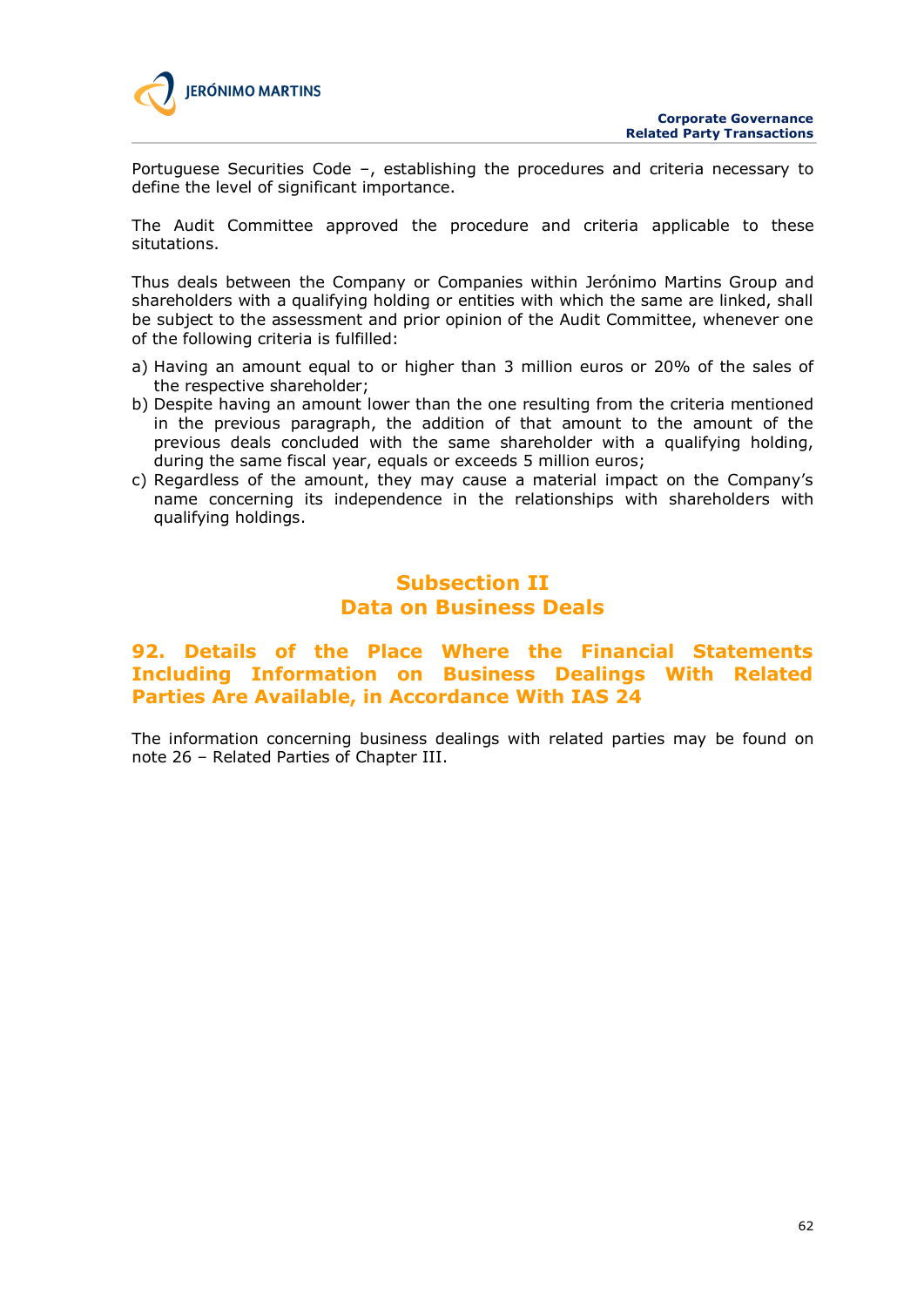Portuguese Securities Code –, establishing the procedures and criteria necessary to define the level of significant importance.

The Audit Committee approved the procedure and criteria applicable to these situtations.

Thus deals between the Company or Companies within Jerónimo Martins Group and shareholders with a qualifying holding or entities with which the same are linked, shall be subject to the assessment and prior opinion of the Audit Committee, whenever one of the following criteria is fulfilled:

a) Having an amount equal to or higher than 3 million euros or 20% of the sales of the respective shareholder;
b) Despite having an amount lower than the one resulting from the criteria mentioned in the previous paragraph, the addition of that amount to the amount of the previous deals concluded with the same shareholder with a qualifying holding, during the same fiscal year, equals or exceeds 5 million euros;
c) Regardless of the amount, they may cause a material impact on the Company's name concerning its independence in the relationships with shareholders with qualifying holdings.

## Subsection II
## Data on Business Deals

### 92. Details of the Place Where the Financial Statements Including Information on Business Dealings With Related Parties Are Available, in Accordance With IAS 24

The information concerning business dealings with related parties may be found on note 26 – Related Parties of Chapter III.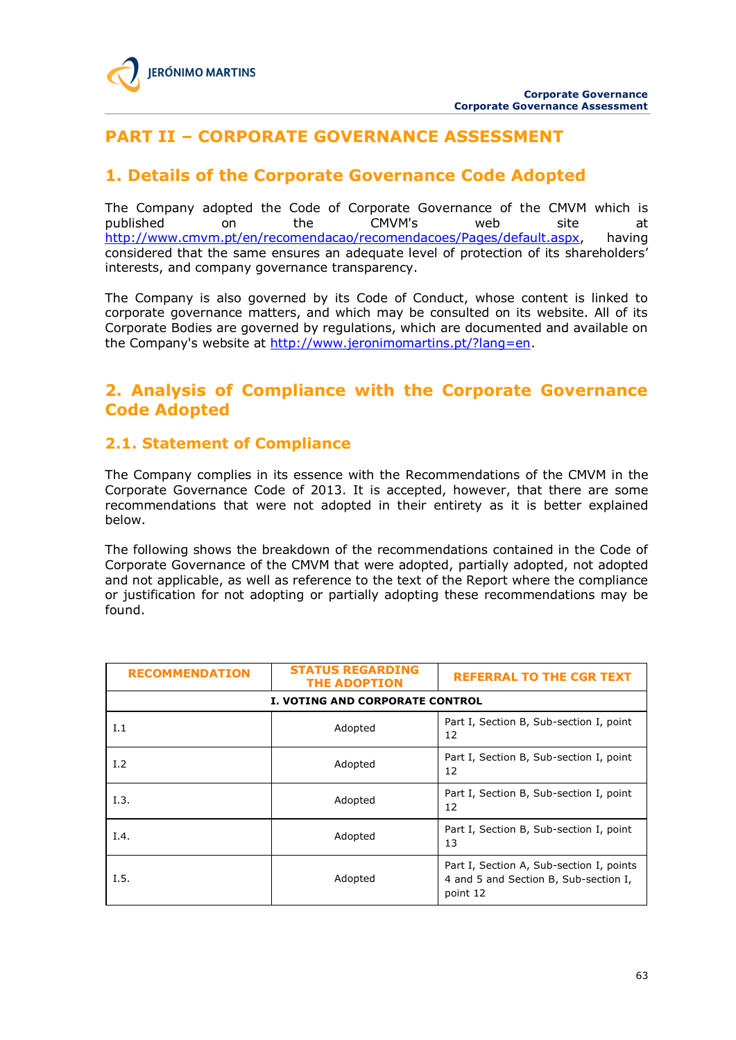# PART II – CORPORATE GOVERNANCE ASSESSMENT

## 1. Details of the Corporate Governance Code Adopted

The Company adopted the Code of Corporate Governance of the CMVM which is published on the CMVM's web site at http://www.cmvm.pt/en/recomendacao/recomendacoes/Pages/default.aspx, having considered that the same ensures an adequate level of protection of its shareholders' interests, and company governance transparency.

The Company is also governed by its Code of Conduct, whose content is linked to corporate governance matters, and which may be consulted on its website. All of its Corporate Bodies are governed by regulations, which are documented and available on the Company's website at http://www.jeronimomartins.pt/?lang=en.

## 2. Analysis of Compliance with the Corporate Governance Code Adopted

### 2.1. Statement of Compliance

The Company complies in its essence with the Recommendations of the CMVM in the Corporate Governance Code of 2013. It is accepted, however, that there are some recommendations that were not adopted in their entirety as it is better explained below.

The following shows the breakdown of the recommendations contained in the Code of Corporate Governance of the CMVM that were adopted, partially adopted, not adopted and not applicable, as well as reference to the text of the Report where the compliance or justification for not adopting or partially adopting these recommendations may be found.

| RECOMMENDATION | STATUS REGARDING THE ADOPTION | REFERRAL TO THE CGR TEXT |
|---|---|---|
| **I. VOTING AND CORPORATE CONTROL** | | |
| I.1 | Adopted | Part I, Section B, Sub-section I, point 12 |
| I.2 | Adopted | Part I, Section B, Sub-section I, point 12 |
| I.3. | Adopted | Part I, Section B, Sub-section I, point 12 |
| I.4. | Adopted | Part I, Section B, Sub-section I, point 13 |
| I.5. | Adopted | Part I, Section A, Sub-section I, points 4 and 5 and Section B, Sub-section I, point 12 |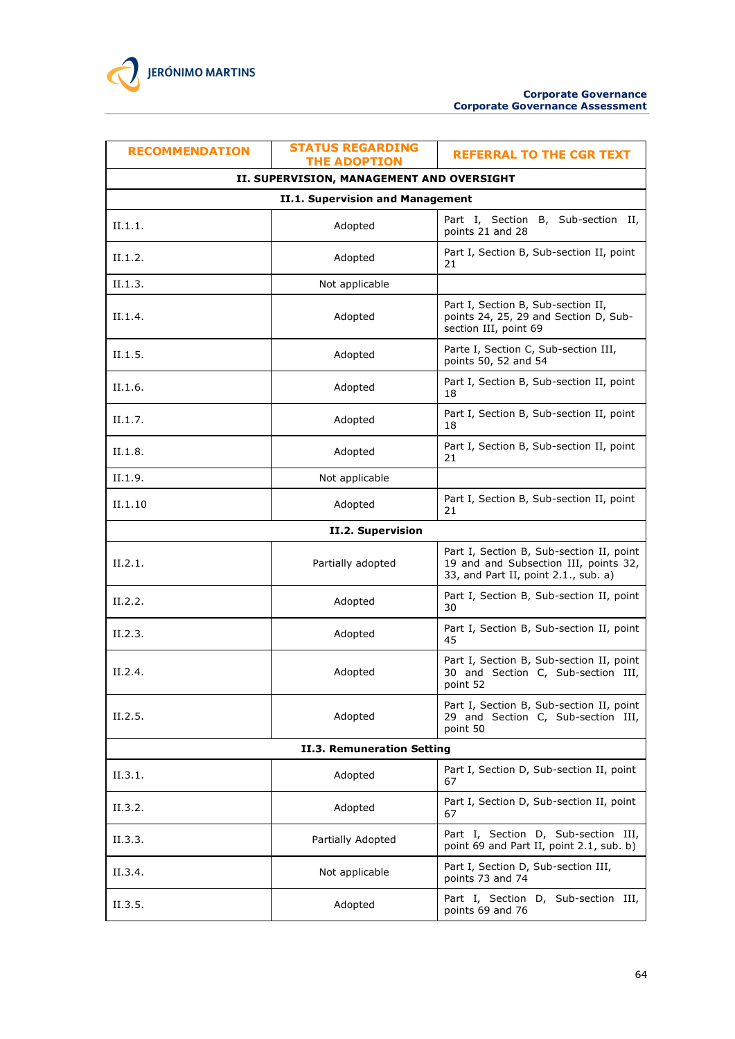| RECOMMENDATION | STATUS REGARDING THE ADOPTION | REFERRAL TO THE CGR TEXT |
|---|---|---|
| **II. SUPERVISION, MANAGEMENT AND OVERSIGHT** | | |
| **II.1. Supervision and Management** | | |
| II.1.1. | Adopted | Part I, Section B, Sub-section II, points 21 and 28 |
| II.1.2. | Adopted | Part I, Section B, Sub-section II, point 21 |
| II.1.3. | Not applicable | |
| II.1.4. | Adopted | Part I, Section B, Sub-section II, points 24, 25, 29 and Section D, Sub-section III, point 69 |
| II.1.5. | Adopted | Parte I, Section C, Sub-section III, points 50, 52 and 54 |
| II.1.6. | Adopted | Part I, Section B, Sub-section II, point 18 |
| II.1.7. | Adopted | Part I, Section B, Sub-section II, point 18 |
| II.1.8. | Adopted | Part I, Section B, Sub-section II, point 21 |
| II.1.9. | Not applicable | |
| II.1.10 | Adopted | Part I, Section B, Sub-section II, point 21 |
| **II.2. Supervision** | | |
| II.2.1. | Partially adopted | Part I, Section B, Sub-section II, point 19 and and Subsection III, points 32, 33, and Part II, point 2.1., sub. a) |
| II.2.2. | Adopted | Part I, Section B, Sub-section II, point 30 |
| II.2.3. | Adopted | Part I, Section B, Sub-section II, point 45 |
| II.2.4. | Adopted | Part I, Section B, Sub-section II, point 30 and Section C, Sub-section III, point 52 |
| II.2.5. | Adopted | Part I, Section B, Sub-section II, point 29 and Section C, Sub-section III, point 50 |
| **II.3. Remuneration Setting** | | |
| II.3.1. | Adopted | Part I, Section D, Sub-section II, point 67 |
| II.3.2. | Adopted | Part I, Section D, Sub-section II, point 67 |
| II.3.3. | Partially Adopted | Part I, Section D, Sub-section III, point 69 and Part II, point 2.1, sub. b) |
| II.3.4. | Not applicable | Part I, Section D, Sub-section III, points 73 and 74 |
| II.3.5. | Adopted | Part I, Section D, Sub-section III, points 69 and 76 |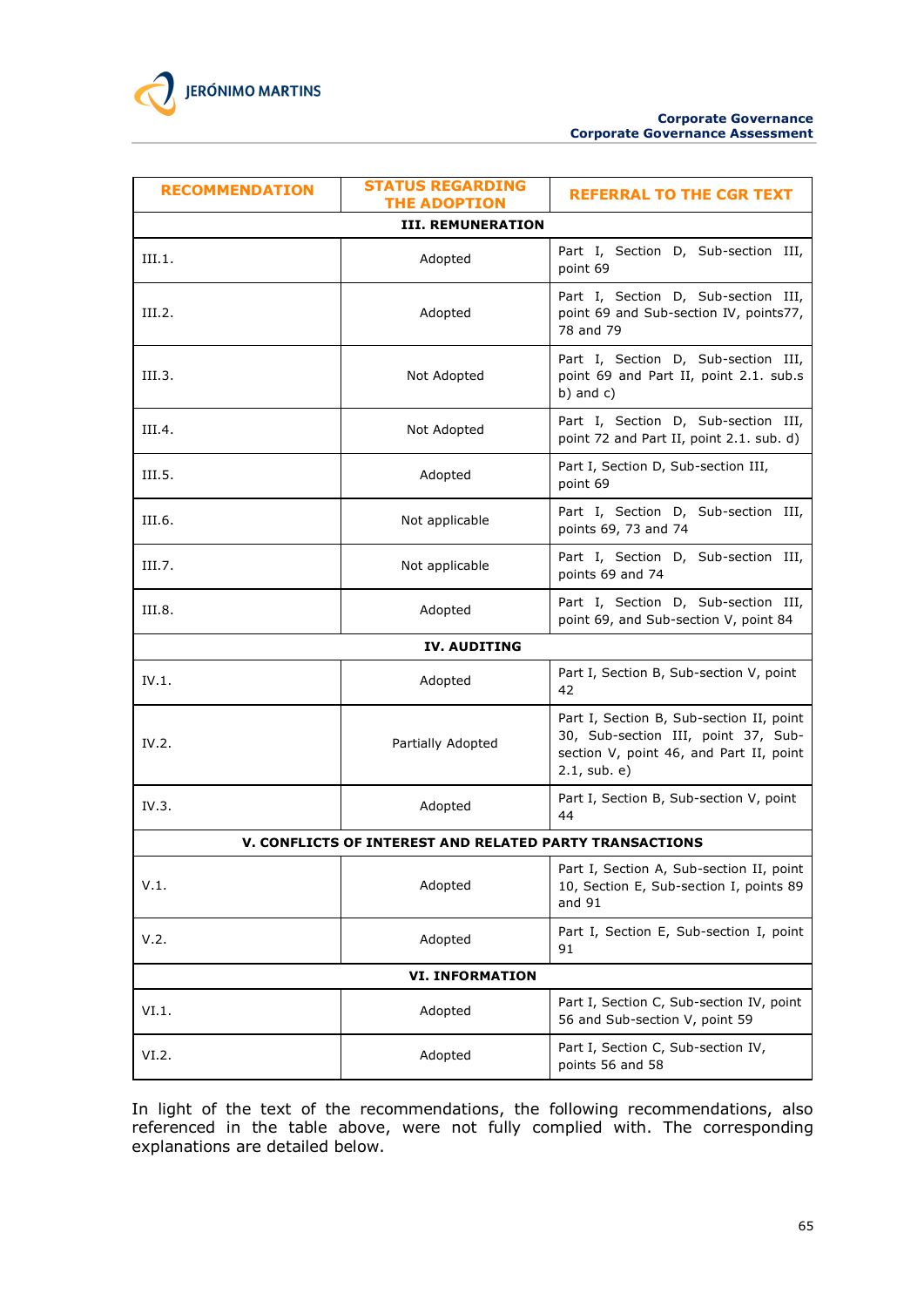| RECOMMENDATION | STATUS REGARDING THE ADOPTION | REFERRAL TO THE CGR TEXT |
|---|---|---|
| **III. REMUNERATION** | | |
| III.1. | Adopted | Part I, Section D, Sub-section III, point 69 |
| III.2. | Adopted | Part I, Section D, Sub-section III, point 69 and Sub-section IV, points77, 78 and 79 |
| III.3. | Not Adopted | Part I, Section D, Sub-section III, point 69 and Part II, point 2.1. sub.s b) and c) |
| III.4. | Not Adopted | Part I, Section D, Sub-section III, point 72 and Part II, point 2.1. sub. d) |
| III.5. | Adopted | Part I, Section D, Sub-section III, point 69 |
| III.6. | Not applicable | Part I, Section D, Sub-section III, points 69, 73 and 74 |
| III.7. | Not applicable | Part I, Section D, Sub-section III, points 69 and 74 |
| III.8. | Adopted | Part I, Section D, Sub-section III, point 69, and Sub-section V, point 84 |
| **IV. AUDITING** | | |
| IV.1. | Adopted | Part I, Section B, Sub-section V, point 42 |
| IV.2. | Partially Adopted | Part I, Section B, Sub-section II, point 30, Sub-section III, point 37, Sub-section V, point 46, and Part II, point 2.1, sub. e) |
| IV.3. | Adopted | Part I, Section B, Sub-section V, point 44 |
| **V. CONFLICTS OF INTEREST AND RELATED PARTY TRANSACTIONS** | | |
| V.1. | Adopted | Part I, Section A, Sub-section II, point 10, Section E, Sub-section I, points 89 and 91 |
| V.2. | Adopted | Part I, Section E, Sub-section I, point 91 |
| **VI. INFORMATION** | | |
| VI.1. | Adopted | Part I, Section C, Sub-section IV, point 56 and Sub-section V, point 59 |
| VI.2. | Adopted | Part I, Section C, Sub-section IV, points 56 and 58 |

In light of the text of the recommendations, the following recommendations, also referenced in the table above, were not fully complied with. The corresponding explanations are detailed below.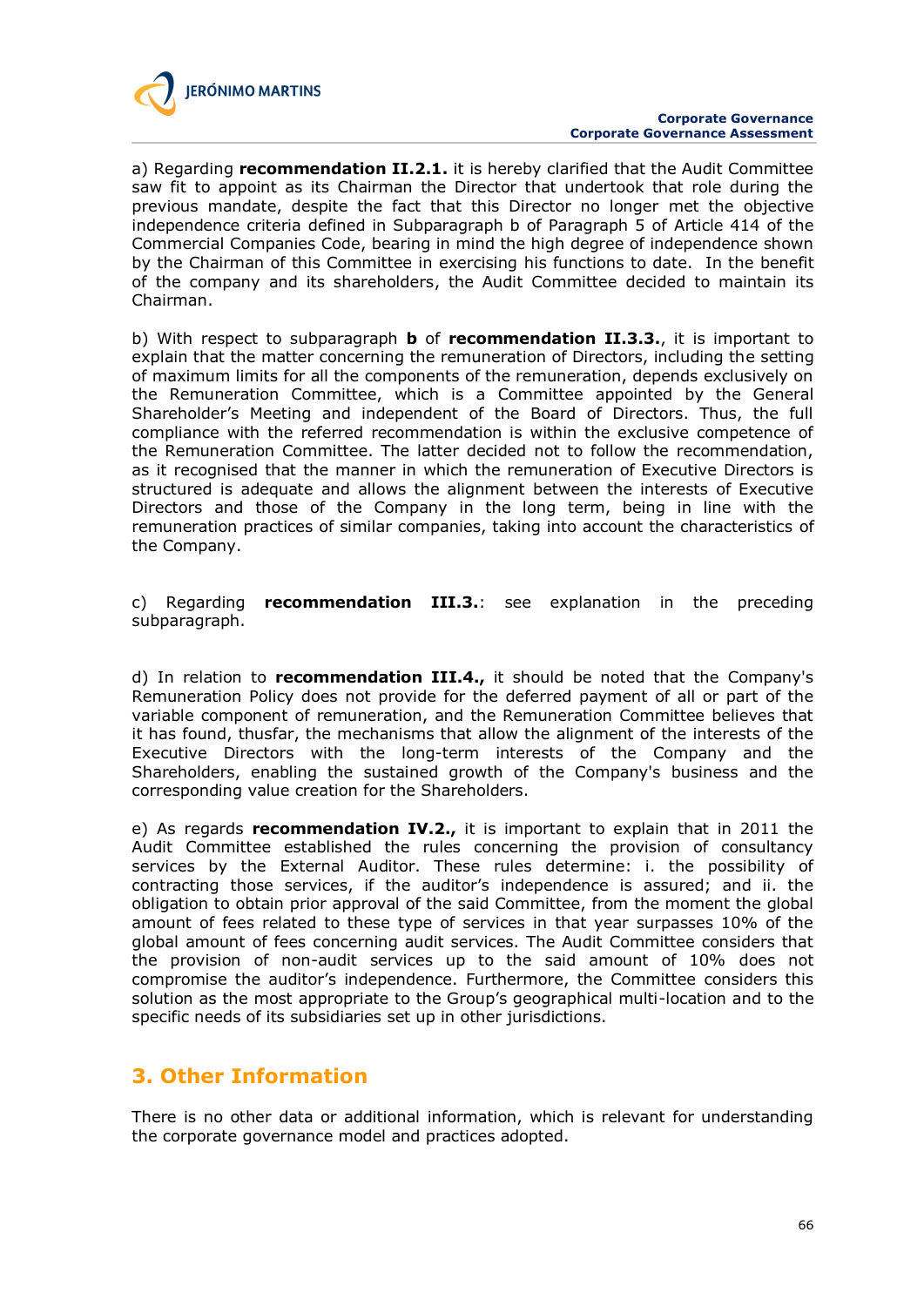a) Regarding **recommendation II.2.1.** it is hereby clarified that the Audit Committee saw fit to appoint as its Chairman the Director that undertook that role during the previous mandate, despite the fact that this Director no longer met the objective independence criteria defined in Subparagraph b of Paragraph 5 of Article 414 of the Commercial Companies Code, bearing in mind the high degree of independence shown by the Chairman of this Committee in exercising his functions to date. In the benefit of the company and its shareholders, the Audit Committee decided to maintain its Chairman.

b) With respect to subparagraph **b** of **recommendation II.3.3.**, it is important to explain that the matter concerning the remuneration of Directors, including the setting of maximum limits for all the components of the remuneration, depends exclusively on the Remuneration Committee, which is a Committee appointed by the General Shareholder's Meeting and independent of the Board of Directors. Thus, the full compliance with the referred recommendation is within the exclusive competence of the Remuneration Committee. The latter decided not to follow the recommendation, as it recognised that the manner in which the remuneration of Executive Directors is structured is adequate and allows the alignment between the interests of Executive Directors and those of the Company in the long term, being in line with the remuneration practices of similar companies, taking into account the characteristics of the Company.

c) Regarding **recommendation III.3.**: see explanation in the preceding subparagraph.

d) In relation to **recommendation III.4.,** it should be noted that the Company's Remuneration Policy does not provide for the deferred payment of all or part of the variable component of remuneration, and the Remuneration Committee believes that it has found, thusfar, the mechanisms that allow the alignment of the interests of the Executive Directors with the long-term interests of the Company and the Shareholders, enabling the sustained growth of the Company's business and the corresponding value creation for the Shareholders.

e) As regards **recommendation IV.2.,** it is important to explain that in 2011 the Audit Committee established the rules concerning the provision of consultancy services by the External Auditor. These rules determine: i. the possibility of contracting those services, if the auditor's independence is assured; and ii. the obligation to obtain prior approval of the said Committee, from the moment the global amount of fees related to these type of services in that year surpasses 10% of the global amount of fees concerning audit services. The Audit Committee considers that the provision of non-audit services up to the said amount of 10% does not compromise the auditor's independence. Furthermore, the Committee considers this solution as the most appropriate to the Group's geographical multi-location and to the specific needs of its subsidiaries set up in other jurisdictions.

## 3. Other Information

There is no other data or additional information, which is relevant for understanding the corporate governance model and practices adopted.